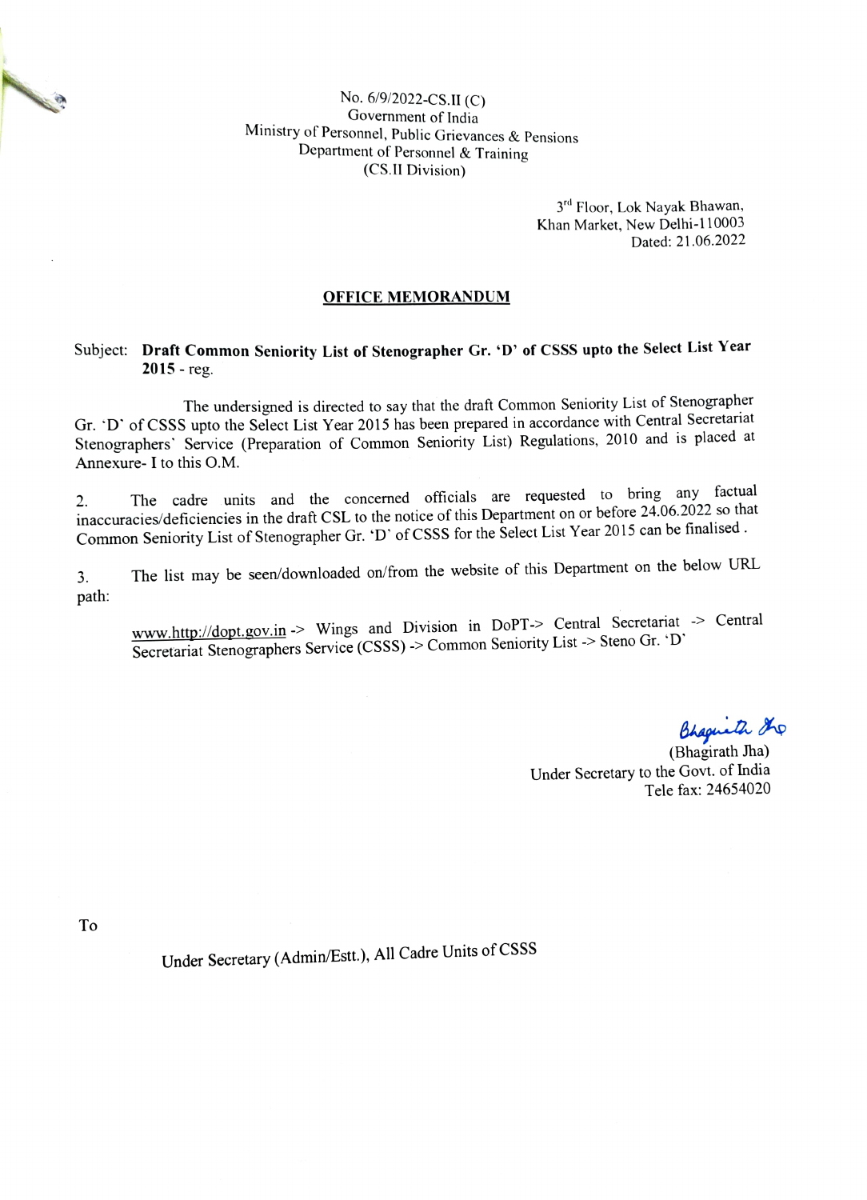No. 6/9/2022-CS.II (C)
Government of India
Ministry of Personnel, Public Grievances & Pensions
Department of Personnel & Training
(CS.II Division)

3rd Floor, Lok Nayak Bhawan,
Khan Market, New Delhi-110003
Dated: 21.06.2022

## OFFICE MEMORANDUM

Subject: **Draft Common Seniority List of Stenographer Gr. 'D' of CSSS upto the Select List Year 2015** - reg.

The undersigned is directed to say that the draft Common Seniority List of Stenographer Gr. 'D' of CSSS upto the Select List Year 2015 has been prepared in accordance with Central Secretariat Stenographers' Service (Preparation of Common Seniority List) Regulations, 2010 and is placed at Annexure- I to this O.M.

2. The cadre units and the concerned officials are requested to bring any factual inaccuracies/deficiencies in the draft CSL to the notice of this Department on or before 24.06.2022 so that Common Seniority List of Stenographer Gr. 'D' of CSSS for the Select List Year 2015 can be finalised .

3. The list may be seen/downloaded on/from the website of this Department on the below URL path:

www.http://dopt.gov.in -> Wings and Division in DoPT-> Central Secretariat -> Central Secretariat Stenographers Service (CSSS) -> Common Seniority List -> Steno Gr. 'D'

(Bhagirath Jha)
Under Secretary to the Govt. of India
Tele fax: 24654020

To

Under Secretary (Admin/Estt.), All Cadre Units of CSSS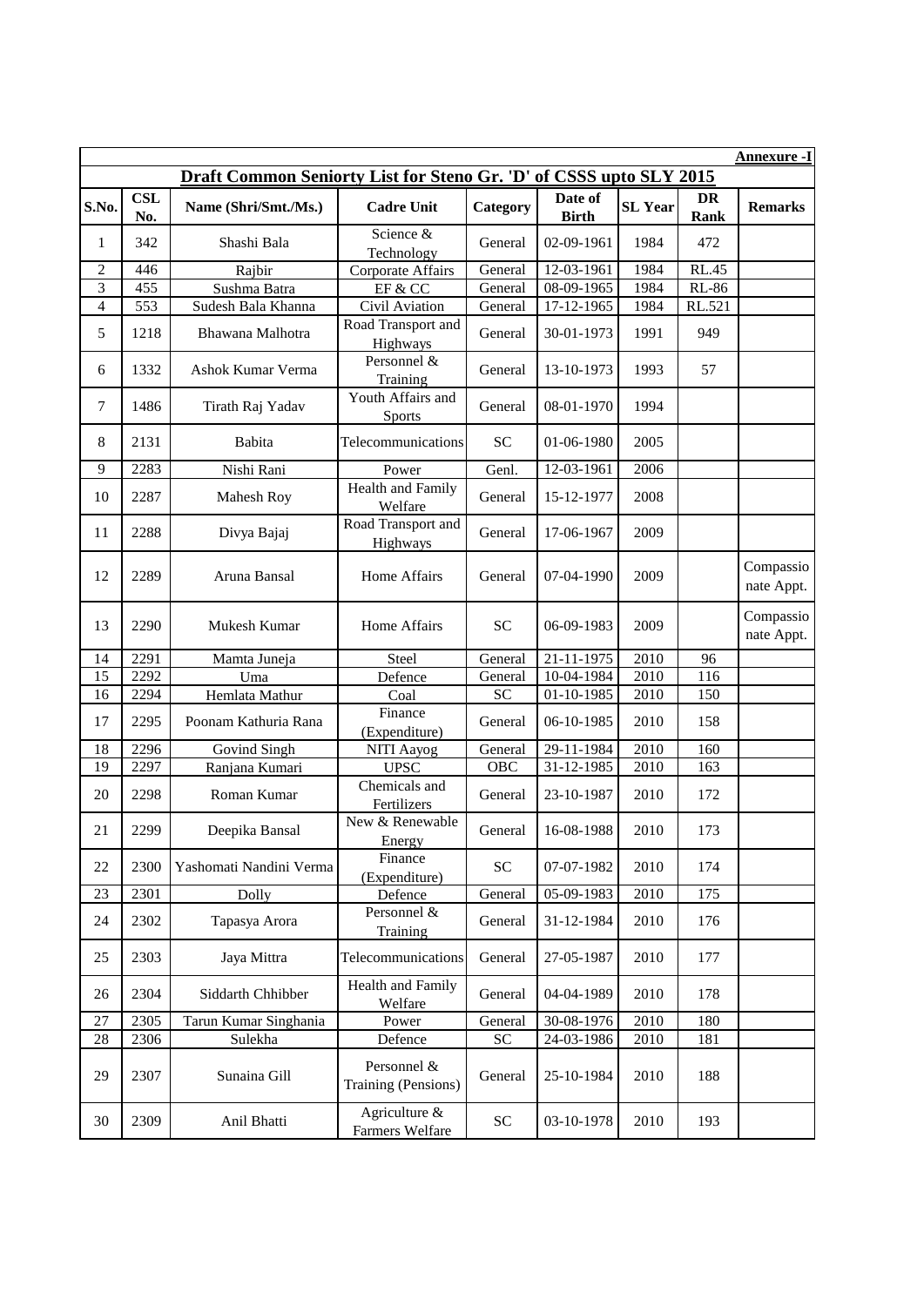**Annexure -I**

## Draft Common Seniorty List for Steno Gr. 'D' of CSSS upto SLY 2015

| S.No. | CSL No. | Name (Shri/Smt./Ms.) | Cadre Unit | Category | Date of Birth | SL Year | DR Rank | Remarks |
|---|---|---|---|---|---|---|---|---|
| 1 | 342 | Shashi Bala | Science & Technology | General | 02-09-1961 | 1984 | 472 | |
| 2 | 446 | Rajbir | Corporate Affairs | General | 12-03-1961 | 1984 | RL.45 | |
| 3 | 455 | Sushma Batra | EF & CC | General | 08-09-1965 | 1984 | RL-86 | |
| 4 | 553 | Sudesh Bala Khanna | Civil Aviation | General | 17-12-1965 | 1984 | RL.521 | |
| 5 | 1218 | Bhawana Malhotra | Road Transport and Highways | General | 30-01-1973 | 1991 | 949 | |
| 6 | 1332 | Ashok Kumar Verma | Personnel & Training | General | 13-10-1973 | 1993 | 57 | |
| 7 | 1486 | Tirath Raj Yadav | Youth Affairs and Sports | General | 08-01-1970 | 1994 | | |
| 8 | 2131 | Babita | Telecommunications | SC | 01-06-1980 | 2005 | | |
| 9 | 2283 | Nishi Rani | Power | Genl. | 12-03-1961 | 2006 | | |
| 10 | 2287 | Mahesh Roy | Health and Family Welfare | General | 15-12-1977 | 2008 | | |
| 11 | 2288 | Divya Bajaj | Road Transport and Highways | General | 17-06-1967 | 2009 | | |
| 12 | 2289 | Aruna Bansal | Home Affairs | General | 07-04-1990 | 2009 | | Compassionate Appt. |
| 13 | 2290 | Mukesh Kumar | Home Affairs | SC | 06-09-1983 | 2009 | | Compassionate Appt. |
| 14 | 2291 | Mamta Juneja | Steel | General | 21-11-1975 | 2010 | 96 | |
| 15 | 2292 | Uma | Defence | General | 10-04-1984 | 2010 | 116 | |
| 16 | 2294 | Hemlata Mathur | Coal | SC | 01-10-1985 | 2010 | 150 | |
| 17 | 2295 | Poonam Kathuria Rana | Finance (Expenditure) | General | 06-10-1985 | 2010 | 158 | |
| 18 | 2296 | Govind Singh | NITI Aayog | General | 29-11-1984 | 2010 | 160 | |
| 19 | 2297 | Ranjana Kumari | UPSC | OBC | 31-12-1985 | 2010 | 163 | |
| 20 | 2298 | Roman Kumar | Chemicals and Fertilizers | General | 23-10-1987 | 2010 | 172 | |
| 21 | 2299 | Deepika Bansal | New & Renewable Energy | General | 16-08-1988 | 2010 | 173 | |
| 22 | 2300 | Yashomati Nandini Verma | Finance (Expenditure) | SC | 07-07-1982 | 2010 | 174 | |
| 23 | 2301 | Dolly | Defence | General | 05-09-1983 | 2010 | 175 | |
| 24 | 2302 | Tapasya Arora | Personnel & Training | General | 31-12-1984 | 2010 | 176 | |
| 25 | 2303 | Jaya Mittra | Telecommunications | General | 27-05-1987 | 2010 | 177 | |
| 26 | 2304 | Siddarth Chhibber | Health and Family Welfare | General | 04-04-1989 | 2010 | 178 | |
| 27 | 2305 | Tarun Kumar Singhania | Power | General | 30-08-1976 | 2010 | 180 | |
| 28 | 2306 | Sulekha | Defence | SC | 24-03-1986 | 2010 | 181 | |
| 29 | 2307 | Sunaina Gill | Personnel & Training (Pensions) | General | 25-10-1984 | 2010 | 188 | |
| 30 | 2309 | Anil Bhatti | Agriculture & Farmers Welfare | SC | 03-10-1978 | 2010 | 193 | |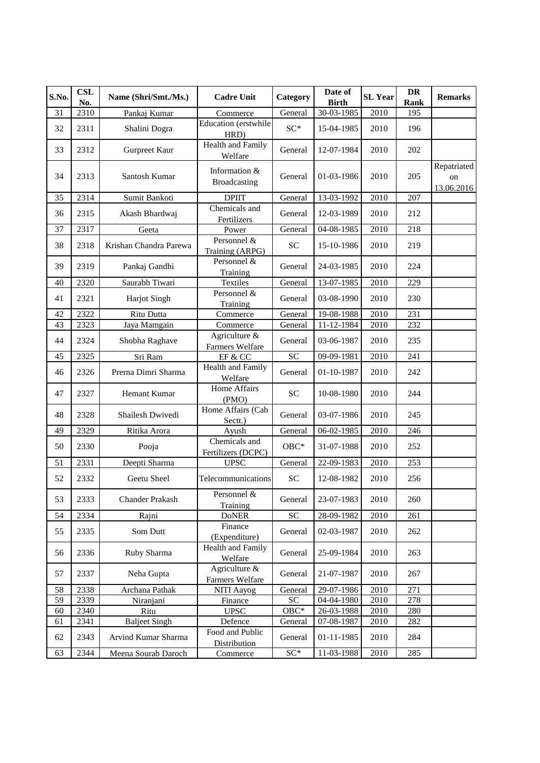| S.No. | CSL No. | Name (Shri/Smt./Ms.) | Cadre Unit | Category | Date of Birth | SL Year | DR Rank | Remarks |
|---|---|---|---|---|---|---|---|---|
| 31 | 2310 | Pankaj Kumar | Commerce | General | 30-03-1985 | 2010 | 195 | |
| 32 | 2311 | Shalini Dogra | Education (erstwhile HRD) | SC* | 15-04-1985 | 2010 | 196 | |
| 33 | 2312 | Gurpreet Kaur | Health and Family Welfare | General | 12-07-1984 | 2010 | 202 | |
| 34 | 2313 | Santosh Kumar | Information & Broadcasting | General | 01-03-1986 | 2010 | 205 | Repatriated on 13.06.2016 |
| 35 | 2314 | Sumit Bankoti | DPIIT | General | 13-03-1992 | 2010 | 207 | |
| 36 | 2315 | Akash Bhardwaj | Chemicals and Fertilizers | General | 12-03-1989 | 2010 | 212 | |
| 37 | 2317 | Geeta | Power | General | 04-08-1985 | 2010 | 218 | |
| 38 | 2318 | Krishan Chandra Parewa | Personnel & Training (ARPG) | SC | 15-10-1986 | 2010 | 219 | |
| 39 | 2319 | Pankaj Gandhi | Personnel & Training | General | 24-03-1985 | 2010 | 224 | |
| 40 | 2320 | Saurabh Tiwari | Textiles | General | 13-07-1985 | 2010 | 229 | |
| 41 | 2321 | Harjot Singh | Personnel & Training | General | 03-08-1990 | 2010 | 230 | |
| 42 | 2322 | Ritu Dutta | Commerce | General | 19-08-1988 | 2010 | 231 | |
| 43 | 2323 | Jaya Mamgain | Commerce | General | 11-12-1984 | 2010 | 232 | |
| 44 | 2324 | Shobha Raghave | Agriculture & Farmers Welfare | General | 03-06-1987 | 2010 | 235 | |
| 45 | 2325 | Sri Ram | EF & CC | SC | 09-09-1981 | 2010 | 241 | |
| 46 | 2326 | Prerna Dimri Sharma | Health and Family Welfare | General | 01-10-1987 | 2010 | 242 | |
| 47 | 2327 | Hemant Kumar | Home Affairs (PMO) | SC | 10-08-1980 | 2010 | 244 | |
| 48 | 2328 | Shailesh Dwivedi | Home Affairs (Cab Sectt.) | General | 03-07-1986 | 2010 | 245 | |
| 49 | 2329 | Ritika Arora | Ayush | General | 06-02-1985 | 2010 | 246 | |
| 50 | 2330 | Pooja | Chemicals and Fertilizers (DCPC) | OBC* | 31-07-1988 | 2010 | 252 | |
| 51 | 2331 | Deepti Sharma | UPSC | General | 22-09-1983 | 2010 | 253 | |
| 52 | 2332 | Geetu Sheel | Telecommunications | SC | 12-08-1982 | 2010 | 256 | |
| 53 | 2333 | Chander Prakash | Personnel & Training | General | 23-07-1983 | 2010 | 260 | |
| 54 | 2334 | Rajni | DoNER | SC | 28-09-1982 | 2010 | 261 | |
| 55 | 2335 | Som Dutt | Finance (Expenditure) | General | 02-03-1987 | 2010 | 262 | |
| 56 | 2336 | Ruby Sharma | Health and Family Welfare | General | 25-09-1984 | 2010 | 263 | |
| 57 | 2337 | Neha Gupta | Agriculture & Farmers Welfare | General | 21-07-1987 | 2010 | 267 | |
| 58 | 2338 | Archana Pathak | NITI Aayog | General | 29-07-1986 | 2010 | 271 | |
| 59 | 2339 | Niranjani | Finance | SC | 04-04-1980 | 2010 | 278 | |
| 60 | 2340 | Ritu | UPSC | OBC* | 26-03-1988 | 2010 | 280 | |
| 61 | 2341 | Baljeet Singh | Defence | General | 07-08-1987 | 2010 | 282 | |
| 62 | 2343 | Arvind Kumar Sharma | Food and Public Distribution | General | 01-11-1985 | 2010 | 284 | |
| 63 | 2344 | Meena Sourab Daroch | Commerce | SC* | 11-03-1988 | 2010 | 285 | |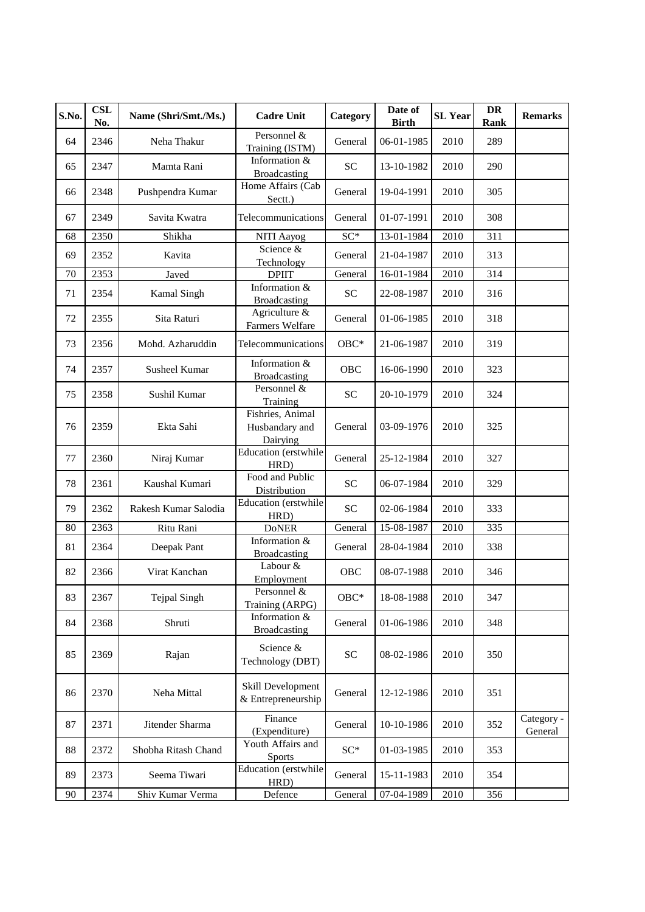| S.No. | CSL No. | Name (Shri/Smt./Ms.) | Cadre Unit | Category | Date of Birth | SL Year | DR Rank | Remarks |
|---|---|---|---|---|---|---|---|---|
| 64 | 2346 | Neha Thakur | Personnel & Training (ISTM) | General | 06-01-1985 | 2010 | 289 | |
| 65 | 2347 | Mamta Rani | Information & Broadcasting | SC | 13-10-1982 | 2010 | 290 | |
| 66 | 2348 | Pushpendra Kumar | Home Affairs (Cab Sectt.) | General | 19-04-1991 | 2010 | 305 | |
| 67 | 2349 | Savita Kwatra | Telecommunications | General | 01-07-1991 | 2010 | 308 | |
| 68 | 2350 | Shikha | NITI Aayog | SC* | 13-01-1984 | 2010 | 311 | |
| 69 | 2352 | Kavita | Science & Technology | General | 21-04-1987 | 2010 | 313 | |
| 70 | 2353 | Javed | DPIIT | General | 16-01-1984 | 2010 | 314 | |
| 71 | 2354 | Kamal Singh | Information & Broadcasting | SC | 22-08-1987 | 2010 | 316 | |
| 72 | 2355 | Sita Raturi | Agriculture & Farmers Welfare | General | 01-06-1985 | 2010 | 318 | |
| 73 | 2356 | Mohd. Azharuddin | Telecommunications | OBC* | 21-06-1987 | 2010 | 319 | |
| 74 | 2357 | Susheel Kumar | Information & Broadcasting | OBC | 16-06-1990 | 2010 | 323 | |
| 75 | 2358 | Sushil Kumar | Personnel & Training | SC | 20-10-1979 | 2010 | 324 | |
| 76 | 2359 | Ekta Sahi | Fishries, Animal Husbandary and Dairying | General | 03-09-1976 | 2010 | 325 | |
| 77 | 2360 | Niraj Kumar | Education (erstwhile HRD) | General | 25-12-1984 | 2010 | 327 | |
| 78 | 2361 | Kaushal Kumari | Food and Public Distribution | SC | 06-07-1984 | 2010 | 329 | |
| 79 | 2362 | Rakesh Kumar Salodia | Education (erstwhile HRD) | SC | 02-06-1984 | 2010 | 333 | |
| 80 | 2363 | Ritu Rani | DoNER | General | 15-08-1987 | 2010 | 335 | |
| 81 | 2364 | Deepak Pant | Information & Broadcasting | General | 28-04-1984 | 2010 | 338 | |
| 82 | 2366 | Virat Kanchan | Labour & Employment | OBC | 08-07-1988 | 2010 | 346 | |
| 83 | 2367 | Tejpal Singh | Personnel & Training (ARPG) | OBC* | 18-08-1988 | 2010 | 347 | |
| 84 | 2368 | Shruti | Information & Broadcasting | General | 01-06-1986 | 2010 | 348 | |
| 85 | 2369 | Rajan | Science & Technology (DBT) | SC | 08-02-1986 | 2010 | 350 | |
| 86 | 2370 | Neha Mittal | Skill Development & Entrepreneurship | General | 12-12-1986 | 2010 | 351 | |
| 87 | 2371 | Jitender Sharma | Finance (Expenditure) | General | 10-10-1986 | 2010 | 352 | Category - General |
| 88 | 2372 | Shobha Ritash Chand | Youth Affairs and Sports | SC* | 01-03-1985 | 2010 | 353 | |
| 89 | 2373 | Seema Tiwari | Education (erstwhile HRD) | General | 15-11-1983 | 2010 | 354 | |
| 90 | 2374 | Shiv Kumar Verma | Defence | General | 07-04-1989 | 2010 | 356 | |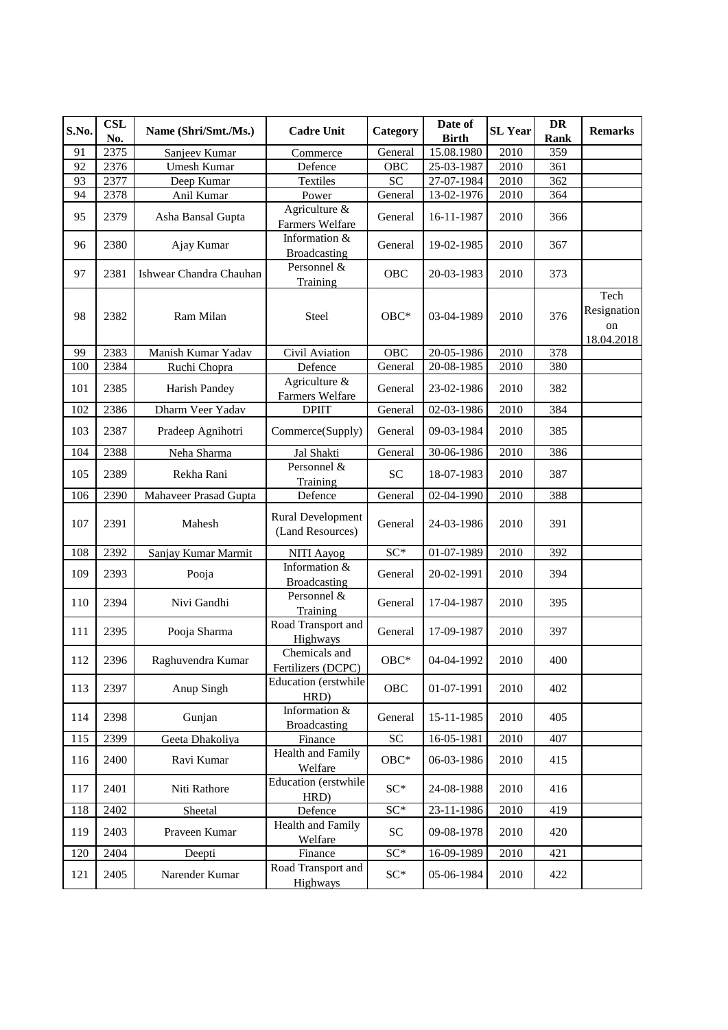| S.No. | CSL No. | Name (Shri/Smt./Ms.) | Cadre Unit | Category | Date of Birth | SL Year | DR Rank | Remarks |
|---|---|---|---|---|---|---|---|---|
| 91 | 2375 | Sanjeev Kumar | Commerce | General | 15.08.1980 | 2010 | 359 | |
| 92 | 2376 | Umesh Kumar | Defence | OBC | 25-03-1987 | 2010 | 361 | |
| 93 | 2377 | Deep Kumar | Textiles | SC | 27-07-1984 | 2010 | 362 | |
| 94 | 2378 | Anil Kumar | Power | General | 13-02-1976 | 2010 | 364 | |
| 95 | 2379 | Asha Bansal Gupta | Agriculture & Farmers Welfare | General | 16-11-1987 | 2010 | 366 | |
| 96 | 2380 | Ajay Kumar | Information & Broadcasting | General | 19-02-1985 | 2010 | 367 | |
| 97 | 2381 | Ishwear Chandra Chauhan | Personnel & Training | OBC | 20-03-1983 | 2010 | 373 | |
| 98 | 2382 | Ram Milan | Steel | OBC* | 03-04-1989 | 2010 | 376 | Tech Resignation on 18.04.2018 |
| 99 | 2383 | Manish Kumar Yadav | Civil Aviation | OBC | 20-05-1986 | 2010 | 378 | |
| 100 | 2384 | Ruchi Chopra | Defence | General | 20-08-1985 | 2010 | 380 | |
| 101 | 2385 | Harish Pandey | Agriculture & Farmers Welfare | General | 23-02-1986 | 2010 | 382 | |
| 102 | 2386 | Dharm Veer Yadav | DPIIT | General | 02-03-1986 | 2010 | 384 | |
| 103 | 2387 | Pradeep Agnihotri | Commerce(Supply) | General | 09-03-1984 | 2010 | 385 | |
| 104 | 2388 | Neha Sharma | Jal Shakti | General | 30-06-1986 | 2010 | 386 | |
| 105 | 2389 | Rekha Rani | Personnel & Training | SC | 18-07-1983 | 2010 | 387 | |
| 106 | 2390 | Mahaveer Prasad Gupta | Defence | General | 02-04-1990 | 2010 | 388 | |
| 107 | 2391 | Mahesh | Rural Development (Land Resources) | General | 24-03-1986 | 2010 | 391 | |
| 108 | 2392 | Sanjay Kumar Marmit | NITI Aayog | SC* | 01-07-1989 | 2010 | 392 | |
| 109 | 2393 | Pooja | Information & Broadcasting | General | 20-02-1991 | 2010 | 394 | |
| 110 | 2394 | Nivi Gandhi | Personnel & Training | General | 17-04-1987 | 2010 | 395 | |
| 111 | 2395 | Pooja Sharma | Road Transport and Highways | General | 17-09-1987 | 2010 | 397 | |
| 112 | 2396 | Raghuvendra Kumar | Chemicals and Fertilizers (DCPC) | OBC* | 04-04-1992 | 2010 | 400 | |
| 113 | 2397 | Anup Singh | Education (erstwhile HRD) | OBC | 01-07-1991 | 2010 | 402 | |
| 114 | 2398 | Gunjan | Information & Broadcasting | General | 15-11-1985 | 2010 | 405 | |
| 115 | 2399 | Geeta Dhakoliya | Finance | SC | 16-05-1981 | 2010 | 407 | |
| 116 | 2400 | Ravi Kumar | Health and Family Welfare | OBC* | 06-03-1986 | 2010 | 415 | |
| 117 | 2401 | Niti Rathore | Education (erstwhile HRD) | SC* | 24-08-1988 | 2010 | 416 | |
| 118 | 2402 | Sheetal | Defence | SC* | 23-11-1986 | 2010 | 419 | |
| 119 | 2403 | Praveen Kumar | Health and Family Welfare | SC | 09-08-1978 | 2010 | 420 | |
| 120 | 2404 | Deepti | Finance | SC* | 16-09-1989 | 2010 | 421 | |
| 121 | 2405 | Narender Kumar | Road Transport and Highways | SC* | 05-06-1984 | 2010 | 422 | |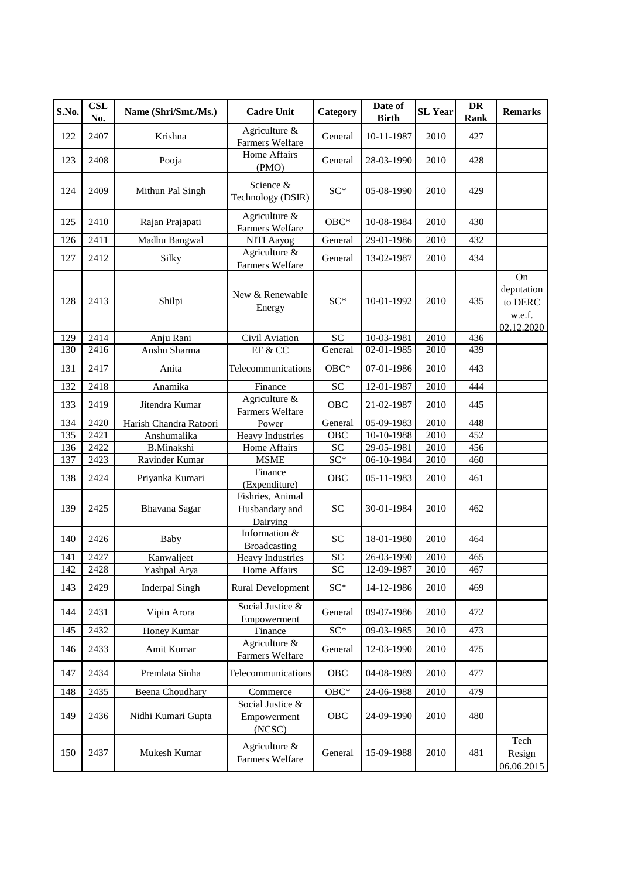| S.No. | CSL No. | Name (Shri/Smt./Ms.) | Cadre Unit | Category | Date of Birth | SL Year | DR Rank | Remarks |
|---|---|---|---|---|---|---|---|---|
| 122 | 2407 | Krishna | Agriculture & Farmers Welfare | General | 10-11-1987 | 2010 | 427 | |
| 123 | 2408 | Pooja | Home Affairs (PMO) | General | 28-03-1990 | 2010 | 428 | |
| 124 | 2409 | Mithun Pal Singh | Science & Technology (DSIR) | SC* | 05-08-1990 | 2010 | 429 | |
| 125 | 2410 | Rajan Prajapati | Agriculture & Farmers Welfare | OBC* | 10-08-1984 | 2010 | 430 | |
| 126 | 2411 | Madhu Bangwal | NITI Aayog | General | 29-01-1986 | 2010 | 432 | |
| 127 | 2412 | Silky | Agriculture & Farmers Welfare | General | 13-02-1987 | 2010 | 434 | |
| 128 | 2413 | Shilpi | New & Renewable Energy | SC* | 10-01-1992 | 2010 | 435 | On deputation to DERC w.e.f. 02.12.2020 |
| 129 | 2414 | Anju Rani | Civil Aviation | SC | 10-03-1981 | 2010 | 436 | |
| 130 | 2416 | Anshu Sharma | EF & CC | General | 02-01-1985 | 2010 | 439 | |
| 131 | 2417 | Anita | Telecommunications | OBC* | 07-01-1986 | 2010 | 443 | |
| 132 | 2418 | Anamika | Finance | SC | 12-01-1987 | 2010 | 444 | |
| 133 | 2419 | Jitendra Kumar | Agriculture & Farmers Welfare | OBC | 21-02-1987 | 2010 | 445 | |
| 134 | 2420 | Harish Chandra Ratoori | Power | General | 05-09-1983 | 2010 | 448 | |
| 135 | 2421 | Anshumalika | Heavy Industries | OBC | 10-10-1988 | 2010 | 452 | |
| 136 | 2422 | B.Minakshi | Home Affairs | SC | 29-05-1981 | 2010 | 456 | |
| 137 | 2423 | Ravinder Kumar | MSME | SC* | 06-10-1984 | 2010 | 460 | |
| 138 | 2424 | Priyanka Kumari | Finance (Expenditure) | OBC | 05-11-1983 | 2010 | 461 | |
| 139 | 2425 | Bhavana Sagar | Fishries, Animal Husbandary and Dairying | SC | 30-01-1984 | 2010 | 462 | |
| 140 | 2426 | Baby | Information & Broadcasting | SC | 18-01-1980 | 2010 | 464 | |
| 141 | 2427 | Kanwaljeet | Heavy Industries | SC | 26-03-1990 | 2010 | 465 | |
| 142 | 2428 | Yashpal Arya | Home Affairs | SC | 12-09-1987 | 2010 | 467 | |
| 143 | 2429 | Inderpal Singh | Rural Development | SC* | 14-12-1986 | 2010 | 469 | |
| 144 | 2431 | Vipin Arora | Social Justice & Empowerment | General | 09-07-1986 | 2010 | 472 | |
| 145 | 2432 | Honey Kumar | Finance | SC* | 09-03-1985 | 2010 | 473 | |
| 146 | 2433 | Amit Kumar | Agriculture & Farmers Welfare | General | 12-03-1990 | 2010 | 475 | |
| 147 | 2434 | Premlata Sinha | Telecommunications | OBC | 04-08-1989 | 2010 | 477 | |
| 148 | 2435 | Beena Choudhary | Commerce | OBC* | 24-06-1988 | 2010 | 479 | |
| 149 | 2436 | Nidhi Kumari Gupta | Social Justice & Empowerment (NCSC) | OBC | 24-09-1990 | 2010 | 480 | |
| 150 | 2437 | Mukesh Kumar | Agriculture & Farmers Welfare | General | 15-09-1988 | 2010 | 481 | Tech Resign 06.06.2015 |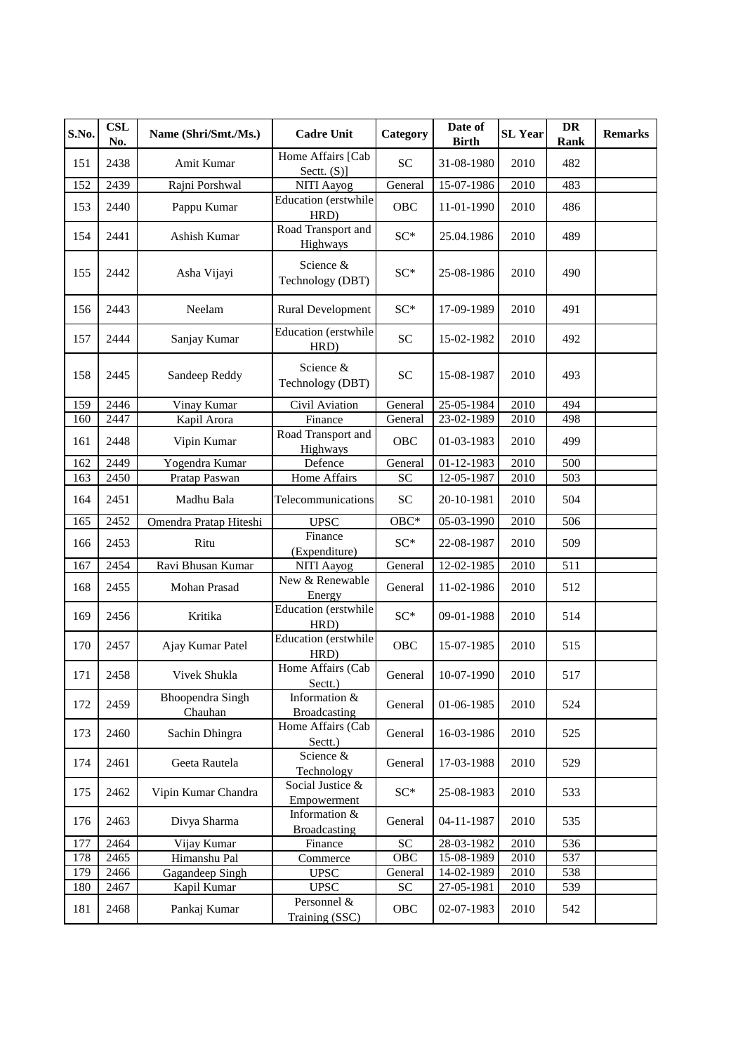| S.No. | CSL No. | Name (Shri/Smt./Ms.) | Cadre Unit | Category | Date of Birth | SL Year | DR Rank | Remarks |
|---|---|---|---|---|---|---|---|---|
| 151 | 2438 | Amit Kumar | Home Affairs [Cab Sectt. (S)] | SC | 31-08-1980 | 2010 | 482 | |
| 152 | 2439 | Rajni Porshwal | NITI Aayog | General | 15-07-1986 | 2010 | 483 | |
| 153 | 2440 | Pappu Kumar | Education (erstwhile HRD) | OBC | 11-01-1990 | 2010 | 486 | |
| 154 | 2441 | Ashish Kumar | Road Transport and Highways | SC* | 25.04.1986 | 2010 | 489 | |
| 155 | 2442 | Asha Vijayi | Science & Technology (DBT) | SC* | 25-08-1986 | 2010 | 490 | |
| 156 | 2443 | Neelam | Rural Development | SC* | 17-09-1989 | 2010 | 491 | |
| 157 | 2444 | Sanjay Kumar | Education (erstwhile HRD) | SC | 15-02-1982 | 2010 | 492 | |
| 158 | 2445 | Sandeep Reddy | Science & Technology (DBT) | SC | 15-08-1987 | 2010 | 493 | |
| 159 | 2446 | Vinay Kumar | Civil Aviation | General | 25-05-1984 | 2010 | 494 | |
| 160 | 2447 | Kapil Arora | Finance | General | 23-02-1989 | 2010 | 498 | |
| 161 | 2448 | Vipin Kumar | Road Transport and Highways | OBC | 01-03-1983 | 2010 | 499 | |
| 162 | 2449 | Yogendra Kumar | Defence | General | 01-12-1983 | 2010 | 500 | |
| 163 | 2450 | Pratap Paswan | Home Affairs | SC | 12-05-1987 | 2010 | 503 | |
| 164 | 2451 | Madhu Bala | Telecommunications | SC | 20-10-1981 | 2010 | 504 | |
| 165 | 2452 | Omendra Pratap Hiteshi | UPSC | OBC* | 05-03-1990 | 2010 | 506 | |
| 166 | 2453 | Ritu | Finance (Expenditure) | SC* | 22-08-1987 | 2010 | 509 | |
| 167 | 2454 | Ravi Bhusan Kumar | NITI Aayog | General | 12-02-1985 | 2010 | 511 | |
| 168 | 2455 | Mohan Prasad | New & Renewable Energy | General | 11-02-1986 | 2010 | 512 | |
| 169 | 2456 | Kritika | Education (erstwhile HRD) | SC* | 09-01-1988 | 2010 | 514 | |
| 170 | 2457 | Ajay Kumar Patel | Education (erstwhile HRD) | OBC | 15-07-1985 | 2010 | 515 | |
| 171 | 2458 | Vivek Shukla | Home Affairs (Cab Sectt.) | General | 10-07-1990 | 2010 | 517 | |
| 172 | 2459 | Bhoopendra Singh Chauhan | Information & Broadcasting | General | 01-06-1985 | 2010 | 524 | |
| 173 | 2460 | Sachin Dhingra | Home Affairs (Cab Sectt.) | General | 16-03-1986 | 2010 | 525 | |
| 174 | 2461 | Geeta Rautela | Science & Technology | General | 17-03-1988 | 2010 | 529 | |
| 175 | 2462 | Vipin Kumar Chandra | Social Justice & Empowerment | SC* | 25-08-1983 | 2010 | 533 | |
| 176 | 2463 | Divya Sharma | Information & Broadcasting | General | 04-11-1987 | 2010 | 535 | |
| 177 | 2464 | Vijay Kumar | Finance | SC | 28-03-1982 | 2010 | 536 | |
| 178 | 2465 | Himanshu Pal | Commerce | OBC | 15-08-1989 | 2010 | 537 | |
| 179 | 2466 | Gagandeep Singh | UPSC | General | 14-02-1989 | 2010 | 538 | |
| 180 | 2467 | Kapil Kumar | UPSC | SC | 27-05-1981 | 2010 | 539 | |
| 181 | 2468 | Pankaj Kumar | Personnel & Training (SSC) | OBC | 02-07-1983 | 2010 | 542 | |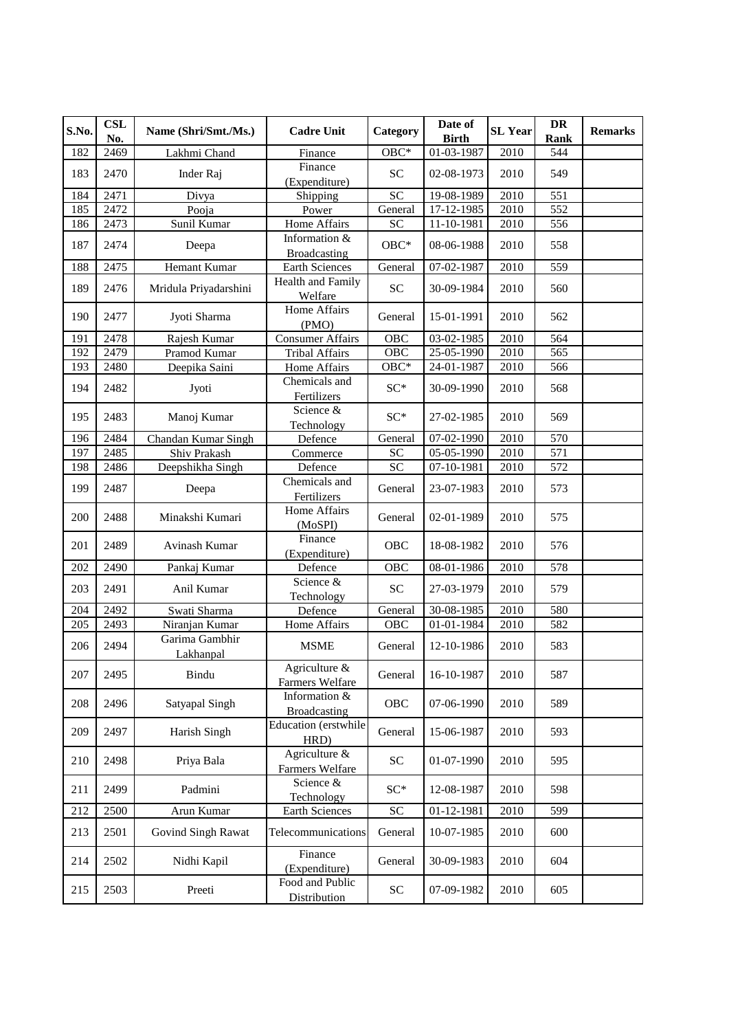| S.No. | CSL No. | Name (Shri/Smt./Ms.) | Cadre Unit | Category | Date of Birth | SL Year | DR Rank | Remarks |
|---|---|---|---|---|---|---|---|---|
| 182 | 2469 | Lakhmi Chand | Finance | OBC* | 01-03-1987 | 2010 | 544 | |
| 183 | 2470 | Inder Raj | Finance (Expenditure) | SC | 02-08-1973 | 2010 | 549 | |
| 184 | 2471 | Divya | Shipping | SC | 19-08-1989 | 2010 | 551 | |
| 185 | 2472 | Pooja | Power | General | 17-12-1985 | 2010 | 552 | |
| 186 | 2473 | Sunil Kumar | Home Affairs | SC | 11-10-1981 | 2010 | 556 | |
| 187 | 2474 | Deepa | Information & Broadcasting | OBC* | 08-06-1988 | 2010 | 558 | |
| 188 | 2475 | Hemant Kumar | Earth Sciences | General | 07-02-1987 | 2010 | 559 | |
| 189 | 2476 | Mridula Priyadarshini | Health and Family Welfare | SC | 30-09-1984 | 2010 | 560 | |
| 190 | 2477 | Jyoti Sharma | Home Affairs (PMO) | General | 15-01-1991 | 2010 | 562 | |
| 191 | 2478 | Rajesh Kumar | Consumer Affairs | OBC | 03-02-1985 | 2010 | 564 | |
| 192 | 2479 | Pramod Kumar | Tribal Affairs | OBC | 25-05-1990 | 2010 | 565 | |
| 193 | 2480 | Deepika Saini | Home Affairs | OBC* | 24-01-1987 | 2010 | 566 | |
| 194 | 2482 | Jyoti | Chemicals and Fertilizers | SC* | 30-09-1990 | 2010 | 568 | |
| 195 | 2483 | Manoj Kumar | Science & Technology | SC* | 27-02-1985 | 2010 | 569 | |
| 196 | 2484 | Chandan Kumar Singh | Defence | General | 07-02-1990 | 2010 | 570 | |
| 197 | 2485 | Shiv Prakash | Commerce | SC | 05-05-1990 | 2010 | 571 | |
| 198 | 2486 | Deepshikha Singh | Defence | SC | 07-10-1981 | 2010 | 572 | |
| 199 | 2487 | Deepa | Chemicals and Fertilizers | General | 23-07-1983 | 2010 | 573 | |
| 200 | 2488 | Minakshi Kumari | Home Affairs (MoSPI) | General | 02-01-1989 | 2010 | 575 | |
| 201 | 2489 | Avinash Kumar | Finance (Expenditure) | OBC | 18-08-1982 | 2010 | 576 | |
| 202 | 2490 | Pankaj Kumar | Defence | OBC | 08-01-1986 | 2010 | 578 | |
| 203 | 2491 | Anil Kumar | Science & Technology | SC | 27-03-1979 | 2010 | 579 | |
| 204 | 2492 | Swati Sharma | Defence | General | 30-08-1985 | 2010 | 580 | |
| 205 | 2493 | Niranjan Kumar | Home Affairs | OBC | 01-01-1984 | 2010 | 582 | |
| 206 | 2494 | Garima Gambhir Lakhanpal | MSME | General | 12-10-1986 | 2010 | 583 | |
| 207 | 2495 | Bindu | Agriculture & Farmers Welfare | General | 16-10-1987 | 2010 | 587 | |
| 208 | 2496 | Satyapal Singh | Information & Broadcasting | OBC | 07-06-1990 | 2010 | 589 | |
| 209 | 2497 | Harish Singh | Education (erstwhile HRD) | General | 15-06-1987 | 2010 | 593 | |
| 210 | 2498 | Priya Bala | Agriculture & Farmers Welfare | SC | 01-07-1990 | 2010 | 595 | |
| 211 | 2499 | Padmini | Science & Technology | SC* | 12-08-1987 | 2010 | 598 | |
| 212 | 2500 | Arun Kumar | Earth Sciences | SC | 01-12-1981 | 2010 | 599 | |
| 213 | 2501 | Govind Singh Rawat | Telecommunications | General | 10-07-1985 | 2010 | 600 | |
| 214 | 2502 | Nidhi Kapil | Finance (Expenditure) | General | 30-09-1983 | 2010 | 604 | |
| 215 | 2503 | Preeti | Food and Public Distribution | SC | 07-09-1982 | 2010 | 605 | |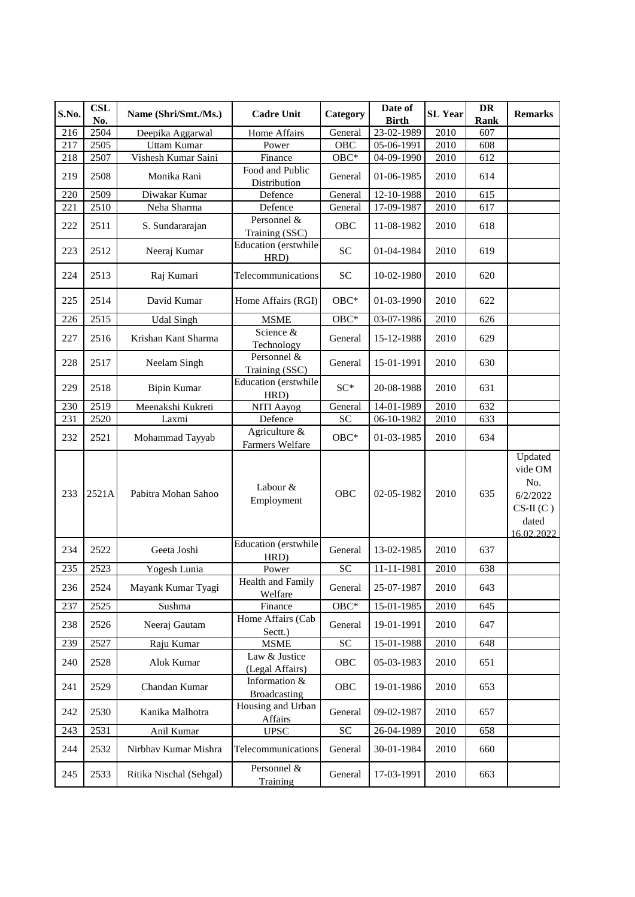| S.No. | CSL No. | Name (Shri/Smt./Ms.) | Cadre Unit | Category | Date of Birth | SL Year | DR Rank | Remarks |
|---|---|---|---|---|---|---|---|---|
| 216 | 2504 | Deepika Aggarwal | Home Affairs | General | 23-02-1989 | 2010 | 607 | |
| 217 | 2505 | Uttam Kumar | Power | OBC | 05-06-1991 | 2010 | 608 | |
| 218 | 2507 | Vishesh Kumar Saini | Finance | OBC* | 04-09-1990 | 2010 | 612 | |
| 219 | 2508 | Monika Rani | Food and Public Distribution | General | 01-06-1985 | 2010 | 614 | |
| 220 | 2509 | Diwakar Kumar | Defence | General | 12-10-1988 | 2010 | 615 | |
| 221 | 2510 | Neha Sharma | Defence | General | 17-09-1987 | 2010 | 617 | |
| 222 | 2511 | S. Sundararajan | Personnel & Training (SSC) | OBC | 11-08-1982 | 2010 | 618 | |
| 223 | 2512 | Neeraj Kumar | Education (erstwhile HRD) | SC | 01-04-1984 | 2010 | 619 | |
| 224 | 2513 | Raj Kumari | Telecommunications | SC | 10-02-1980 | 2010 | 620 | |
| 225 | 2514 | David Kumar | Home Affairs (RGI) | OBC* | 01-03-1990 | 2010 | 622 | |
| 226 | 2515 | Udal Singh | MSME | OBC* | 03-07-1986 | 2010 | 626 | |
| 227 | 2516 | Krishan Kant Sharma | Science & Technology | General | 15-12-1988 | 2010 | 629 | |
| 228 | 2517 | Neelam Singh | Personnel & Training (SSC) | General | 15-01-1991 | 2010 | 630 | |
| 229 | 2518 | Bipin Kumar | Education (erstwhile HRD) | SC* | 20-08-1988 | 2010 | 631 | |
| 230 | 2519 | Meenakshi Kukreti | NITI Aayog | General | 14-01-1989 | 2010 | 632 | |
| 231 | 2520 | Laxmi | Defence | SC | 06-10-1982 | 2010 | 633 | |
| 232 | 2521 | Mohammad Tayyab | Agriculture & Farmers Welfare | OBC* | 01-03-1985 | 2010 | 634 | |
| 233 | 2521A | Pabitra Mohan Sahoo | Labour & Employment | OBC | 02-05-1982 | 2010 | 635 | Updated vide OM No. 6/2/2022 CS-II (C ) dated 16.02.2022 |
| 234 | 2522 | Geeta Joshi | Education (erstwhile HRD) | General | 13-02-1985 | 2010 | 637 | |
| 235 | 2523 | Yogesh Lunia | Power | SC | 11-11-1981 | 2010 | 638 | |
| 236 | 2524 | Mayank Kumar Tyagi | Health and Family Welfare | General | 25-07-1987 | 2010 | 643 | |
| 237 | 2525 | Sushma | Finance | OBC* | 15-01-1985 | 2010 | 645 | |
| 238 | 2526 | Neeraj Gautam | Home Affairs (Cab Sectt.) | General | 19-01-1991 | 2010 | 647 | |
| 239 | 2527 | Raju Kumar | MSME | SC | 15-01-1988 | 2010 | 648 | |
| 240 | 2528 | Alok Kumar | Law & Justice (Legal Affairs) | OBC | 05-03-1983 | 2010 | 651 | |
| 241 | 2529 | Chandan Kumar | Information & Broadcasting | OBC | 19-01-1986 | 2010 | 653 | |
| 242 | 2530 | Kanika Malhotra | Housing and Urban Affairs | General | 09-02-1987 | 2010 | 657 | |
| 243 | 2531 | Anil Kumar | UPSC | SC | 26-04-1989 | 2010 | 658 | |
| 244 | 2532 | Nirbhav Kumar Mishra | Telecommunications | General | 30-01-1984 | 2010 | 660 | |
| 245 | 2533 | Ritika Nischal (Sehgal) | Personnel & Training | General | 17-03-1991 | 2010 | 663 | |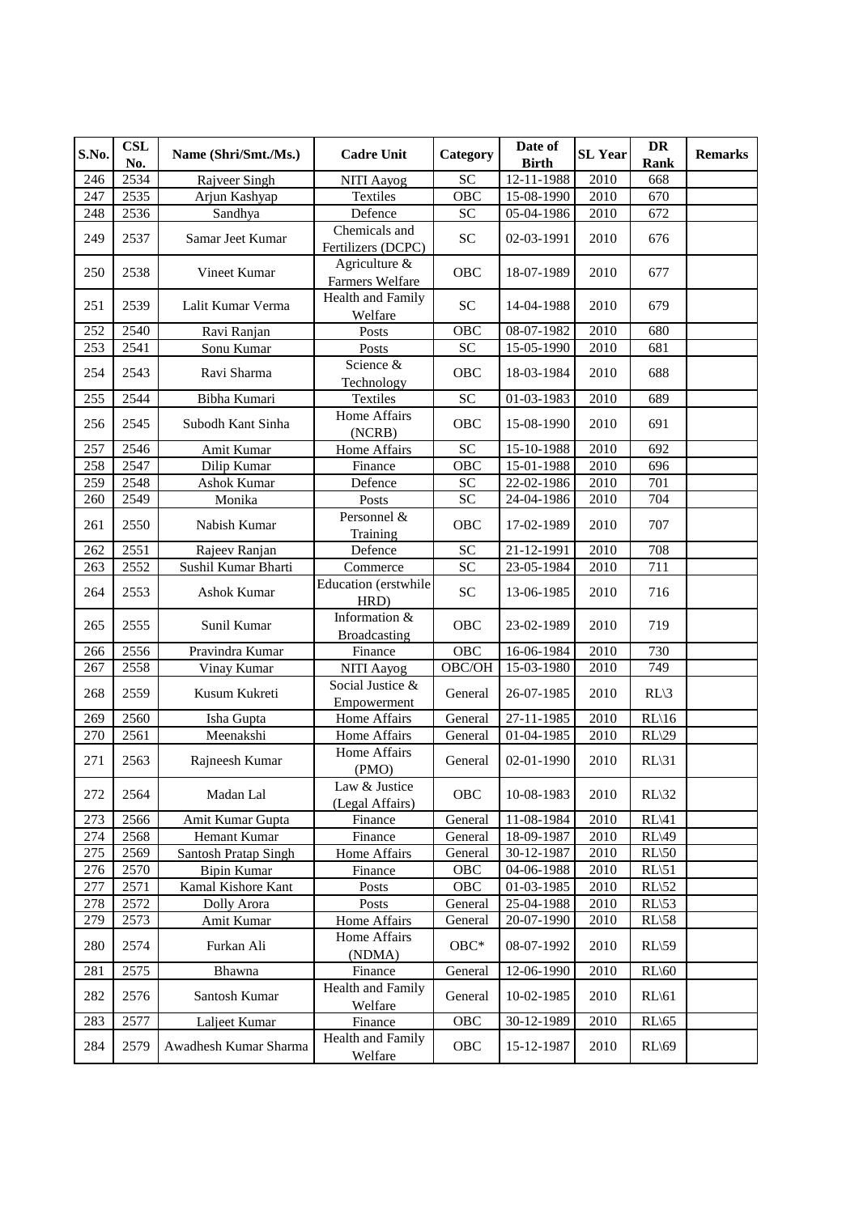| S.No. | CSL No. | Name (Shri/Smt./Ms.) | Cadre Unit | Category | Date of Birth | SL Year | DR Rank | Remarks |
|---|---|---|---|---|---|---|---|---|
| 246 | 2534 | Rajveer Singh | NITI Aayog | SC | 12-11-1988 | 2010 | 668 | |
| 247 | 2535 | Arjun Kashyap | Textiles | OBC | 15-08-1990 | 2010 | 670 | |
| 248 | 2536 | Sandhya | Defence | SC | 05-04-1986 | 2010 | 672 | |
| 249 | 2537 | Samar Jeet Kumar | Chemicals and Fertilizers (DCPC) | SC | 02-03-1991 | 2010 | 676 | |
| 250 | 2538 | Vineet Kumar | Agriculture & Farmers Welfare | OBC | 18-07-1989 | 2010 | 677 | |
| 251 | 2539 | Lalit Kumar Verma | Health and Family Welfare | SC | 14-04-1988 | 2010 | 679 | |
| 252 | 2540 | Ravi Ranjan | Posts | OBC | 08-07-1982 | 2010 | 680 | |
| 253 | 2541 | Sonu Kumar | Posts | SC | 15-05-1990 | 2010 | 681 | |
| 254 | 2543 | Ravi Sharma | Science & Technology | OBC | 18-03-1984 | 2010 | 688 | |
| 255 | 2544 | Bibha Kumari | Textiles | SC | 01-03-1983 | 2010 | 689 | |
| 256 | 2545 | Subodh Kant Sinha | Home Affairs (NCRB) | OBC | 15-08-1990 | 2010 | 691 | |
| 257 | 2546 | Amit Kumar | Home Affairs | SC | 15-10-1988 | 2010 | 692 | |
| 258 | 2547 | Dilip Kumar | Finance | OBC | 15-01-1988 | 2010 | 696 | |
| 259 | 2548 | Ashok Kumar | Defence | SC | 22-02-1986 | 2010 | 701 | |
| 260 | 2549 | Monika | Posts | SC | 24-04-1986 | 2010 | 704 | |
| 261 | 2550 | Nabish Kumar | Personnel & Training | OBC | 17-02-1989 | 2010 | 707 | |
| 262 | 2551 | Rajeev Ranjan | Defence | SC | 21-12-1991 | 2010 | 708 | |
| 263 | 2552 | Sushil Kumar Bharti | Commerce | SC | 23-05-1984 | 2010 | 711 | |
| 264 | 2553 | Ashok Kumar | Education (erstwhile HRD) | SC | 13-06-1985 | 2010 | 716 | |
| 265 | 2555 | Sunil Kumar | Information & Broadcasting | OBC | 23-02-1989 | 2010 | 719 | |
| 266 | 2556 | Pravindra Kumar | Finance | OBC | 16-06-1984 | 2010 | 730 | |
| 267 | 2558 | Vinay Kumar | NITI Aayog | OBC/OH | 15-03-1980 | 2010 | 749 | |
| 268 | 2559 | Kusum Kukreti | Social Justice & Empowerment | General | 26-07-1985 | 2010 | RL\3 | |
| 269 | 2560 | Isha Gupta | Home Affairs | General | 27-11-1985 | 2010 | RL\16 | |
| 270 | 2561 | Meenakshi | Home Affairs | General | 01-04-1985 | 2010 | RL\29 | |
| 271 | 2563 | Rajneesh Kumar | Home Affairs (PMO) | General | 02-01-1990 | 2010 | RL\31 | |
| 272 | 2564 | Madan Lal | Law & Justice (Legal Affairs) | OBC | 10-08-1983 | 2010 | RL\32 | |
| 273 | 2566 | Amit Kumar Gupta | Finance | General | 11-08-1984 | 2010 | RL\41 | |
| 274 | 2568 | Hemant Kumar | Finance | General | 18-09-1987 | 2010 | RL\49 | |
| 275 | 2569 | Santosh Pratap Singh | Home Affairs | General | 30-12-1987 | 2010 | RL\50 | |
| 276 | 2570 | Bipin Kumar | Finance | OBC | 04-06-1988 | 2010 | RL\51 | |
| 277 | 2571 | Kamal Kishore Kant | Posts | OBC | 01-03-1985 | 2010 | RL\52 | |
| 278 | 2572 | Dolly Arora | Posts | General | 25-04-1988 | 2010 | RL\53 | |
| 279 | 2573 | Amit Kumar | Home Affairs | General | 20-07-1990 | 2010 | RL\58 | |
| 280 | 2574 | Furkan Ali | Home Affairs (NDMA) | OBC* | 08-07-1992 | 2010 | RL\59 | |
| 281 | 2575 | Bhawna | Finance | General | 12-06-1990 | 2010 | RL\60 | |
| 282 | 2576 | Santosh Kumar | Health and Family Welfare | General | 10-02-1985 | 2010 | RL\61 | |
| 283 | 2577 | Laljeet Kumar | Finance | OBC | 30-12-1989 | 2010 | RL\65 | |
| 284 | 2579 | Awadhesh Kumar Sharma | Health and Family Welfare | OBC | 15-12-1987 | 2010 | RL\69 | |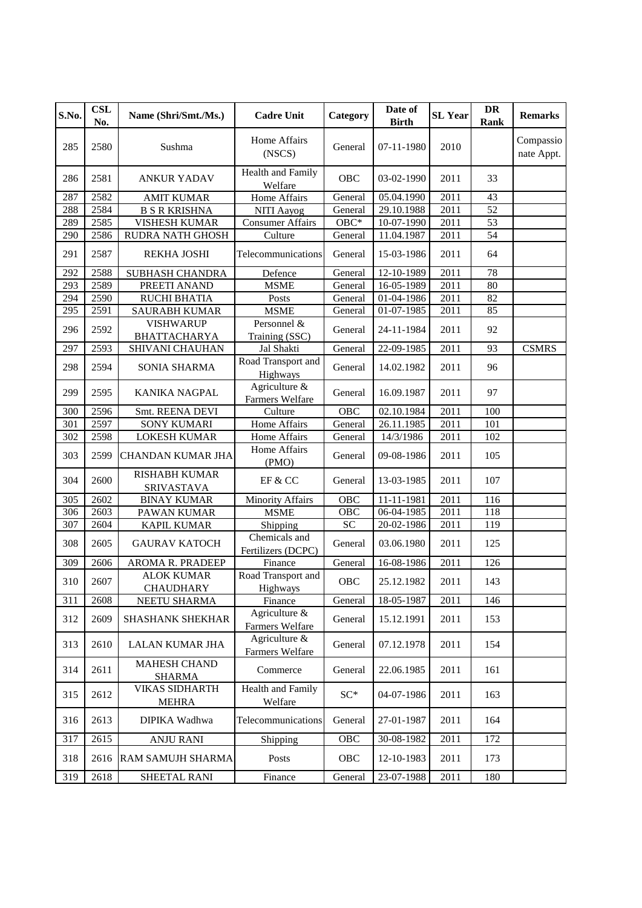| S.No. | CSL No. | Name (Shri/Smt./Ms.) | Cadre Unit | Category | Date of Birth | SL Year | DR Rank | Remarks |
|---|---|---|---|---|---|---|---|---|
| 285 | 2580 | Sushma | Home Affairs (NSCS) | General | 07-11-1980 | 2010 | | Compassionate Appt. |
| 286 | 2581 | ANKUR YADAV | Health and Family Welfare | OBC | 03-02-1990 | 2011 | 33 | |
| 287 | 2582 | AMIT KUMAR | Home Affairs | General | 05.04.1990 | 2011 | 43 | |
| 288 | 2584 | B S R KRISHNA | NITI Aayog | General | 29.10.1988 | 2011 | 52 | |
| 289 | 2585 | VISHESH KUMAR | Consumer Affairs | OBC* | 10-07-1990 | 2011 | 53 | |
| 290 | 2586 | RUDRA NATH GHOSH | Culture | General | 11.04.1987 | 2011 | 54 | |
| 291 | 2587 | REKHA JOSHI | Telecommunications | General | 15-03-1986 | 2011 | 64 | |
| 292 | 2588 | SUBHASH CHANDRA | Defence | General | 12-10-1989 | 2011 | 78 | |
| 293 | 2589 | PREETI ANAND | MSME | General | 16-05-1989 | 2011 | 80 | |
| 294 | 2590 | RUCHI BHATIA | Posts | General | 01-04-1986 | 2011 | 82 | |
| 295 | 2591 | SAURABH KUMAR | MSME | General | 01-07-1985 | 2011 | 85 | |
| 296 | 2592 | VISHWARUP BHATTACHARYA | Personnel & Training (SSC) | General | 24-11-1984 | 2011 | 92 | |
| 297 | 2593 | SHIVANI CHAUHAN | Jal Shakti | General | 22-09-1985 | 2011 | 93 | CSMRS |
| 298 | 2594 | SONIA SHARMA | Road Transport and Highways | General | 14.02.1982 | 2011 | 96 | |
| 299 | 2595 | KANIKA NAGPAL | Agriculture & Farmers Welfare | General | 16.09.1987 | 2011 | 97 | |
| 300 | 2596 | Smt. REENA DEVI | Culture | OBC | 02.10.1984 | 2011 | 100 | |
| 301 | 2597 | SONY KUMARI | Home Affairs | General | 26.11.1985 | 2011 | 101 | |
| 302 | 2598 | LOKESH KUMAR | Home Affairs | General | 14/3/1986 | 2011 | 102 | |
| 303 | 2599 | CHANDAN KUMAR JHA | Home Affairs (PMO) | General | 09-08-1986 | 2011 | 105 | |
| 304 | 2600 | RISHABH KUMAR SRIVASTAVA | EF & CC | General | 13-03-1985 | 2011 | 107 | |
| 305 | 2602 | BINAY KUMAR | Minority Affairs | OBC | 11-11-1981 | 2011 | 116 | |
| 306 | 2603 | PAWAN KUMAR | MSME | OBC | 06-04-1985 | 2011 | 118 | |
| 307 | 2604 | KAPIL KUMAR | Shipping | SC | 20-02-1986 | 2011 | 119 | |
| 308 | 2605 | GAURAV KATOCH | Chemicals and Fertilizers (DCPC) | General | 03.06.1980 | 2011 | 125 | |
| 309 | 2606 | AROMA R. PRADEEP | Finance | General | 16-08-1986 | 2011 | 126 | |
| 310 | 2607 | ALOK KUMAR CHAUDHARY | Road Transport and Highways | OBC | 25.12.1982 | 2011 | 143 | |
| 311 | 2608 | NEETU SHARMA | Finance | General | 18-05-1987 | 2011 | 146 | |
| 312 | 2609 | SHASHANK SHEKHAR | Agriculture & Farmers Welfare | General | 15.12.1991 | 2011 | 153 | |
| 313 | 2610 | LALAN KUMAR JHA | Agriculture & Farmers Welfare | General | 07.12.1978 | 2011 | 154 | |
| 314 | 2611 | MAHESH CHAND SHARMA | Commerce | General | 22.06.1985 | 2011 | 161 | |
| 315 | 2612 | VIKAS SIDHARTH MEHRA | Health and Family Welfare | SC* | 04-07-1986 | 2011 | 163 | |
| 316 | 2613 | DIPIKA Wadhwa | Telecommunications | General | 27-01-1987 | 2011 | 164 | |
| 317 | 2615 | ANJU RANI | Shipping | OBC | 30-08-1982 | 2011 | 172 | |
| 318 | 2616 | RAM SAMUJH SHARMA | Posts | OBC | 12-10-1983 | 2011 | 173 | |
| 319 | 2618 | SHEETAL RANI | Finance | General | 23-07-1988 | 2011 | 180 | |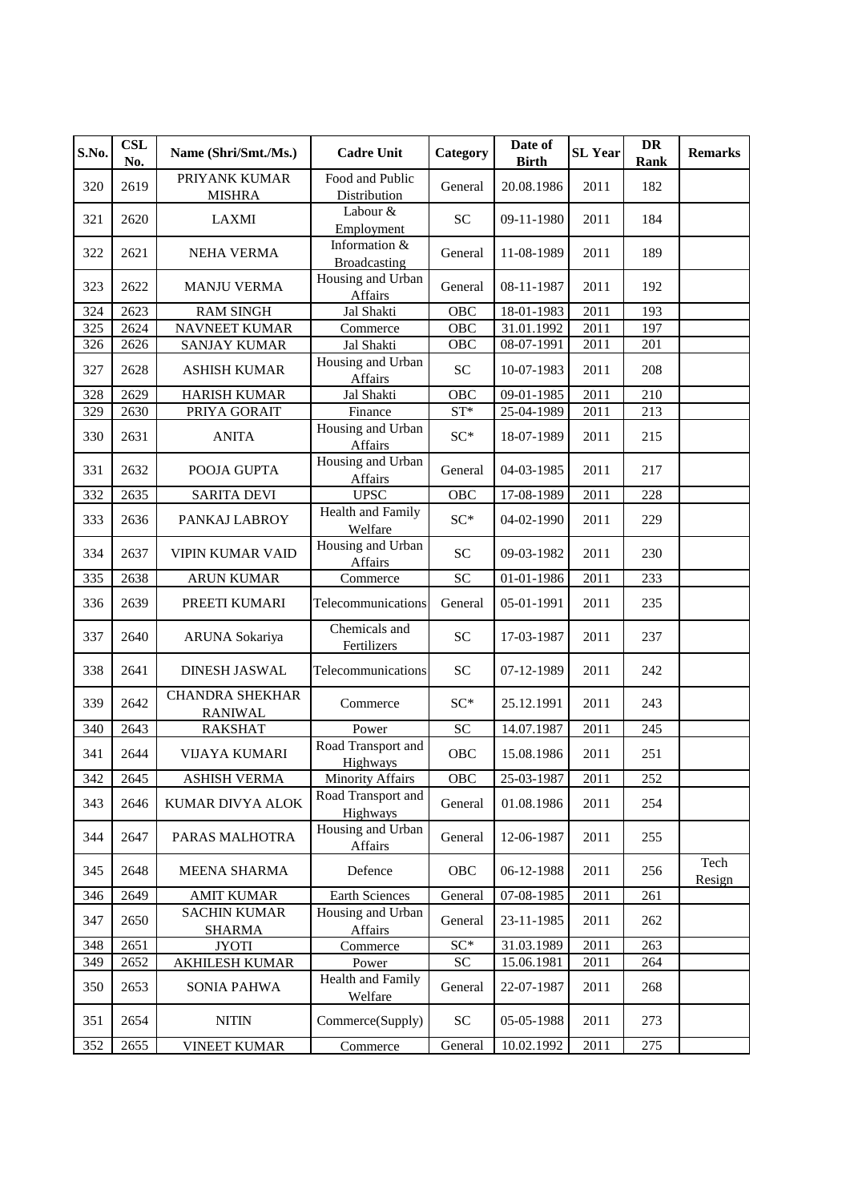| S.No. | CSL No. | Name (Shri/Smt./Ms.) | Cadre Unit | Category | Date of Birth | SL Year | DR Rank | Remarks |
|---|---|---|---|---|---|---|---|---|
| 320 | 2619 | PRIYANK KUMAR MISHRA | Food and Public Distribution | General | 20.08.1986 | 2011 | 182 | |
| 321 | 2620 | LAXMI | Labour & Employment | SC | 09-11-1980 | 2011 | 184 | |
| 322 | 2621 | NEHA VERMA | Information & Broadcasting | General | 11-08-1989 | 2011 | 189 | |
| 323 | 2622 | MANJU VERMA | Housing and Urban Affairs | General | 08-11-1987 | 2011 | 192 | |
| 324 | 2623 | RAM SINGH | Jal Shakti | OBC | 18-01-1983 | 2011 | 193 | |
| 325 | 2624 | NAVNEET KUMAR | Commerce | OBC | 31.01.1992 | 2011 | 197 | |
| 326 | 2626 | SANJAY KUMAR | Jal Shakti | OBC | 08-07-1991 | 2011 | 201 | |
| 327 | 2628 | ASHISH KUMAR | Housing and Urban Affairs | SC | 10-07-1983 | 2011 | 208 | |
| 328 | 2629 | HARISH KUMAR | Jal Shakti | OBC | 09-01-1985 | 2011 | 210 | |
| 329 | 2630 | PRIYA GORAIT | Finance | ST* | 25-04-1989 | 2011 | 213 | |
| 330 | 2631 | ANITA | Housing and Urban Affairs | SC* | 18-07-1989 | 2011 | 215 | |
| 331 | 2632 | POOJA GUPTA | Housing and Urban Affairs | General | 04-03-1985 | 2011 | 217 | |
| 332 | 2635 | SARITA DEVI | UPSC | OBC | 17-08-1989 | 2011 | 228 | |
| 333 | 2636 | PANKAJ LABROY | Health and Family Welfare | SC* | 04-02-1990 | 2011 | 229 | |
| 334 | 2637 | VIPIN KUMAR VAID | Housing and Urban Affairs | SC | 09-03-1982 | 2011 | 230 | |
| 335 | 2638 | ARUN KUMAR | Commerce | SC | 01-01-1986 | 2011 | 233 | |
| 336 | 2639 | PREETI KUMARI | Telecommunications | General | 05-01-1991 | 2011 | 235 | |
| 337 | 2640 | ARUNA Sokariya | Chemicals and Fertilizers | SC | 17-03-1987 | 2011 | 237 | |
| 338 | 2641 | DINESH JASWAL | Telecommunications | SC | 07-12-1989 | 2011 | 242 | |
| 339 | 2642 | CHANDRA SHEKHAR RANIWAL | Commerce | SC* | 25.12.1991 | 2011 | 243 | |
| 340 | 2643 | RAKSHAT | Power | SC | 14.07.1987 | 2011 | 245 | |
| 341 | 2644 | VIJAYA KUMARI | Road Transport and Highways | OBC | 15.08.1986 | 2011 | 251 | |
| 342 | 2645 | ASHISH VERMA | Minority Affairs | OBC | 25-03-1987 | 2011 | 252 | |
| 343 | 2646 | KUMAR DIVYA ALOK | Road Transport and Highways | General | 01.08.1986 | 2011 | 254 | |
| 344 | 2647 | PARAS MALHOTRA | Housing and Urban Affairs | General | 12-06-1987 | 2011 | 255 | |
| 345 | 2648 | MEENA SHARMA | Defence | OBC | 06-12-1988 | 2011 | 256 | Tech Resign |
| 346 | 2649 | AMIT KUMAR | Earth Sciences | General | 07-08-1985 | 2011 | 261 | |
| 347 | 2650 | SACHIN KUMAR SHARMA | Housing and Urban Affairs | General | 23-11-1985 | 2011 | 262 | |
| 348 | 2651 | JYOTI | Commerce | SC* | 31.03.1989 | 2011 | 263 | |
| 349 | 2652 | AKHILESH KUMAR | Power | SC | 15.06.1981 | 2011 | 264 | |
| 350 | 2653 | SONIA PAHWA | Health and Family Welfare | General | 22-07-1987 | 2011 | 268 | |
| 351 | 2654 | NITIN | Commerce(Supply) | SC | 05-05-1988 | 2011 | 273 | |
| 352 | 2655 | VINEET KUMAR | Commerce | General | 10.02.1992 | 2011 | 275 | |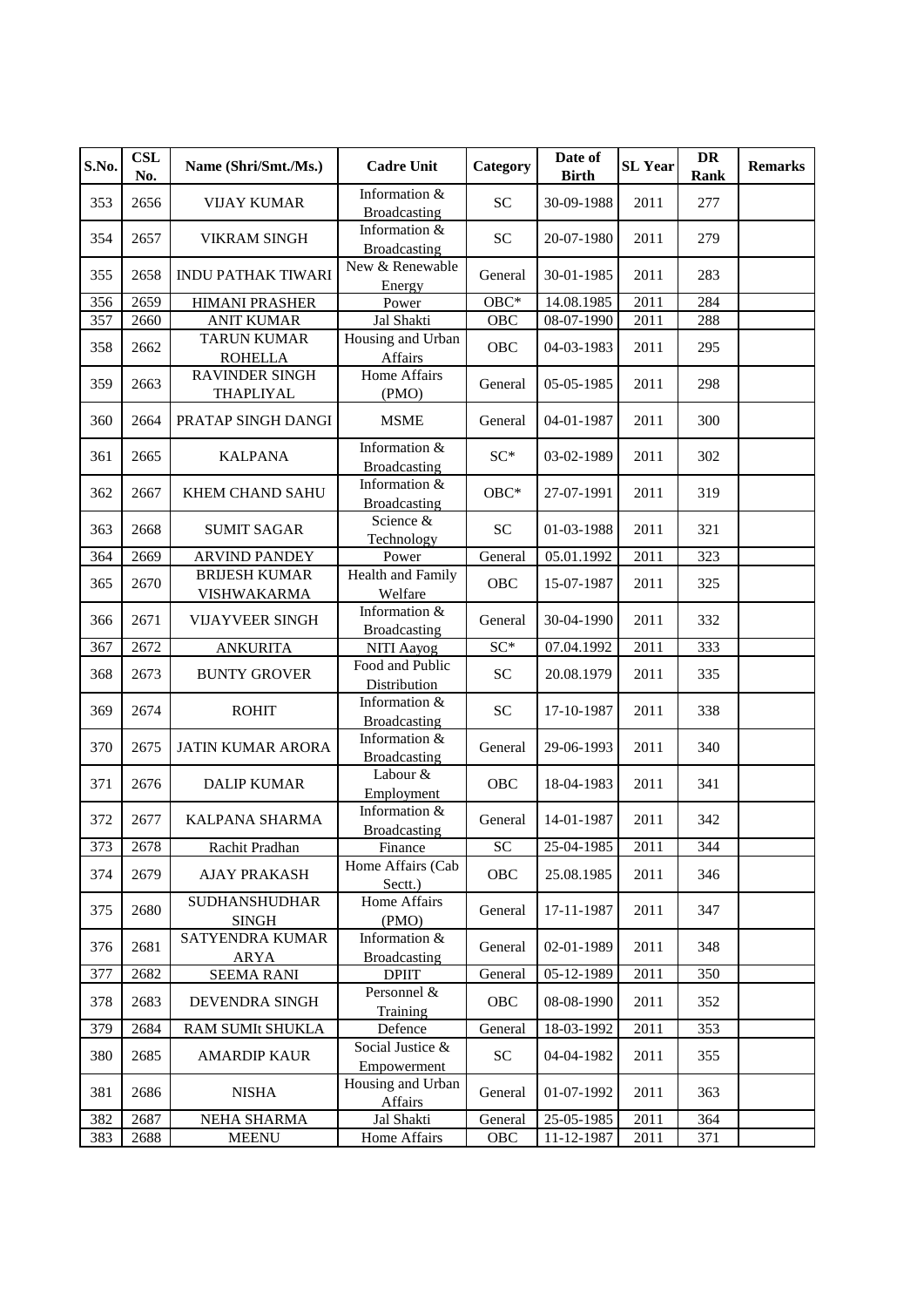| S.No. | CSL No. | Name (Shri/Smt./Ms.) | Cadre Unit | Category | Date of Birth | SL Year | DR Rank | Remarks |
|---|---|---|---|---|---|---|---|---|
| 353 | 2656 | VIJAY KUMAR | Information & Broadcasting | SC | 30-09-1988 | 2011 | 277 | |
| 354 | 2657 | VIKRAM SINGH | Information & Broadcasting | SC | 20-07-1980 | 2011 | 279 | |
| 355 | 2658 | INDU PATHAK TIWARI | New & Renewable Energy | General | 30-01-1985 | 2011 | 283 | |
| 356 | 2659 | HIMANI PRASHER | Power | OBC* | 14.08.1985 | 2011 | 284 | |
| 357 | 2660 | ANIT KUMAR | Jal Shakti | OBC | 08-07-1990 | 2011 | 288 | |
| 358 | 2662 | TARUN KUMAR ROHELLA | Housing and Urban Affairs | OBC | 04-03-1983 | 2011 | 295 | |
| 359 | 2663 | RAVINDER SINGH THAPLIYAL | Home Affairs (PMO) | General | 05-05-1985 | 2011 | 298 | |
| 360 | 2664 | PRATAP SINGH DANGI | MSME | General | 04-01-1987 | 2011 | 300 | |
| 361 | 2665 | KALPANA | Information & Broadcasting | SC* | 03-02-1989 | 2011 | 302 | |
| 362 | 2667 | KHEM CHAND SAHU | Information & Broadcasting | OBC* | 27-07-1991 | 2011 | 319 | |
| 363 | 2668 | SUMIT SAGAR | Science & Technology | SC | 01-03-1988 | 2011 | 321 | |
| 364 | 2669 | ARVIND PANDEY | Power | General | 05.01.1992 | 2011 | 323 | |
| 365 | 2670 | BRIJESH KUMAR VISHWAKARMA | Health and Family Welfare | OBC | 15-07-1987 | 2011 | 325 | |
| 366 | 2671 | VIJAYVEER SINGH | Information & Broadcasting | General | 30-04-1990 | 2011 | 332 | |
| 367 | 2672 | ANKURITA | NITI Aayog | SC* | 07.04.1992 | 2011 | 333 | |
| 368 | 2673 | BUNTY GROVER | Food and Public Distribution | SC | 20.08.1979 | 2011 | 335 | |
| 369 | 2674 | ROHIT | Information & Broadcasting | SC | 17-10-1987 | 2011 | 338 | |
| 370 | 2675 | JATIN KUMAR ARORA | Information & Broadcasting | General | 29-06-1993 | 2011 | 340 | |
| 371 | 2676 | DALIP KUMAR | Labour & Employment | OBC | 18-04-1983 | 2011 | 341 | |
| 372 | 2677 | KALPANA SHARMA | Information & Broadcasting | General | 14-01-1987 | 2011 | 342 | |
| 373 | 2678 | Rachit Pradhan | Finance | SC | 25-04-1985 | 2011 | 344 | |
| 374 | 2679 | AJAY PRAKASH | Home Affairs (Cab Sectt.) | OBC | 25.08.1985 | 2011 | 346 | |
| 375 | 2680 | SUDHANSHUDHAR SINGH | Home Affairs (PMO) | General | 17-11-1987 | 2011 | 347 | |
| 376 | 2681 | SATYENDRA KUMAR ARYA | Information & Broadcasting | General | 02-01-1989 | 2011 | 348 | |
| 377 | 2682 | SEEMA RANI | DPIIT | General | 05-12-1989 | 2011 | 350 | |
| 378 | 2683 | DEVENDRA SINGH | Personnel & Training | OBC | 08-08-1990 | 2011 | 352 | |
| 379 | 2684 | RAM SUMIt SHUKLA | Defence | General | 18-03-1992 | 2011 | 353 | |
| 380 | 2685 | AMARDIP KAUR | Social Justice & Empowerment | SC | 04-04-1982 | 2011 | 355 | |
| 381 | 2686 | NISHA | Housing and Urban Affairs | General | 01-07-1992 | 2011 | 363 | |
| 382 | 2687 | NEHA SHARMA | Jal Shakti | General | 25-05-1985 | 2011 | 364 | |
| 383 | 2688 | MEENU | Home Affairs | OBC | 11-12-1987 | 2011 | 371 | |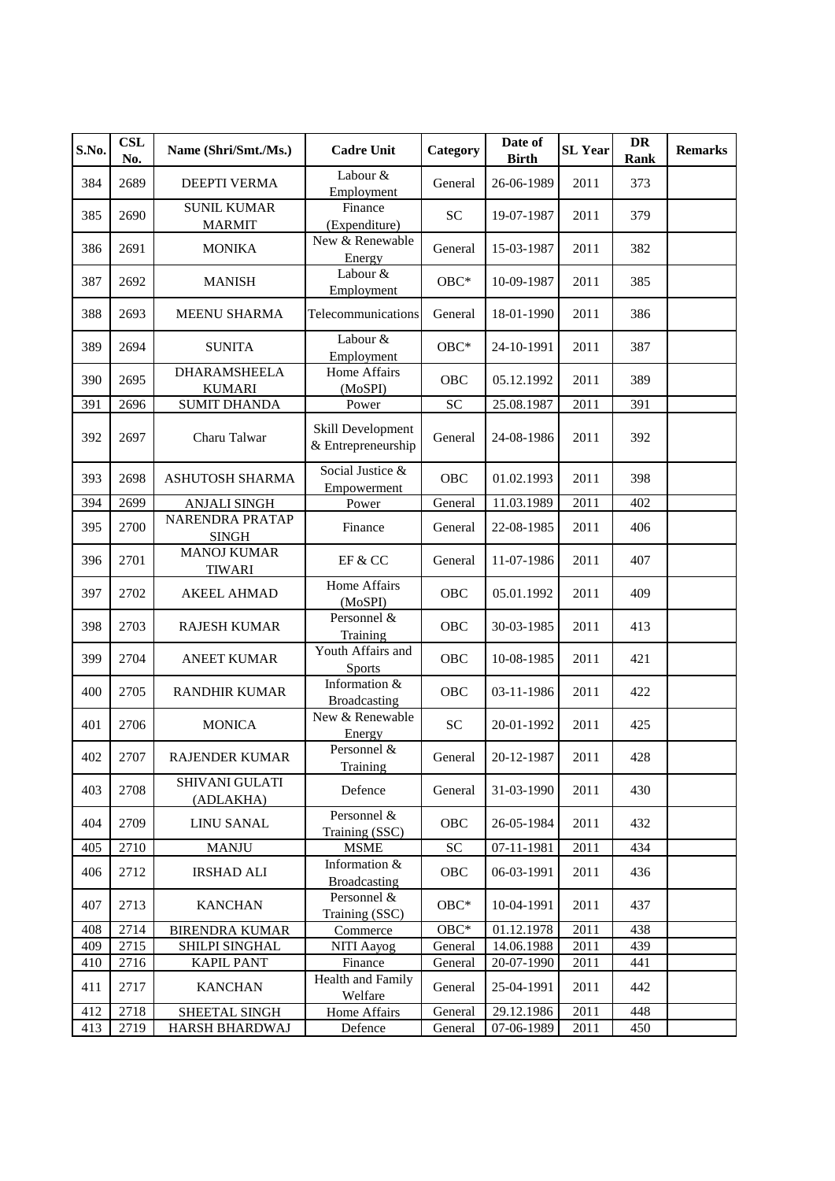| S.No. | CSL No. | Name (Shri/Smt./Ms.) | Cadre Unit | Category | Date of Birth | SL Year | DR Rank | Remarks |
|---|---|---|---|---|---|---|---|---|
| 384 | 2689 | DEEPTI VERMA | Labour & Employment | General | 26-06-1989 | 2011 | 373 | |
| 385 | 2690 | SUNIL KUMAR MARMIT | Finance (Expenditure) | SC | 19-07-1987 | 2011 | 379 | |
| 386 | 2691 | MONIKA | New & Renewable Energy | General | 15-03-1987 | 2011 | 382 | |
| 387 | 2692 | MANISH | Labour & Employment | OBC* | 10-09-1987 | 2011 | 385 | |
| 388 | 2693 | MEENU SHARMA | Telecommunications | General | 18-01-1990 | 2011 | 386 | |
| 389 | 2694 | SUNITA | Labour & Employment | OBC* | 24-10-1991 | 2011 | 387 | |
| 390 | 2695 | DHARAMSHEELA KUMARI | Home Affairs (MoSPI) | OBC | 05.12.1992 | 2011 | 389 | |
| 391 | 2696 | SUMIT DHANDA | Power | SC | 25.08.1987 | 2011 | 391 | |
| 392 | 2697 | Charu Talwar | Skill Development & Entrepreneurship | General | 24-08-1986 | 2011 | 392 | |
| 393 | 2698 | ASHUTOSH SHARMA | Social Justice & Empowerment | OBC | 01.02.1993 | 2011 | 398 | |
| 394 | 2699 | ANJALI SINGH | Power | General | 11.03.1989 | 2011 | 402 | |
| 395 | 2700 | NARENDRA PRATAP SINGH | Finance | General | 22-08-1985 | 2011 | 406 | |
| 396 | 2701 | MANOJ KUMAR TIWARI | EF & CC | General | 11-07-1986 | 2011 | 407 | |
| 397 | 2702 | AKEEL AHMAD | Home Affairs (MoSPI) | OBC | 05.01.1992 | 2011 | 409 | |
| 398 | 2703 | RAJESH KUMAR | Personnel & Training | OBC | 30-03-1985 | 2011 | 413 | |
| 399 | 2704 | ANEET KUMAR | Youth Affairs and Sports | OBC | 10-08-1985 | 2011 | 421 | |
| 400 | 2705 | RANDHIR KUMAR | Information & Broadcasting | OBC | 03-11-1986 | 2011 | 422 | |
| 401 | 2706 | MONICA | New & Renewable Energy | SC | 20-01-1992 | 2011 | 425 | |
| 402 | 2707 | RAJENDER KUMAR | Personnel & Training | General | 20-12-1987 | 2011 | 428 | |
| 403 | 2708 | SHIVANI GULATI (ADLAKHA) | Defence | General | 31-03-1990 | 2011 | 430 | |
| 404 | 2709 | LINU SANAL | Personnel & Training (SSC) | OBC | 26-05-1984 | 2011 | 432 | |
| 405 | 2710 | MANJU | MSME | SC | 07-11-1981 | 2011 | 434 | |
| 406 | 2712 | IRSHAD ALI | Information & Broadcasting | OBC | 06-03-1991 | 2011 | 436 | |
| 407 | 2713 | KANCHAN | Personnel & Training (SSC) | OBC* | 10-04-1991 | 2011 | 437 | |
| 408 | 2714 | BIRENDRA KUMAR | Commerce | OBC* | 01.12.1978 | 2011 | 438 | |
| 409 | 2715 | SHILPI SINGHAL | NITI Aayog | General | 14.06.1988 | 2011 | 439 | |
| 410 | 2716 | KAPIL PANT | Finance | General | 20-07-1990 | 2011 | 441 | |
| 411 | 2717 | KANCHAN | Health and Family Welfare | General | 25-04-1991 | 2011 | 442 | |
| 412 | 2718 | SHEETAL SINGH | Home Affairs | General | 29.12.1986 | 2011 | 448 | |
| 413 | 2719 | HARSH BHARDWAJ | Defence | General | 07-06-1989 | 2011 | 450 | |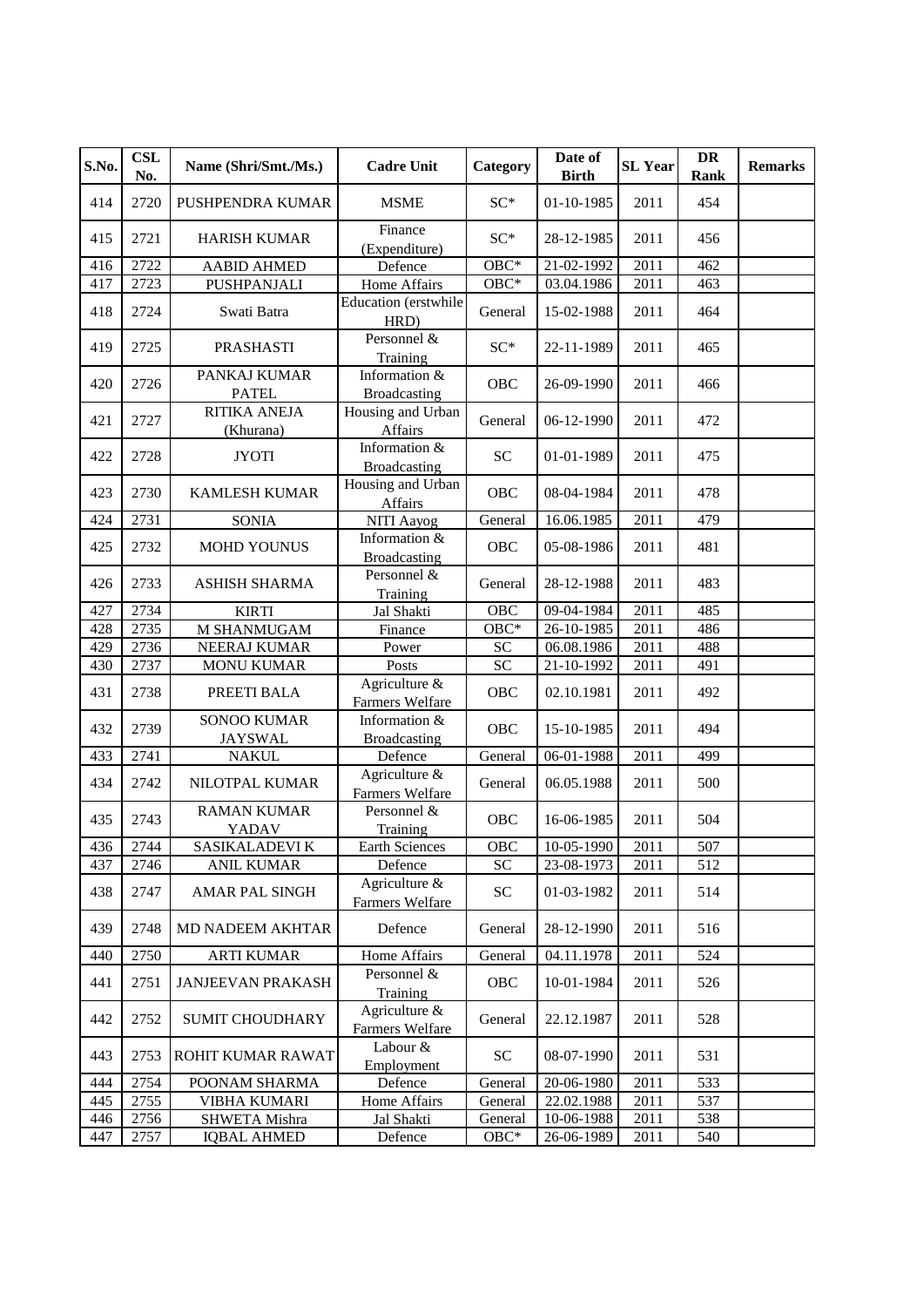| S.No. | CSL No. | Name (Shri/Smt./Ms.) | Cadre Unit | Category | Date of Birth | SL Year | DR Rank | Remarks |
|---|---|---|---|---|---|---|---|---|
| 414 | 2720 | PUSHPENDRA KUMAR | MSME | SC* | 01-10-1985 | 2011 | 454 | |
| 415 | 2721 | HARISH KUMAR | Finance (Expenditure) | SC* | 28-12-1985 | 2011 | 456 | |
| 416 | 2722 | AABID AHMED | Defence | OBC* | 21-02-1992 | 2011 | 462 | |
| 417 | 2723 | PUSHPANJALI | Home Affairs | OBC* | 03.04.1986 | 2011 | 463 | |
| 418 | 2724 | Swati Batra | Education (erstwhile HRD) | General | 15-02-1988 | 2011 | 464 | |
| 419 | 2725 | PRASHASTI | Personnel & Training | SC* | 22-11-1989 | 2011 | 465 | |
| 420 | 2726 | PANKAJ KUMAR PATEL | Information & Broadcasting | OBC | 26-09-1990 | 2011 | 466 | |
| 421 | 2727 | RITIKA ANEJA (Khurana) | Housing and Urban Affairs | General | 06-12-1990 | 2011 | 472 | |
| 422 | 2728 | JYOTI | Information & Broadcasting | SC | 01-01-1989 | 2011 | 475 | |
| 423 | 2730 | KAMLESH KUMAR | Housing and Urban Affairs | OBC | 08-04-1984 | 2011 | 478 | |
| 424 | 2731 | SONIA | NITI Aayog | General | 16.06.1985 | 2011 | 479 | |
| 425 | 2732 | MOHD YOUNUS | Information & Broadcasting | OBC | 05-08-1986 | 2011 | 481 | |
| 426 | 2733 | ASHISH SHARMA | Personnel & Training | General | 28-12-1988 | 2011 | 483 | |
| 427 | 2734 | KIRTI | Jal Shakti | OBC | 09-04-1984 | 2011 | 485 | |
| 428 | 2735 | M SHANMUGAM | Finance | OBC* | 26-10-1985 | 2011 | 486 | |
| 429 | 2736 | NEERAJ KUMAR | Power | SC | 06.08.1986 | 2011 | 488 | |
| 430 | 2737 | MONU KUMAR | Posts | SC | 21-10-1992 | 2011 | 491 | |
| 431 | 2738 | PREETI BALA | Agriculture & Farmers Welfare | OBC | 02.10.1981 | 2011 | 492 | |
| 432 | 2739 | SONOO KUMAR JAYSWAL | Information & Broadcasting | OBC | 15-10-1985 | 2011 | 494 | |
| 433 | 2741 | NAKUL | Defence | General | 06-01-1988 | 2011 | 499 | |
| 434 | 2742 | NILOTPAL KUMAR | Agriculture & Farmers Welfare | General | 06.05.1988 | 2011 | 500 | |
| 435 | 2743 | RAMAN KUMAR YADAV | Personnel & Training | OBC | 16-06-1985 | 2011 | 504 | |
| 436 | 2744 | SASIKALADEVI K | Earth Sciences | OBC | 10-05-1990 | 2011 | 507 | |
| 437 | 2746 | ANIL KUMAR | Defence | SC | 23-08-1973 | 2011 | 512 | |
| 438 | 2747 | AMAR PAL SINGH | Agriculture & Farmers Welfare | SC | 01-03-1982 | 2011 | 514 | |
| 439 | 2748 | MD NADEEM AKHTAR | Defence | General | 28-12-1990 | 2011 | 516 | |
| 440 | 2750 | ARTI KUMAR | Home Affairs | General | 04.11.1978 | 2011 | 524 | |
| 441 | 2751 | JANJEEVAN PRAKASH | Personnel & Training | OBC | 10-01-1984 | 2011 | 526 | |
| 442 | 2752 | SUMIT CHOUDHARY | Agriculture & Farmers Welfare | General | 22.12.1987 | 2011 | 528 | |
| 443 | 2753 | ROHIT KUMAR RAWAT | Labour & Employment | SC | 08-07-1990 | 2011 | 531 | |
| 444 | 2754 | POONAM SHARMA | Defence | General | 20-06-1980 | 2011 | 533 | |
| 445 | 2755 | VIBHA KUMARI | Home Affairs | General | 22.02.1988 | 2011 | 537 | |
| 446 | 2756 | SHWETA Mishra | Jal Shakti | General | 10-06-1988 | 2011 | 538 | |
| 447 | 2757 | IQBAL AHMED | Defence | OBC* | 26-06-1989 | 2011 | 540 | |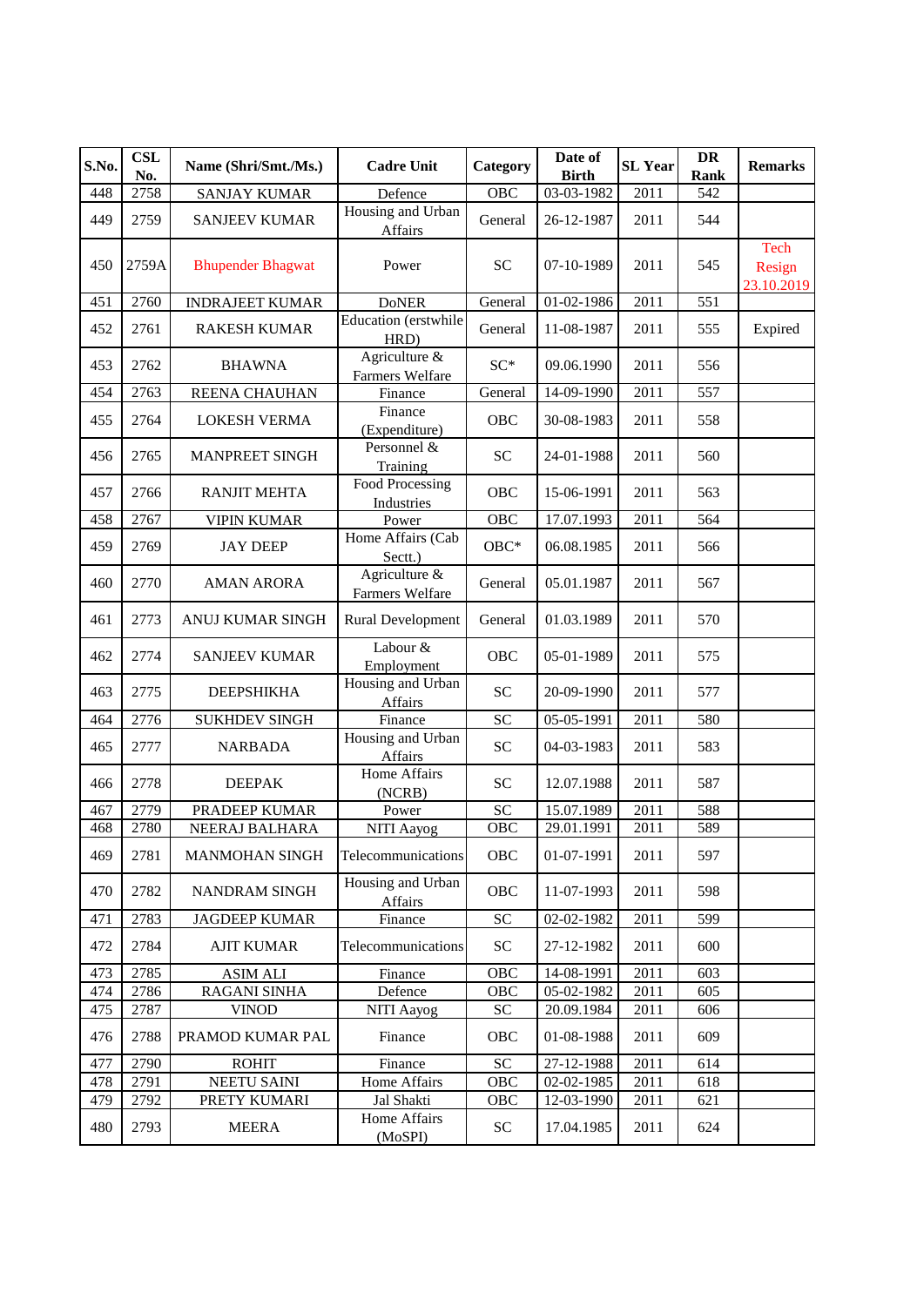| S.No. | CSL No. | Name (Shri/Smt./Ms.) | Cadre Unit | Category | Date of Birth | SL Year | DR Rank | Remarks |
|---|---|---|---|---|---|---|---|---|
| 448 | 2758 | SANJAY KUMAR | Defence | OBC | 03-03-1982 | 2011 | 542 | |
| 449 | 2759 | SANJEEV KUMAR | Housing and Urban Affairs | General | 26-12-1987 | 2011 | 544 | |
| 450 | 2759A | Bhupender Bhagwat | Power | SC | 07-10-1989 | 2011 | 545 | Tech Resign 23.10.2019 |
| 451 | 2760 | INDRAJEET KUMAR | DoNER | General | 01-02-1986 | 2011 | 551 | |
| 452 | 2761 | RAKESH KUMAR | Education (erstwhile HRD) | General | 11-08-1987 | 2011 | 555 | Expired |
| 453 | 2762 | BHAWNA | Agriculture & Farmers Welfare | SC* | 09.06.1990 | 2011 | 556 | |
| 454 | 2763 | REENA CHAUHAN | Finance | General | 14-09-1990 | 2011 | 557 | |
| 455 | 2764 | LOKESH VERMA | Finance (Expenditure) | OBC | 30-08-1983 | 2011 | 558 | |
| 456 | 2765 | MANPREET SINGH | Personnel & Training | SC | 24-01-1988 | 2011 | 560 | |
| 457 | 2766 | RANJIT MEHTA | Food Processing Industries | OBC | 15-06-1991 | 2011 | 563 | |
| 458 | 2767 | VIPIN KUMAR | Power | OBC | 17.07.1993 | 2011 | 564 | |
| 459 | 2769 | JAY DEEP | Home Affairs (Cab Sectt.) | OBC* | 06.08.1985 | 2011 | 566 | |
| 460 | 2770 | AMAN ARORA | Agriculture & Farmers Welfare | General | 05.01.1987 | 2011 | 567 | |
| 461 | 2773 | ANUJ KUMAR SINGH | Rural Development | General | 01.03.1989 | 2011 | 570 | |
| 462 | 2774 | SANJEEV KUMAR | Labour & Employment | OBC | 05-01-1989 | 2011 | 575 | |
| 463 | 2775 | DEEPSHIKHA | Housing and Urban Affairs | SC | 20-09-1990 | 2011 | 577 | |
| 464 | 2776 | SUKHDEV SINGH | Finance | SC | 05-05-1991 | 2011 | 580 | |
| 465 | 2777 | NARBADA | Housing and Urban Affairs | SC | 04-03-1983 | 2011 | 583 | |
| 466 | 2778 | DEEPAK | Home Affairs (NCRB) | SC | 12.07.1988 | 2011 | 587 | |
| 467 | 2779 | PRADEEP KUMAR | Power | SC | 15.07.1989 | 2011 | 588 | |
| 468 | 2780 | NEERAJ BALHARA | NITI Aayog | OBC | 29.01.1991 | 2011 | 589 | |
| 469 | 2781 | MANMOHAN SINGH | Telecommunications | OBC | 01-07-1991 | 2011 | 597 | |
| 470 | 2782 | NANDRAM SINGH | Housing and Urban Affairs | OBC | 11-07-1993 | 2011 | 598 | |
| 471 | 2783 | JAGDEEP KUMAR | Finance | SC | 02-02-1982 | 2011 | 599 | |
| 472 | 2784 | AJIT KUMAR | Telecommunications | SC | 27-12-1982 | 2011 | 600 | |
| 473 | 2785 | ASIM ALI | Finance | OBC | 14-08-1991 | 2011 | 603 | |
| 474 | 2786 | RAGANI SINHA | Defence | OBC | 05-02-1982 | 2011 | 605 | |
| 475 | 2787 | VINOD | NITI Aayog | SC | 20.09.1984 | 2011 | 606 | |
| 476 | 2788 | PRAMOD KUMAR PAL | Finance | OBC | 01-08-1988 | 2011 | 609 | |
| 477 | 2790 | ROHIT | Finance | SC | 27-12-1988 | 2011 | 614 | |
| 478 | 2791 | NEETU SAINI | Home Affairs | OBC | 02-02-1985 | 2011 | 618 | |
| 479 | 2792 | PRETY KUMARI | Jal Shakti | OBC | 12-03-1990 | 2011 | 621 | |
| 480 | 2793 | MEERA | Home Affairs (MoSPI) | SC | 17.04.1985 | 2011 | 624 | |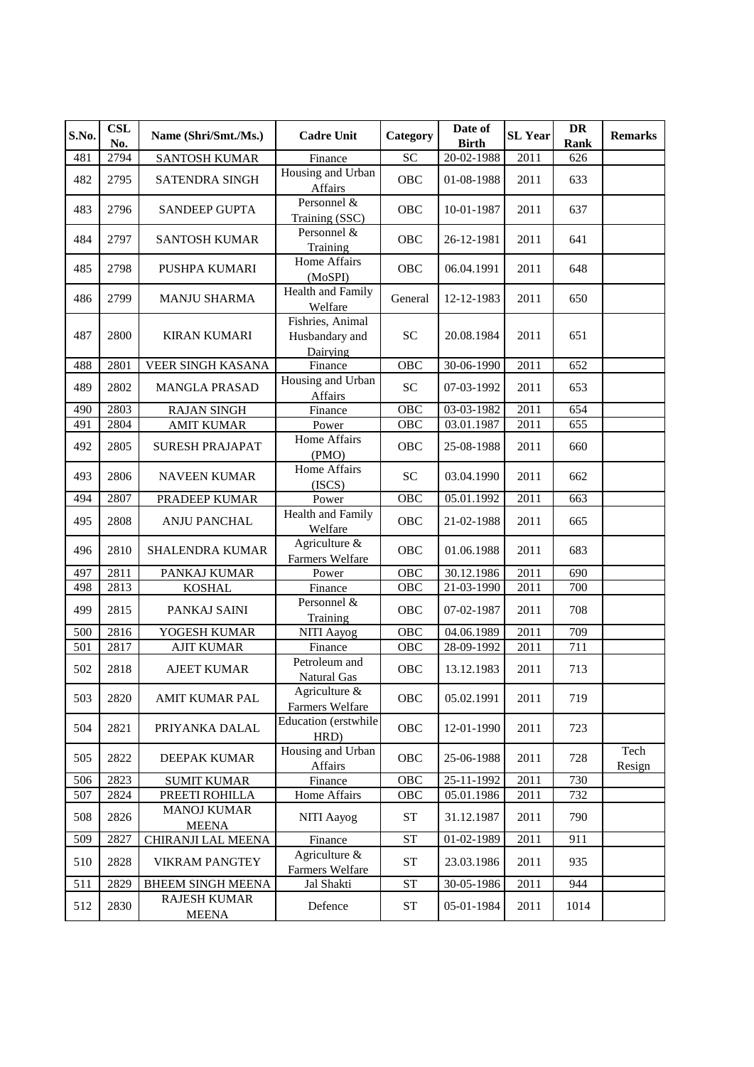| S.No. | CSL No. | Name (Shri/Smt./Ms.) | Cadre Unit | Category | Date of Birth | SL Year | DR Rank | Remarks |
|---|---|---|---|---|---|---|---|---|
| 481 | 2794 | SANTOSH KUMAR | Finance | SC | 20-02-1988 | 2011 | 626 | |
| 482 | 2795 | SATENDRA SINGH | Housing and Urban Affairs | OBC | 01-08-1988 | 2011 | 633 | |
| 483 | 2796 | SANDEEP GUPTA | Personnel & Training (SSC) | OBC | 10-01-1987 | 2011 | 637 | |
| 484 | 2797 | SANTOSH KUMAR | Personnel & Training | OBC | 26-12-1981 | 2011 | 641 | |
| 485 | 2798 | PUSHPA KUMARI | Home Affairs (MoSPI) | OBC | 06.04.1991 | 2011 | 648 | |
| 486 | 2799 | MANJU SHARMA | Health and Family Welfare | General | 12-12-1983 | 2011 | 650 | |
| 487 | 2800 | KIRAN KUMARI | Fishries, Animal Husbandary and Dairying | SC | 20.08.1984 | 2011 | 651 | |
| 488 | 2801 | VEER SINGH KASANA | Finance | OBC | 30-06-1990 | 2011 | 652 | |
| 489 | 2802 | MANGLA PRASAD | Housing and Urban Affairs | SC | 07-03-1992 | 2011 | 653 | |
| 490 | 2803 | RAJAN SINGH | Finance | OBC | 03-03-1982 | 2011 | 654 | |
| 491 | 2804 | AMIT KUMAR | Power | OBC | 03.01.1987 | 2011 | 655 | |
| 492 | 2805 | SURESH PRAJAPAT | Home Affairs (PMO) | OBC | 25-08-1988 | 2011 | 660 | |
| 493 | 2806 | NAVEEN KUMAR | Home Affairs (ISCS) | SC | 03.04.1990 | 2011 | 662 | |
| 494 | 2807 | PRADEEP KUMAR | Power | OBC | 05.01.1992 | 2011 | 663 | |
| 495 | 2808 | ANJU PANCHAL | Health and Family Welfare | OBC | 21-02-1988 | 2011 | 665 | |
| 496 | 2810 | SHALENDRA KUMAR | Agriculture & Farmers Welfare | OBC | 01.06.1988 | 2011 | 683 | |
| 497 | 2811 | PANKAJ KUMAR | Power | OBC | 30.12.1986 | 2011 | 690 | |
| 498 | 2813 | KOSHAL | Finance | OBC | 21-03-1990 | 2011 | 700 | |
| 499 | 2815 | PANKAJ SAINI | Personnel & Training | OBC | 07-02-1987 | 2011 | 708 | |
| 500 | 2816 | YOGESH KUMAR | NITI Aayog | OBC | 04.06.1989 | 2011 | 709 | |
| 501 | 2817 | AJIT KUMAR | Finance | OBC | 28-09-1992 | 2011 | 711 | |
| 502 | 2818 | AJEET KUMAR | Petroleum and Natural Gas | OBC | 13.12.1983 | 2011 | 713 | |
| 503 | 2820 | AMIT KUMAR PAL | Agriculture & Farmers Welfare | OBC | 05.02.1991 | 2011 | 719 | |
| 504 | 2821 | PRIYANKA DALAL | Education (erstwhile HRD) | OBC | 12-01-1990 | 2011 | 723 | |
| 505 | 2822 | DEEPAK KUMAR | Housing and Urban Affairs | OBC | 25-06-1988 | 2011 | 728 | Tech Resign |
| 506 | 2823 | SUMIT KUMAR | Finance | OBC | 25-11-1992 | 2011 | 730 | |
| 507 | 2824 | PREETI ROHILLA | Home Affairs | OBC | 05.01.1986 | 2011 | 732 | |
| 508 | 2826 | MANOJ KUMAR MEENA | NITI Aayog | ST | 31.12.1987 | 2011 | 790 | |
| 509 | 2827 | CHIRANJI LAL MEENA | Finance | ST | 01-02-1989 | 2011 | 911 | |
| 510 | 2828 | VIKRAM PANGTEY | Agriculture & Farmers Welfare | ST | 23.03.1986 | 2011 | 935 | |
| 511 | 2829 | BHEEM SINGH MEENA | Jal Shakti | ST | 30-05-1986 | 2011 | 944 | |
| 512 | 2830 | RAJESH KUMAR MEENA | Defence | ST | 05-01-1984 | 2011 | 1014 | |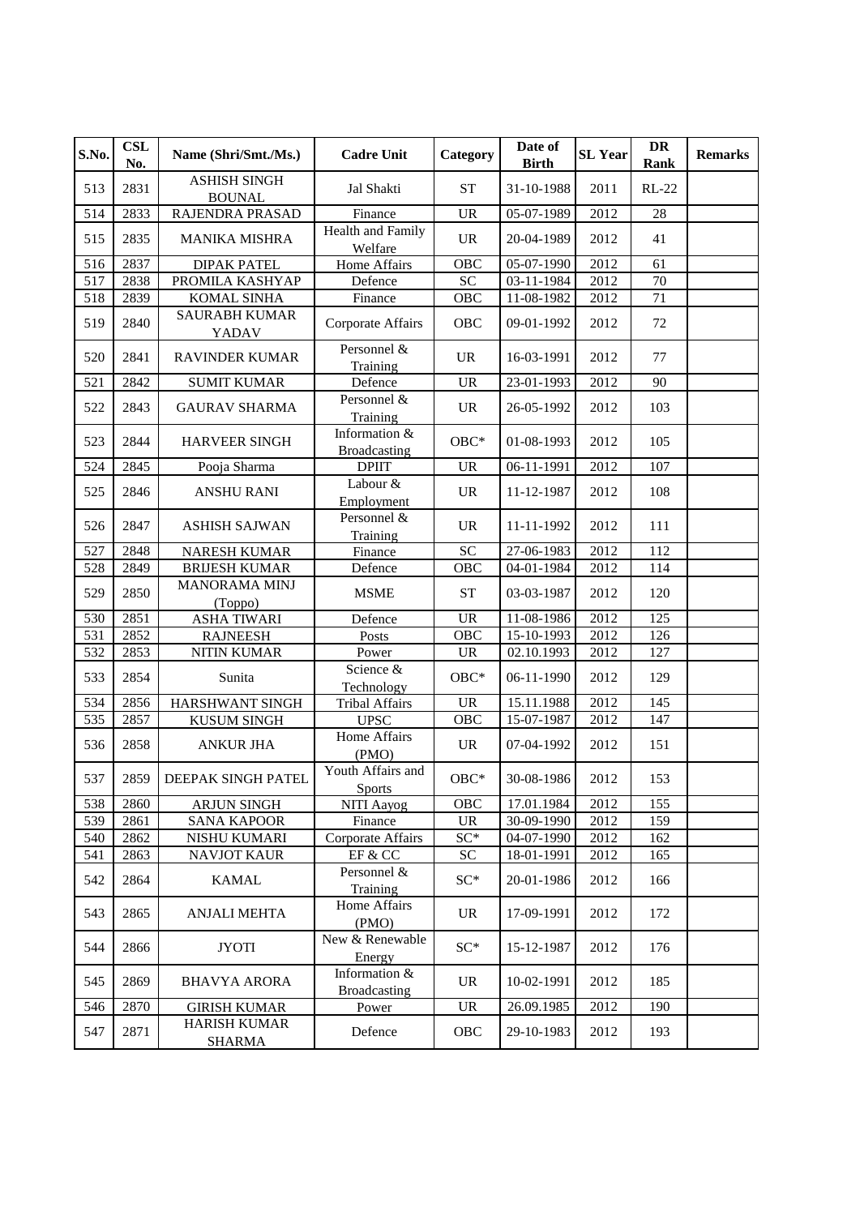| S.No. | CSL No. | Name (Shri/Smt./Ms.) | Cadre Unit | Category | Date of Birth | SL Year | DR Rank | Remarks |
|---|---|---|---|---|---|---|---|---|
| 513 | 2831 | ASHISH SINGH BOUNAL | Jal Shakti | ST | 31-10-1988 | 2011 | RL-22 | |
| 514 | 2833 | RAJENDRA PRASAD | Finance | UR | 05-07-1989 | 2012 | 28 | |
| 515 | 2835 | MANIKA MISHRA | Health and Family Welfare | UR | 20-04-1989 | 2012 | 41 | |
| 516 | 2837 | DIPAK PATEL | Home Affairs | OBC | 05-07-1990 | 2012 | 61 | |
| 517 | 2838 | PROMILA KASHYAP | Defence | SC | 03-11-1984 | 2012 | 70 | |
| 518 | 2839 | KOMAL SINHA | Finance | OBC | 11-08-1982 | 2012 | 71 | |
| 519 | 2840 | SAURABH KUMAR YADAV | Corporate Affairs | OBC | 09-01-1992 | 2012 | 72 | |
| 520 | 2841 | RAVINDER KUMAR | Personnel & Training | UR | 16-03-1991 | 2012 | 77 | |
| 521 | 2842 | SUMIT KUMAR | Defence | UR | 23-01-1993 | 2012 | 90 | |
| 522 | 2843 | GAURAV SHARMA | Personnel & Training | UR | 26-05-1992 | 2012 | 103 | |
| 523 | 2844 | HARVEER SINGH | Information & Broadcasting | OBC* | 01-08-1993 | 2012 | 105 | |
| 524 | 2845 | Pooja Sharma | DPIIT | UR | 06-11-1991 | 2012 | 107 | |
| 525 | 2846 | ANSHU RANI | Labour & Employment | UR | 11-12-1987 | 2012 | 108 | |
| 526 | 2847 | ASHISH SAJWAN | Personnel & Training | UR | 11-11-1992 | 2012 | 111 | |
| 527 | 2848 | NARESH KUMAR | Finance | SC | 27-06-1983 | 2012 | 112 | |
| 528 | 2849 | BRIJESH KUMAR | Defence | OBC | 04-01-1984 | 2012 | 114 | |
| 529 | 2850 | MANORAMA MINJ (Toppo) | MSME | ST | 03-03-1987 | 2012 | 120 | |
| 530 | 2851 | ASHA TIWARI | Defence | UR | 11-08-1986 | 2012 | 125 | |
| 531 | 2852 | RAJNEESH | Posts | OBC | 15-10-1993 | 2012 | 126 | |
| 532 | 2853 | NITIN KUMAR | Power | UR | 02.10.1993 | 2012 | 127 | |
| 533 | 2854 | Sunita | Science & Technology | OBC* | 06-11-1990 | 2012 | 129 | |
| 534 | 2856 | HARSHWANT SINGH | Tribal Affairs | UR | 15.11.1988 | 2012 | 145 | |
| 535 | 2857 | KUSUM SINGH | UPSC | OBC | 15-07-1987 | 2012 | 147 | |
| 536 | 2858 | ANKUR JHA | Home Affairs (PMO) | UR | 07-04-1992 | 2012 | 151 | |
| 537 | 2859 | DEEPAK SINGH PATEL | Youth Affairs and Sports | OBC* | 30-08-1986 | 2012 | 153 | |
| 538 | 2860 | ARJUN SINGH | NITI Aayog | OBC | 17.01.1984 | 2012 | 155 | |
| 539 | 2861 | SANA KAPOOR | Finance | UR | 30-09-1990 | 2012 | 159 | |
| 540 | 2862 | NISHU KUMARI | Corporate Affairs | SC* | 04-07-1990 | 2012 | 162 | |
| 541 | 2863 | NAVJOT KAUR | EF & CC | SC | 18-01-1991 | 2012 | 165 | |
| 542 | 2864 | KAMAL | Personnel & Training | SC* | 20-01-1986 | 2012 | 166 | |
| 543 | 2865 | ANJALI MEHTA | Home Affairs (PMO) | UR | 17-09-1991 | 2012 | 172 | |
| 544 | 2866 | JYOTI | New & Renewable Energy | SC* | 15-12-1987 | 2012 | 176 | |
| 545 | 2869 | BHAVYA ARORA | Information & Broadcasting | UR | 10-02-1991 | 2012 | 185 | |
| 546 | 2870 | GIRISH KUMAR | Power | UR | 26.09.1985 | 2012 | 190 | |
| 547 | 2871 | HARISH KUMAR SHARMA | Defence | OBC | 29-10-1983 | 2012 | 193 | |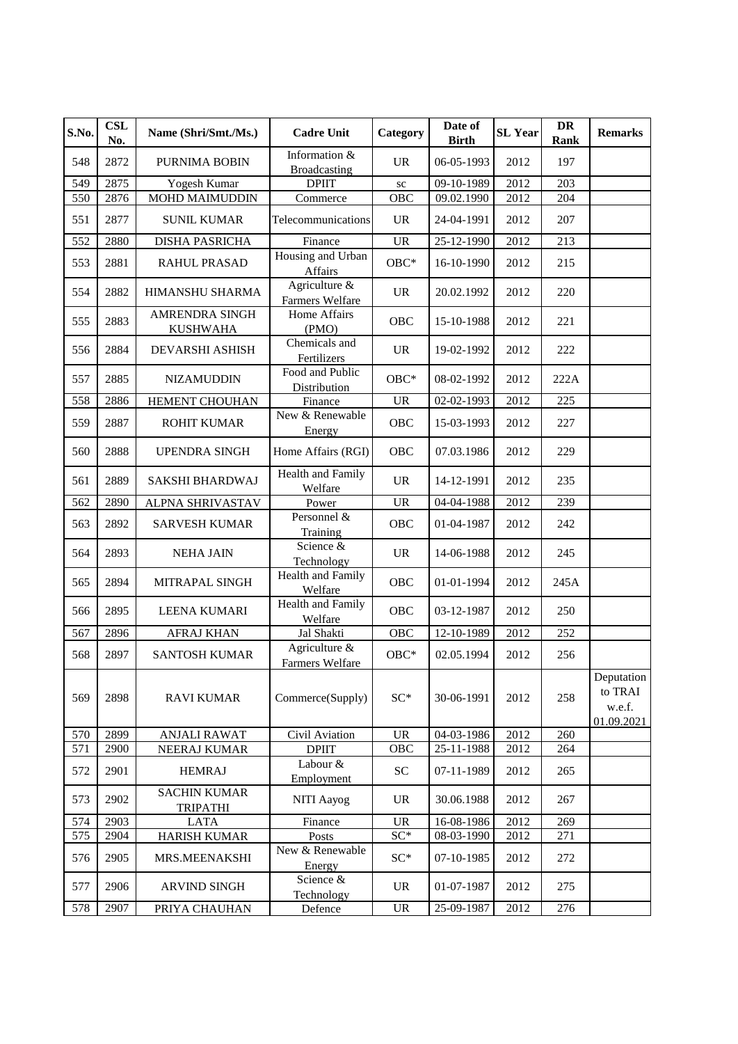| S.No. | CSL No. | Name (Shri/Smt./Ms.) | Cadre Unit | Category | Date of Birth | SL Year | DR Rank | Remarks |
|---|---|---|---|---|---|---|---|---|
| 548 | 2872 | PURNIMA BOBIN | Information & Broadcasting | UR | 06-05-1993 | 2012 | 197 | |
| 549 | 2875 | Yogesh Kumar | DPIIT | sc | 09-10-1989 | 2012 | 203 | |
| 550 | 2876 | MOHD MAIMUDDIN | Commerce | OBC | 09.02.1990 | 2012 | 204 | |
| 551 | 2877 | SUNIL KUMAR | Telecommunications | UR | 24-04-1991 | 2012 | 207 | |
| 552 | 2880 | DISHA PASRICHA | Finance | UR | 25-12-1990 | 2012 | 213 | |
| 553 | 2881 | RAHUL PRASAD | Housing and Urban Affairs | OBC* | 16-10-1990 | 2012 | 215 | |
| 554 | 2882 | HIMANSHU SHARMA | Agriculture & Farmers Welfare | UR | 20.02.1992 | 2012 | 220 | |
| 555 | 2883 | AMRENDRA SINGH KUSHWAHA | Home Affairs (PMO) | OBC | 15-10-1988 | 2012 | 221 | |
| 556 | 2884 | DEVARSHI ASHISH | Chemicals and Fertilizers | UR | 19-02-1992 | 2012 | 222 | |
| 557 | 2885 | NIZAMUDDIN | Food and Public Distribution | OBC* | 08-02-1992 | 2012 | 222A | |
| 558 | 2886 | HEMENT CHOUHAN | Finance | UR | 02-02-1993 | 2012 | 225 | |
| 559 | 2887 | ROHIT KUMAR | New & Renewable Energy | OBC | 15-03-1993 | 2012 | 227 | |
| 560 | 2888 | UPENDRA SINGH | Home Affairs (RGI) | OBC | 07.03.1986 | 2012 | 229 | |
| 561 | 2889 | SAKSHI BHARDWAJ | Health and Family Welfare | UR | 14-12-1991 | 2012 | 235 | |
| 562 | 2890 | ALPNA SHRIVASTAV | Power | UR | 04-04-1988 | 2012 | 239 | |
| 563 | 2892 | SARVESH KUMAR | Personnel & Training | OBC | 01-04-1987 | 2012 | 242 | |
| 564 | 2893 | NEHA JAIN | Science & Technology | UR | 14-06-1988 | 2012 | 245 | |
| 565 | 2894 | MITRAPAL SINGH | Health and Family Welfare | OBC | 01-01-1994 | 2012 | 245A | |
| 566 | 2895 | LEENA KUMARI | Health and Family Welfare | OBC | 03-12-1987 | 2012 | 250 | |
| 567 | 2896 | AFRAJ KHAN | Jal Shakti | OBC | 12-10-1989 | 2012 | 252 | |
| 568 | 2897 | SANTOSH KUMAR | Agriculture & Farmers Welfare | OBC* | 02.05.1994 | 2012 | 256 | |
| 569 | 2898 | RAVI KUMAR | Commerce(Supply) | SC* | 30-06-1991 | 2012 | 258 | Deputation to TRAI w.e.f. 01.09.2021 |
| 570 | 2899 | ANJALI RAWAT | Civil Aviation | UR | 04-03-1986 | 2012 | 260 | |
| 571 | 2900 | NEERAJ KUMAR | DPIIT | OBC | 25-11-1988 | 2012 | 264 | |
| 572 | 2901 | HEMRAJ | Labour & Employment | SC | 07-11-1989 | 2012 | 265 | |
| 573 | 2902 | SACHIN KUMAR TRIPATHI | NITI Aayog | UR | 30.06.1988 | 2012 | 267 | |
| 574 | 2903 | LATA | Finance | UR | 16-08-1986 | 2012 | 269 | |
| 575 | 2904 | HARISH KUMAR | Posts | SC* | 08-03-1990 | 2012 | 271 | |
| 576 | 2905 | MRS.MEENAKSHI | New & Renewable Energy | SC* | 07-10-1985 | 2012 | 272 | |
| 577 | 2906 | ARVIND SINGH | Science & Technology | UR | 01-07-1987 | 2012 | 275 | |
| 578 | 2907 | PRIYA CHAUHAN | Defence | UR | 25-09-1987 | 2012 | 276 | |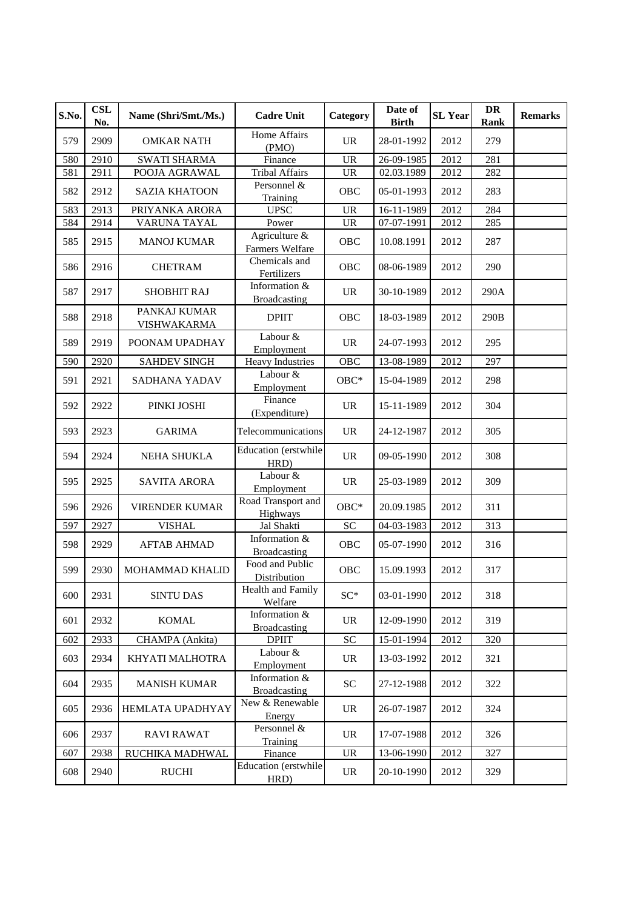| S.No. | CSL No. | Name (Shri/Smt./Ms.) | Cadre Unit | Category | Date of Birth | SL Year | DR Rank | Remarks |
|---|---|---|---|---|---|---|---|---|
| 579 | 2909 | OMKAR NATH | Home Affairs (PMO) | UR | 28-01-1992 | 2012 | 279 | |
| 580 | 2910 | SWATI SHARMA | Finance | UR | 26-09-1985 | 2012 | 281 | |
| 581 | 2911 | POOJA AGRAWAL | Tribal Affairs | UR | 02.03.1989 | 2012 | 282 | |
| 582 | 2912 | SAZIA KHATOON | Personnel & Training | OBC | 05-01-1993 | 2012 | 283 | |
| 583 | 2913 | PRIYANKA ARORA | UPSC | UR | 16-11-1989 | 2012 | 284 | |
| 584 | 2914 | VARUNA TAYAL | Power | UR | 07-07-1991 | 2012 | 285 | |
| 585 | 2915 | MANOJ KUMAR | Agriculture & Farmers Welfare | OBC | 10.08.1991 | 2012 | 287 | |
| 586 | 2916 | CHETRAM | Chemicals and Fertilizers | OBC | 08-06-1989 | 2012 | 290 | |
| 587 | 2917 | SHOBHIT RAJ | Information & Broadcasting | UR | 30-10-1989 | 2012 | 290A | |
| 588 | 2918 | PANKAJ KUMAR VISHWAKARMA | DPIIT | OBC | 18-03-1989 | 2012 | 290B | |
| 589 | 2919 | POONAM UPADHAY | Labour & Employment | UR | 24-07-1993 | 2012 | 295 | |
| 590 | 2920 | SAHDEV SINGH | Heavy Industries | OBC | 13-08-1989 | 2012 | 297 | |
| 591 | 2921 | SADHANA YADAV | Labour & Employment | OBC* | 15-04-1989 | 2012 | 298 | |
| 592 | 2922 | PINKI JOSHI | Finance (Expenditure) | UR | 15-11-1989 | 2012 | 304 | |
| 593 | 2923 | GARIMA | Telecommunications | UR | 24-12-1987 | 2012 | 305 | |
| 594 | 2924 | NEHA SHUKLA | Education (erstwhile HRD) | UR | 09-05-1990 | 2012 | 308 | |
| 595 | 2925 | SAVITA ARORA | Labour & Employment | UR | 25-03-1989 | 2012 | 309 | |
| 596 | 2926 | VIRENDER KUMAR | Road Transport and Highways | OBC* | 20.09.1985 | 2012 | 311 | |
| 597 | 2927 | VISHAL | Jal Shakti | SC | 04-03-1983 | 2012 | 313 | |
| 598 | 2929 | AFTAB AHMAD | Information & Broadcasting | OBC | 05-07-1990 | 2012 | 316 | |
| 599 | 2930 | MOHAMMAD KHALID | Food and Public Distribution | OBC | 15.09.1993 | 2012 | 317 | |
| 600 | 2931 | SINTU DAS | Health and Family Welfare | SC* | 03-01-1990 | 2012 | 318 | |
| 601 | 2932 | KOMAL | Information & Broadcasting | UR | 12-09-1990 | 2012 | 319 | |
| 602 | 2933 | CHAMPA (Ankita) | DPIIT | SC | 15-01-1994 | 2012 | 320 | |
| 603 | 2934 | KHYATI MALHOTRA | Labour & Employment | UR | 13-03-1992 | 2012 | 321 | |
| 604 | 2935 | MANISH KUMAR | Information & Broadcasting | SC | 27-12-1988 | 2012 | 322 | |
| 605 | 2936 | HEMLATA UPADHYAY | New & Renewable Energy | UR | 26-07-1987 | 2012 | 324 | |
| 606 | 2937 | RAVI RAWAT | Personnel & Training | UR | 17-07-1988 | 2012 | 326 | |
| 607 | 2938 | RUCHIKA MADHWAL | Finance | UR | 13-06-1990 | 2012 | 327 | |
| 608 | 2940 | RUCHI | Education (erstwhile HRD) | UR | 20-10-1990 | 2012 | 329 | |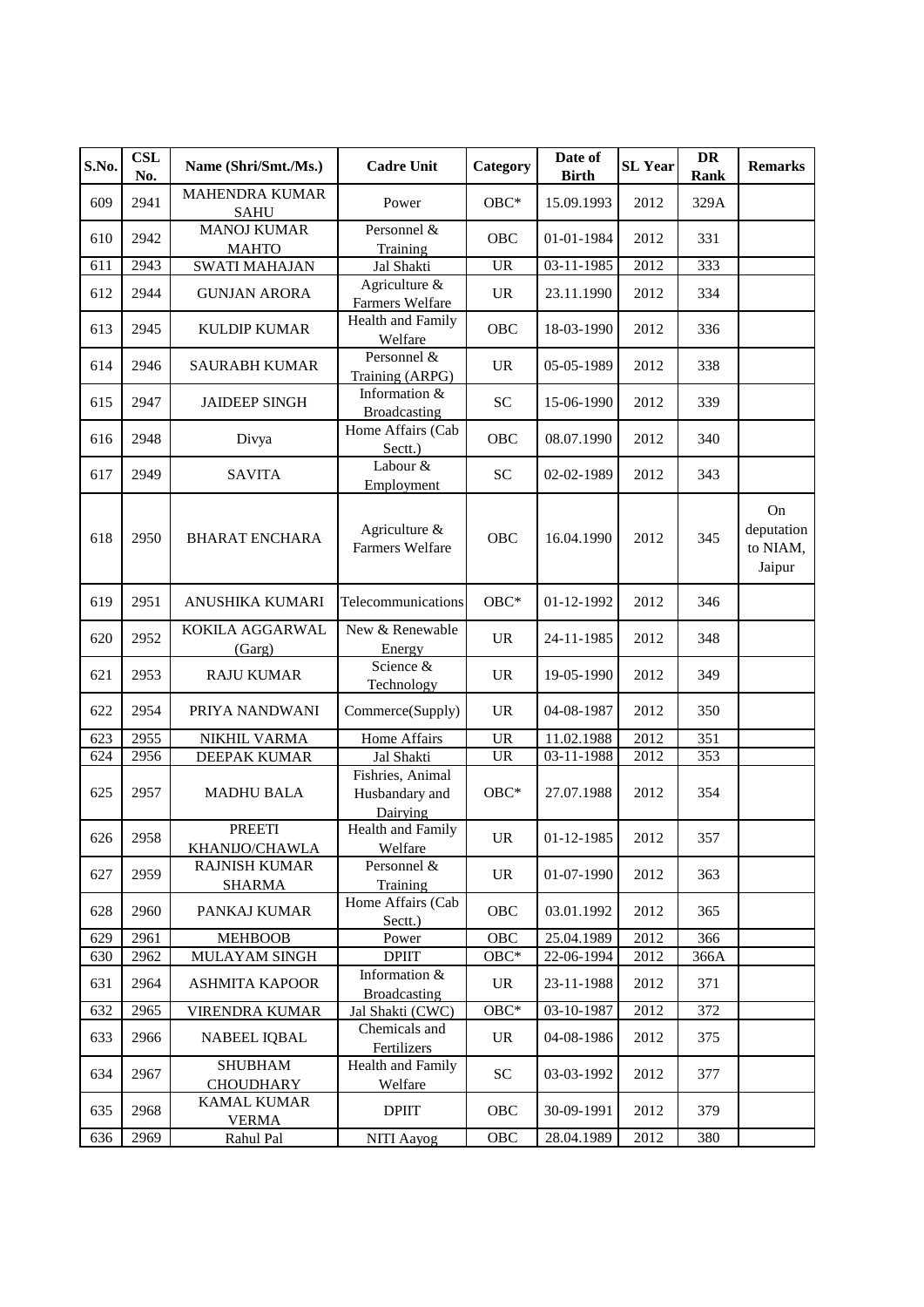| S.No. | CSL No. | Name (Shri/Smt./Ms.) | Cadre Unit | Category | Date of Birth | SL Year | DR Rank | Remarks |
|---|---|---|---|---|---|---|---|---|
| 609 | 2941 | MAHENDRA KUMAR SAHU | Power | OBC* | 15.09.1993 | 2012 | 329A | |
| 610 | 2942 | MANOJ KUMAR MAHTO | Personnel & Training | OBC | 01-01-1984 | 2012 | 331 | |
| 611 | 2943 | SWATI MAHAJAN | Jal Shakti | UR | 03-11-1985 | 2012 | 333 | |
| 612 | 2944 | GUNJAN ARORA | Agriculture & Farmers Welfare | UR | 23.11.1990 | 2012 | 334 | |
| 613 | 2945 | KULDIP KUMAR | Health and Family Welfare | OBC | 18-03-1990 | 2012 | 336 | |
| 614 | 2946 | SAURABH KUMAR | Personnel & Training (ARPG) | UR | 05-05-1989 | 2012 | 338 | |
| 615 | 2947 | JAIDEEP SINGH | Information & Broadcasting | SC | 15-06-1990 | 2012 | 339 | |
| 616 | 2948 | Divya | Home Affairs (Cab Sectt.) | OBC | 08.07.1990 | 2012 | 340 | |
| 617 | 2949 | SAVITA | Labour & Employment | SC | 02-02-1989 | 2012 | 343 | |
| 618 | 2950 | BHARAT ENCHARA | Agriculture & Farmers Welfare | OBC | 16.04.1990 | 2012 | 345 | On deputation to NIAM, Jaipur |
| 619 | 2951 | ANUSHIKA KUMARI | Telecommunications | OBC* | 01-12-1992 | 2012 | 346 | |
| 620 | 2952 | KOKILA AGGARWAL (Garg) | New & Renewable Energy | UR | 24-11-1985 | 2012 | 348 | |
| 621 | 2953 | RAJU KUMAR | Science & Technology | UR | 19-05-1990 | 2012 | 349 | |
| 622 | 2954 | PRIYA NANDWANI | Commerce(Supply) | UR | 04-08-1987 | 2012 | 350 | |
| 623 | 2955 | NIKHIL VARMA | Home Affairs | UR | 11.02.1988 | 2012 | 351 | |
| 624 | 2956 | DEEPAK KUMAR | Jal Shakti | UR | 03-11-1988 | 2012 | 353 | |
| 625 | 2957 | MADHU BALA | Fishries, Animal Husbandary and Dairying | OBC* | 27.07.1988 | 2012 | 354 | |
| 626 | 2958 | PREETI KHANIJO/CHAWLA | Health and Family Welfare | UR | 01-12-1985 | 2012 | 357 | |
| 627 | 2959 | RAJNISH KUMAR SHARMA | Personnel & Training | UR | 01-07-1990 | 2012 | 363 | |
| 628 | 2960 | PANKAJ KUMAR | Home Affairs (Cab Sectt.) | OBC | 03.01.1992 | 2012 | 365 | |
| 629 | 2961 | MEHBOOB | Power | OBC | 25.04.1989 | 2012 | 366 | |
| 630 | 2962 | MULAYAM SINGH | DPIIT | OBC* | 22-06-1994 | 2012 | 366A | |
| 631 | 2964 | ASHMITA KAPOOR | Information & Broadcasting | UR | 23-11-1988 | 2012 | 371 | |
| 632 | 2965 | VIRENDRA KUMAR | Jal Shakti (CWC) | OBC* | 03-10-1987 | 2012 | 372 | |
| 633 | 2966 | NABEEL IQBAL | Chemicals and Fertilizers | UR | 04-08-1986 | 2012 | 375 | |
| 634 | 2967 | SHUBHAM CHOUDHARY | Health and Family Welfare | SC | 03-03-1992 | 2012 | 377 | |
| 635 | 2968 | KAMAL KUMAR VERMA | DPIIT | OBC | 30-09-1991 | 2012 | 379 | |
| 636 | 2969 | Rahul Pal | NITI Aayog | OBC | 28.04.1989 | 2012 | 380 | |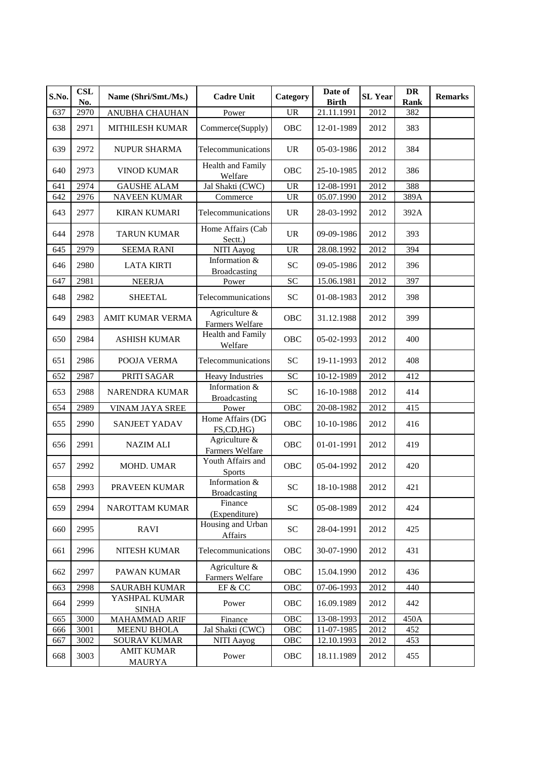| S.No. | CSL No. | Name (Shri/Smt./Ms.) | Cadre Unit | Category | Date of Birth | SL Year | DR Rank | Remarks |
|---|---|---|---|---|---|---|---|---|
| 637 | 2970 | ANUBHA CHAUHAN | Power | UR | 21.11.1991 | 2012 | 382 | |
| 638 | 2971 | MITHILESH KUMAR | Commerce(Supply) | OBC | 12-01-1989 | 2012 | 383 | |
| 639 | 2972 | NUPUR SHARMA | Telecommunications | UR | 05-03-1986 | 2012 | 384 | |
| 640 | 2973 | VINOD KUMAR | Health and Family Welfare | OBC | 25-10-1985 | 2012 | 386 | |
| 641 | 2974 | GAUSHE ALAM | Jal Shakti (CWC) | UR | 12-08-1991 | 2012 | 388 | |
| 642 | 2976 | NAVEEN KUMAR | Commerce | UR | 05.07.1990 | 2012 | 389A | |
| 643 | 2977 | KIRAN KUMARI | Telecommunications | UR | 28-03-1992 | 2012 | 392A | |
| 644 | 2978 | TARUN KUMAR | Home Affairs (Cab Sectt.) | UR | 09-09-1986 | 2012 | 393 | |
| 645 | 2979 | SEEMA RANI | NITI Aayog | UR | 28.08.1992 | 2012 | 394 | |
| 646 | 2980 | LATA KIRTI | Information & Broadcasting | SC | 09-05-1986 | 2012 | 396 | |
| 647 | 2981 | NEERJA | Power | SC | 15.06.1981 | 2012 | 397 | |
| 648 | 2982 | SHEETAL | Telecommunications | SC | 01-08-1983 | 2012 | 398 | |
| 649 | 2983 | AMIT KUMAR VERMA | Agriculture & Farmers Welfare | OBC | 31.12.1988 | 2012 | 399 | |
| 650 | 2984 | ASHISH KUMAR | Health and Family Welfare | OBC | 05-02-1993 | 2012 | 400 | |
| 651 | 2986 | POOJA VERMA | Telecommunications | SC | 19-11-1993 | 2012 | 408 | |
| 652 | 2987 | PRITI SAGAR | Heavy Industries | SC | 10-12-1989 | 2012 | 412 | |
| 653 | 2988 | NARENDRA KUMAR | Information & Broadcasting | SC | 16-10-1988 | 2012 | 414 | |
| 654 | 2989 | VINAM JAYA SREE | Power | OBC | 20-08-1982 | 2012 | 415 | |
| 655 | 2990 | SANJEET YADAV | Home Affairs (DG FS,CD,HG) | OBC | 10-10-1986 | 2012 | 416 | |
| 656 | 2991 | NAZIM ALI | Agriculture & Farmers Welfare | OBC | 01-01-1991 | 2012 | 419 | |
| 657 | 2992 | MOHD. UMAR | Youth Affairs and Sports | OBC | 05-04-1992 | 2012 | 420 | |
| 658 | 2993 | PRAVEEN KUMAR | Information & Broadcasting | SC | 18-10-1988 | 2012 | 421 | |
| 659 | 2994 | NAROTTAM KUMAR | Finance (Expenditure) | SC | 05-08-1989 | 2012 | 424 | |
| 660 | 2995 | RAVI | Housing and Urban Affairs | SC | 28-04-1991 | 2012 | 425 | |
| 661 | 2996 | NITESH KUMAR | Telecommunications | OBC | 30-07-1990 | 2012 | 431 | |
| 662 | 2997 | PAWAN KUMAR | Agriculture & Farmers Welfare | OBC | 15.04.1990 | 2012 | 436 | |
| 663 | 2998 | SAURABH KUMAR | EF & CC | OBC | 07-06-1993 | 2012 | 440 | |
| 664 | 2999 | YASHPAL KUMAR SINHA | Power | OBC | 16.09.1989 | 2012 | 442 | |
| 665 | 3000 | MAHAMMAD ARIF | Finance | OBC | 13-08-1993 | 2012 | 450A | |
| 666 | 3001 | MEENU BHOLA | Jal Shakti (CWC) | OBC | 11-07-1985 | 2012 | 452 | |
| 667 | 3002 | SOURAV KUMAR | NITI Aayog | OBC | 12.10.1993 | 2012 | 453 | |
| 668 | 3003 | AMIT KUMAR MAURYA | Power | OBC | 18.11.1989 | 2012 | 455 | |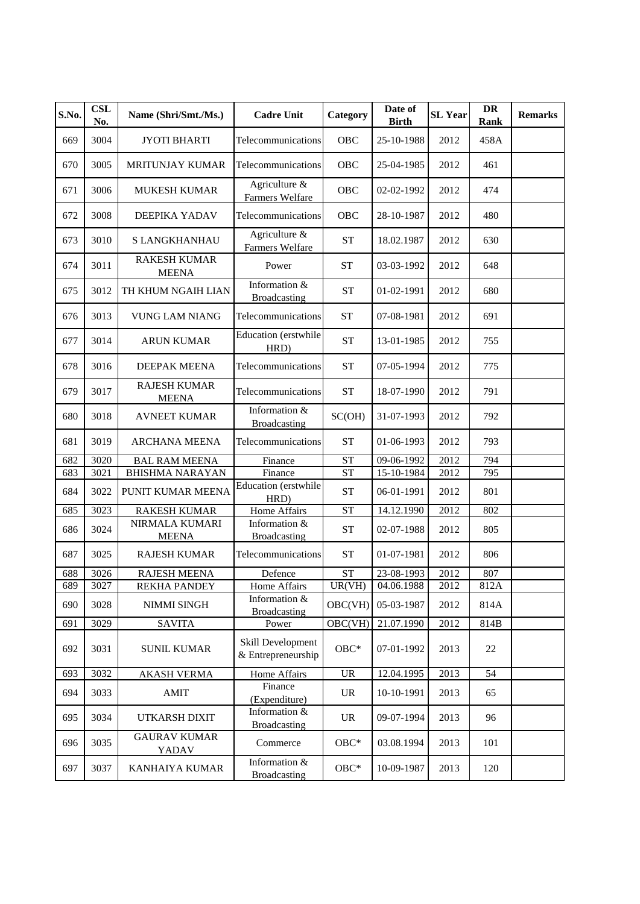| S.No. | CSL No. | Name (Shri/Smt./Ms.) | Cadre Unit | Category | Date of Birth | SL Year | DR Rank | Remarks |
|---|---|---|---|---|---|---|---|---|
| 669 | 3004 | JYOTI BHARTI | Telecommunications | OBC | 25-10-1988 | 2012 | 458A | |
| 670 | 3005 | MRITUNJAY KUMAR | Telecommunications | OBC | 25-04-1985 | 2012 | 461 | |
| 671 | 3006 | MUKESH KUMAR | Agriculture & Farmers Welfare | OBC | 02-02-1992 | 2012 | 474 | |
| 672 | 3008 | DEEPIKA YADAV | Telecommunications | OBC | 28-10-1987 | 2012 | 480 | |
| 673 | 3010 | S LANGKHANHAU | Agriculture & Farmers Welfare | ST | 18.02.1987 | 2012 | 630 | |
| 674 | 3011 | RAKESH KUMAR MEENA | Power | ST | 03-03-1992 | 2012 | 648 | |
| 675 | 3012 | TH KHUM NGAIH LIAN | Information & Broadcasting | ST | 01-02-1991 | 2012 | 680 | |
| 676 | 3013 | VUNG LAM NIANG | Telecommunications | ST | 07-08-1981 | 2012 | 691 | |
| 677 | 3014 | ARUN KUMAR | Education (erstwhile HRD) | ST | 13-01-1985 | 2012 | 755 | |
| 678 | 3016 | DEEPAK MEENA | Telecommunications | ST | 07-05-1994 | 2012 | 775 | |
| 679 | 3017 | RAJESH KUMAR MEENA | Telecommunications | ST | 18-07-1990 | 2012 | 791 | |
| 680 | 3018 | AVNEET KUMAR | Information & Broadcasting | SC(OH) | 31-07-1993 | 2012 | 792 | |
| 681 | 3019 | ARCHANA MEENA | Telecommunications | ST | 01-06-1993 | 2012 | 793 | |
| 682 | 3020 | BAL RAM MEENA | Finance | ST | 09-06-1992 | 2012 | 794 | |
| 683 | 3021 | BHISHMA NARAYAN | Finance | ST | 15-10-1984 | 2012 | 795 | |
| 684 | 3022 | PUNIT KUMAR MEENA | Education (erstwhile HRD) | ST | 06-01-1991 | 2012 | 801 | |
| 685 | 3023 | RAKESH KUMAR | Home Affairs | ST | 14.12.1990 | 2012 | 802 | |
| 686 | 3024 | NIRMALA KUMARI MEENA | Information & Broadcasting | ST | 02-07-1988 | 2012 | 805 | |
| 687 | 3025 | RAJESH KUMAR | Telecommunications | ST | 01-07-1981 | 2012 | 806 | |
| 688 | 3026 | RAJESH MEENA | Defence | ST | 23-08-1993 | 2012 | 807 | |
| 689 | 3027 | REKHA PANDEY | Home Affairs | UR(VH) | 04.06.1988 | 2012 | 812A | |
| 690 | 3028 | NIMMI SINGH | Information & Broadcasting | OBC(VH) | 05-03-1987 | 2012 | 814A | |
| 691 | 3029 | SAVITA | Power | OBC(VH) | 21.07.1990 | 2012 | 814B | |
| 692 | 3031 | SUNIL KUMAR | Skill Development & Entrepreneurship | OBC* | 07-01-1992 | 2013 | 22 | |
| 693 | 3032 | AKASH VERMA | Home Affairs | UR | 12.04.1995 | 2013 | 54 | |
| 694 | 3033 | AMIT | Finance (Expenditure) | UR | 10-10-1991 | 2013 | 65 | |
| 695 | 3034 | UTKARSH DIXIT | Information & Broadcasting | UR | 09-07-1994 | 2013 | 96 | |
| 696 | 3035 | GAURAV KUMAR YADAV | Commerce | OBC* | 03.08.1994 | 2013 | 101 | |
| 697 | 3037 | KANHAIYA KUMAR | Information & Broadcasting | OBC* | 10-09-1987 | 2013 | 120 | |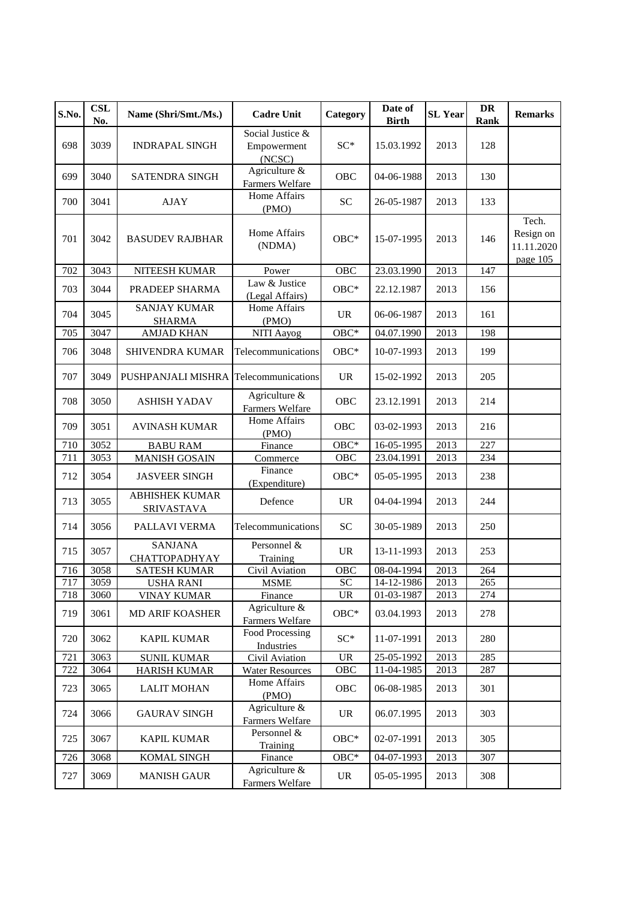| S.No. | CSL No. | Name (Shri/Smt./Ms.) | Cadre Unit | Category | Date of Birth | SL Year | DR Rank | Remarks |
|---|---|---|---|---|---|---|---|---|
| 698 | 3039 | INDRAPAL SINGH | Social Justice & Empowerment (NCSC) | SC* | 15.03.1992 | 2013 | 128 | |
| 699 | 3040 | SATENDRA SINGH | Agriculture & Farmers Welfare | OBC | 04-06-1988 | 2013 | 130 | |
| 700 | 3041 | AJAY | Home Affairs (PMO) | SC | 26-05-1987 | 2013 | 133 | |
| 701 | 3042 | BASUDEV RAJBHAR | Home Affairs (NDMA) | OBC* | 15-07-1995 | 2013 | 146 | Tech. Resign on 11.11.2020 page 105 |
| 702 | 3043 | NITEESH KUMAR | Power | OBC | 23.03.1990 | 2013 | 147 | |
| 703 | 3044 | PRADEEP SHARMA | Law & Justice (Legal Affairs) | OBC* | 22.12.1987 | 2013 | 156 | |
| 704 | 3045 | SANJAY KUMAR SHARMA | Home Affairs (PMO) | UR | 06-06-1987 | 2013 | 161 | |
| 705 | 3047 | AMJAD KHAN | NITI Aayog | OBC* | 04.07.1990 | 2013 | 198 | |
| 706 | 3048 | SHIVENDRA KUMAR | Telecommunications | OBC* | 10-07-1993 | 2013 | 199 | |
| 707 | 3049 | PUSHPANJALI MISHRA | Telecommunications | UR | 15-02-1992 | 2013 | 205 | |
| 708 | 3050 | ASHISH YADAV | Agriculture & Farmers Welfare | OBC | 23.12.1991 | 2013 | 214 | |
| 709 | 3051 | AVINASH KUMAR | Home Affairs (PMO) | OBC | 03-02-1993 | 2013 | 216 | |
| 710 | 3052 | BABU RAM | Finance | OBC* | 16-05-1995 | 2013 | 227 | |
| 711 | 3053 | MANISH GOSAIN | Commerce | OBC | 23.04.1991 | 2013 | 234 | |
| 712 | 3054 | JASVEER SINGH | Finance (Expenditure) | OBC* | 05-05-1995 | 2013 | 238 | |
| 713 | 3055 | ABHISHEK KUMAR SRIVASTAVA | Defence | UR | 04-04-1994 | 2013 | 244 | |
| 714 | 3056 | PALLAVI VERMA | Telecommunications | SC | 30-05-1989 | 2013 | 250 | |
| 715 | 3057 | SANJANA CHATTOPADHYAY | Personnel & Training | UR | 13-11-1993 | 2013 | 253 | |
| 716 | 3058 | SATESH KUMAR | Civil Aviation | OBC | 08-04-1994 | 2013 | 264 | |
| 717 | 3059 | USHA RANI | MSME | SC | 14-12-1986 | 2013 | 265 | |
| 718 | 3060 | VINAY KUMAR | Finance | UR | 01-03-1987 | 2013 | 274 | |
| 719 | 3061 | MD ARIF KOASHER | Agriculture & Farmers Welfare | OBC* | 03.04.1993 | 2013 | 278 | |
| 720 | 3062 | KAPIL KUMAR | Food Processing Industries | SC* | 11-07-1991 | 2013 | 280 | |
| 721 | 3063 | SUNIL KUMAR | Civil Aviation | UR | 25-05-1992 | 2013 | 285 | |
| 722 | 3064 | HARISH KUMAR | Water Resources | OBC | 11-04-1985 | 2013 | 287 | |
| 723 | 3065 | LALIT MOHAN | Home Affairs (PMO) | OBC | 06-08-1985 | 2013 | 301 | |
| 724 | 3066 | GAURAV SINGH | Agriculture & Farmers Welfare | UR | 06.07.1995 | 2013 | 303 | |
| 725 | 3067 | KAPIL KUMAR | Personnel & Training | OBC* | 02-07-1991 | 2013 | 305 | |
| 726 | 3068 | KOMAL SINGH | Finance | OBC* | 04-07-1993 | 2013 | 307 | |
| 727 | 3069 | MANISH GAUR | Agriculture & Farmers Welfare | UR | 05-05-1995 | 2013 | 308 | |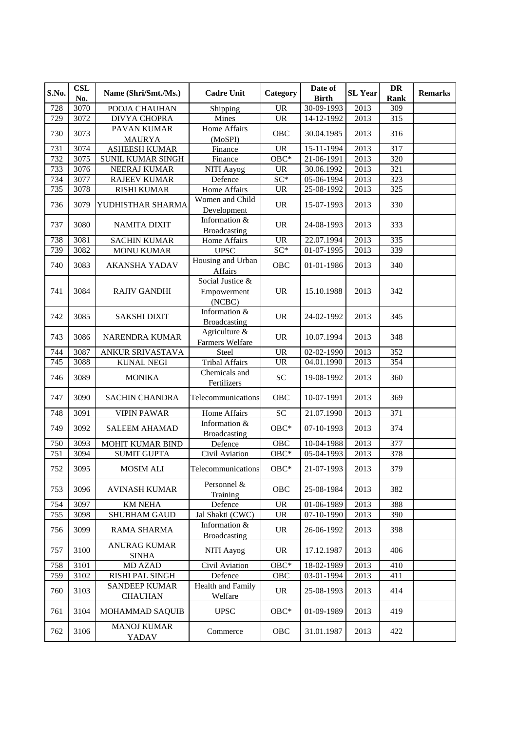| S.No. | CSL No. | Name (Shri/Smt./Ms.) | Cadre Unit | Category | Date of Birth | SL Year | DR Rank | Remarks |
|---|---|---|---|---|---|---|---|---|
| 728 | 3070 | POOJA CHAUHAN | Shipping | UR | 30-09-1993 | 2013 | 309 | |
| 729 | 3072 | DIVYA CHOPRA | Mines | UR | 14-12-1992 | 2013 | 315 | |
| 730 | 3073 | PAVAN KUMAR MAURYA | Home Affairs (MoSPI) | OBC | 30.04.1985 | 2013 | 316 | |
| 731 | 3074 | ASHEESH KUMAR | Finance | UR | 15-11-1994 | 2013 | 317 | |
| 732 | 3075 | SUNIL KUMAR SINGH | Finance | OBC* | 21-06-1991 | 2013 | 320 | |
| 733 | 3076 | NEERAJ KUMAR | NITI Aayog | UR | 30.06.1992 | 2013 | 321 | |
| 734 | 3077 | RAJEEV KUMAR | Defence | SC* | 05-06-1994 | 2013 | 323 | |
| 735 | 3078 | RISHI KUMAR | Home Affairs | UR | 25-08-1992 | 2013 | 325 | |
| 736 | 3079 | YUDHISTHAR SHARMA | Women and Child Development | UR | 15-07-1993 | 2013 | 330 | |
| 737 | 3080 | NAMITA DIXIT | Information & Broadcasting | UR | 24-08-1993 | 2013 | 333 | |
| 738 | 3081 | SACHIN KUMAR | Home Affairs | UR | 22.07.1994 | 2013 | 335 | |
| 739 | 3082 | MONU KUMAR | UPSC | SC* | 01-07-1995 | 2013 | 339 | |
| 740 | 3083 | AKANSHA YADAV | Housing and Urban Affairs | OBC | 01-01-1986 | 2013 | 340 | |
| 741 | 3084 | RAJIV GANDHI | Social Justice & Empowerment (NCBC) | UR | 15.10.1988 | 2013 | 342 | |
| 742 | 3085 | SAKSHI DIXIT | Information & Broadcasting | UR | 24-02-1992 | 2013 | 345 | |
| 743 | 3086 | NARENDRA KUMAR | Agriculture & Farmers Welfare | UR | 10.07.1994 | 2013 | 348 | |
| 744 | 3087 | ANKUR SRIVASTAVA | Steel | UR | 02-02-1990 | 2013 | 352 | |
| 745 | 3088 | KUNAL NEGI | Tribal Affairs | UR | 04.01.1990 | 2013 | 354 | |
| 746 | 3089 | MONIKA | Chemicals and Fertilizers | SC | 19-08-1992 | 2013 | 360 | |
| 747 | 3090 | SACHIN CHANDRA | Telecommunications | OBC | 10-07-1991 | 2013 | 369 | |
| 748 | 3091 | VIPIN PAWAR | Home Affairs | SC | 21.07.1990 | 2013 | 371 | |
| 749 | 3092 | SALEEM AHAMAD | Information & Broadcasting | OBC* | 07-10-1993 | 2013 | 374 | |
| 750 | 3093 | MOHIT KUMAR BIND | Defence | OBC | 10-04-1988 | 2013 | 377 | |
| 751 | 3094 | SUMIT GUPTA | Civil Aviation | OBC* | 05-04-1993 | 2013 | 378 | |
| 752 | 3095 | MOSIM ALI | Telecommunications | OBC* | 21-07-1993 | 2013 | 379 | |
| 753 | 3096 | AVINASH KUMAR | Personnel & Training | OBC | 25-08-1984 | 2013 | 382 | |
| 754 | 3097 | KM NEHA | Defence | UR | 01-06-1989 | 2013 | 388 | |
| 755 | 3098 | SHUBHAM GAUD | Jal Shakti (CWC) | UR | 07-10-1990 | 2013 | 390 | |
| 756 | 3099 | RAMA SHARMA | Information & Broadcasting | UR | 26-06-1992 | 2013 | 398 | |
| 757 | 3100 | ANURAG KUMAR SINHA | NITI Aayog | UR | 17.12.1987 | 2013 | 406 | |
| 758 | 3101 | MD AZAD | Civil Aviation | OBC* | 18-02-1989 | 2013 | 410 | |
| 759 | 3102 | RISHI PAL SINGH | Defence | OBC | 03-01-1994 | 2013 | 411 | |
| 760 | 3103 | SANDEEP KUMAR CHAUHAN | Health and Family Welfare | UR | 25-08-1993 | 2013 | 414 | |
| 761 | 3104 | MOHAMMAD SAQUIB | UPSC | OBC* | 01-09-1989 | 2013 | 419 | |
| 762 | 3106 | MANOJ KUMAR YADAV | Commerce | OBC | 31.01.1987 | 2013 | 422 | |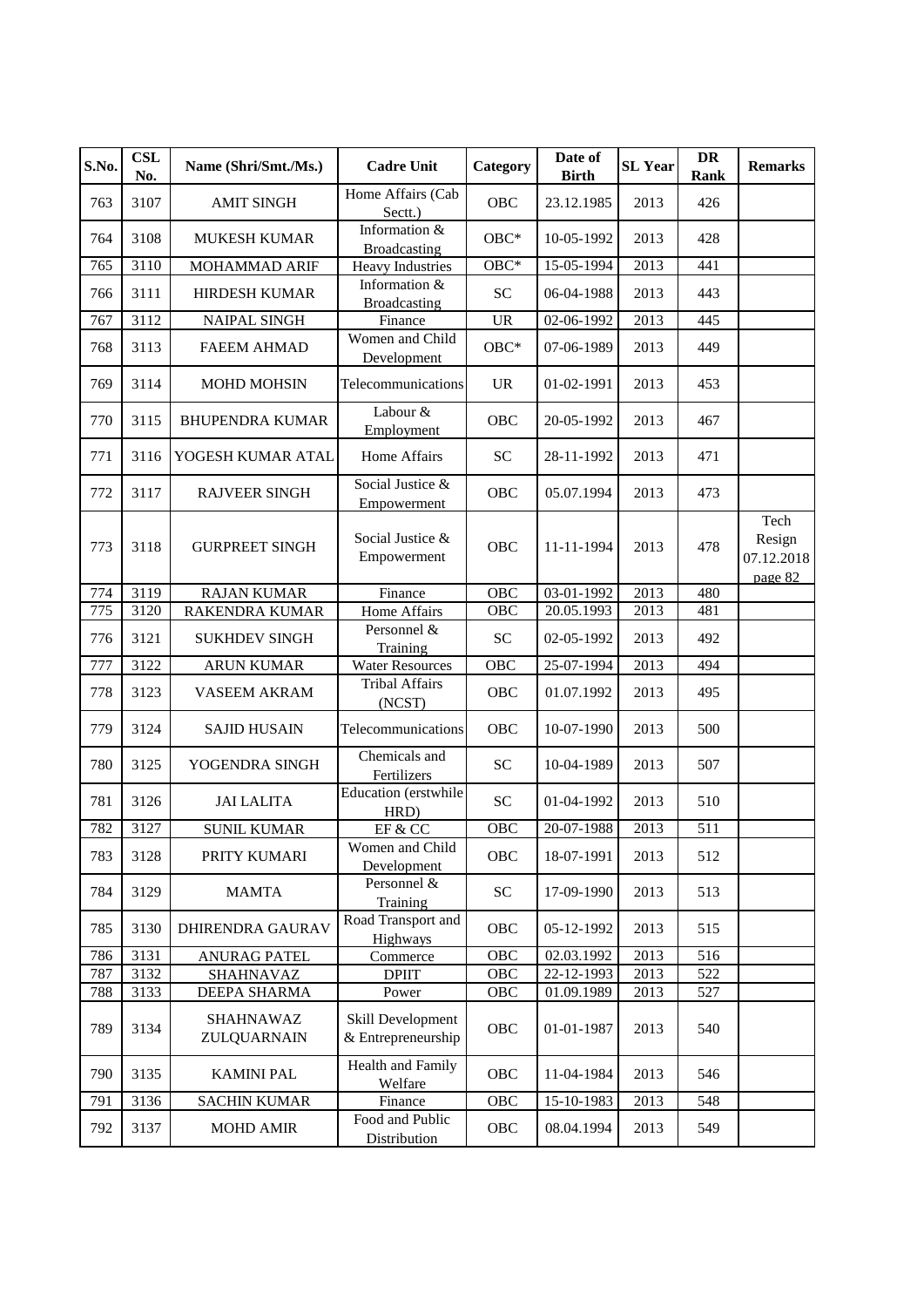| S.No. | CSL No. | Name (Shri/Smt./Ms.) | Cadre Unit | Category | Date of Birth | SL Year | DR Rank | Remarks |
|---|---|---|---|---|---|---|---|---|
| 763 | 3107 | AMIT SINGH | Home Affairs (Cab Sectt.) | OBC | 23.12.1985 | 2013 | 426 | |
| 764 | 3108 | MUKESH KUMAR | Information & Broadcasting | OBC* | 10-05-1992 | 2013 | 428 | |
| 765 | 3110 | MOHAMMAD ARIF | Heavy Industries | OBC* | 15-05-1994 | 2013 | 441 | |
| 766 | 3111 | HIRDESH KUMAR | Information & Broadcasting | SC | 06-04-1988 | 2013 | 443 | |
| 767 | 3112 | NAIPAL SINGH | Finance | UR | 02-06-1992 | 2013 | 445 | |
| 768 | 3113 | FAEEM AHMAD | Women and Child Development | OBC* | 07-06-1989 | 2013 | 449 | |
| 769 | 3114 | MOHD MOHSIN | Telecommunications | UR | 01-02-1991 | 2013 | 453 | |
| 770 | 3115 | BHUPENDRA KUMAR | Labour & Employment | OBC | 20-05-1992 | 2013 | 467 | |
| 771 | 3116 | YOGESH KUMAR ATAL | Home Affairs | SC | 28-11-1992 | 2013 | 471 | |
| 772 | 3117 | RAJVEER SINGH | Social Justice & Empowerment | OBC | 05.07.1994 | 2013 | 473 | |
| 773 | 3118 | GURPREET SINGH | Social Justice & Empowerment | OBC | 11-11-1994 | 2013 | 478 | Tech Resign 07.12.2018 page 82 |
| 774 | 3119 | RAJAN KUMAR | Finance | OBC | 03-01-1992 | 2013 | 480 | |
| 775 | 3120 | RAKENDRA KUMAR | Home Affairs | OBC | 20.05.1993 | 2013 | 481 | |
| 776 | 3121 | SUKHDEV SINGH | Personnel & Training | SC | 02-05-1992 | 2013 | 492 | |
| 777 | 3122 | ARUN KUMAR | Water Resources | OBC | 25-07-1994 | 2013 | 494 | |
| 778 | 3123 | VASEEM AKRAM | Tribal Affairs (NCST) | OBC | 01.07.1992 | 2013 | 495 | |
| 779 | 3124 | SAJID HUSAIN | Telecommunications | OBC | 10-07-1990 | 2013 | 500 | |
| 780 | 3125 | YOGENDRA SINGH | Chemicals and Fertilizers | SC | 10-04-1989 | 2013 | 507 | |
| 781 | 3126 | JAI LALITA | Education (erstwhile HRD) | SC | 01-04-1992 | 2013 | 510 | |
| 782 | 3127 | SUNIL KUMAR | EF & CC | OBC | 20-07-1988 | 2013 | 511 | |
| 783 | 3128 | PRITY KUMARI | Women and Child Development | OBC | 18-07-1991 | 2013 | 512 | |
| 784 | 3129 | MAMTA | Personnel & Training | SC | 17-09-1990 | 2013 | 513 | |
| 785 | 3130 | DHIRENDRA GAURAV | Road Transport and Highways | OBC | 05-12-1992 | 2013 | 515 | |
| 786 | 3131 | ANURAG PATEL | Commerce | OBC | 02.03.1992 | 2013 | 516 | |
| 787 | 3132 | SHAHNAVAZ | DPIIT | OBC | 22-12-1993 | 2013 | 522 | |
| 788 | 3133 | DEEPA SHARMA | Power | OBC | 01.09.1989 | 2013 | 527 | |
| 789 | 3134 | SHAHNAWAZ ZULQUARNAIN | Skill Development & Entrepreneurship | OBC | 01-01-1987 | 2013 | 540 | |
| 790 | 3135 | KAMINI PAL | Health and Family Welfare | OBC | 11-04-1984 | 2013 | 546 | |
| 791 | 3136 | SACHIN KUMAR | Finance | OBC | 15-10-1983 | 2013 | 548 | |
| 792 | 3137 | MOHD AMIR | Food and Public Distribution | OBC | 08.04.1994 | 2013 | 549 | |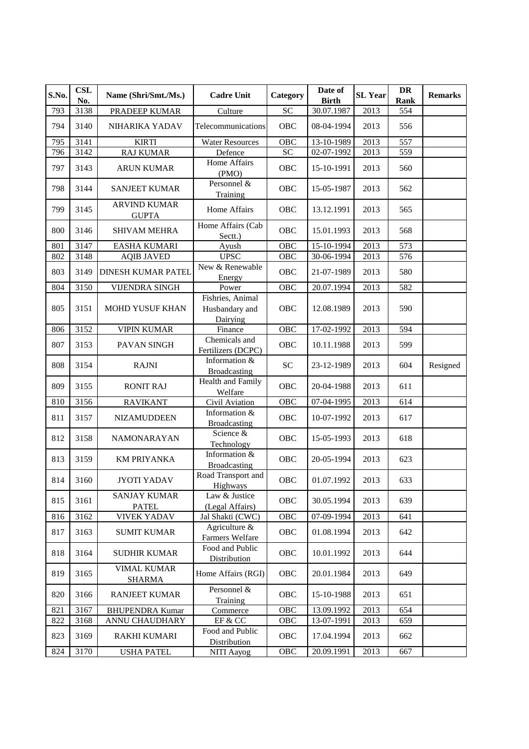| S.No. | CSL No. | Name (Shri/Smt./Ms.) | Cadre Unit | Category | Date of Birth | SL Year | DR Rank | Remarks |
|---|---|---|---|---|---|---|---|---|
| 793 | 3138 | PRADEEP KUMAR | Culture | SC | 30.07.1987 | 2013 | 554 | |
| 794 | 3140 | NIHARIKA YADAV | Telecommunications | OBC | 08-04-1994 | 2013 | 556 | |
| 795 | 3141 | KIRTI | Water Resources | OBC | 13-10-1989 | 2013 | 557 | |
| 796 | 3142 | RAJ KUMAR | Defence | SC | 02-07-1992 | 2013 | 559 | |
| 797 | 3143 | ARUN KUMAR | Home Affairs (PMO) | OBC | 15-10-1991 | 2013 | 560 | |
| 798 | 3144 | SANJEET KUMAR | Personnel & Training | OBC | 15-05-1987 | 2013 | 562 | |
| 799 | 3145 | ARVIND KUMAR GUPTA | Home Affairs | OBC | 13.12.1991 | 2013 | 565 | |
| 800 | 3146 | SHIVAM MEHRA | Home Affairs (Cab Sectt.) | OBC | 15.01.1993 | 2013 | 568 | |
| 801 | 3147 | EASHA KUMARI | Ayush | OBC | 15-10-1994 | 2013 | 573 | |
| 802 | 3148 | AQIB JAVED | UPSC | OBC | 30-06-1994 | 2013 | 576 | |
| 803 | 3149 | DINESH KUMAR PATEL | New & Renewable Energy | OBC | 21-07-1989 | 2013 | 580 | |
| 804 | 3150 | VIJENDRA SINGH | Power | OBC | 20.07.1994 | 2013 | 582 | |
| 805 | 3151 | MOHD YUSUF KHAN | Fishries, Animal Husbandary and Dairying | OBC | 12.08.1989 | 2013 | 590 | |
| 806 | 3152 | VIPIN KUMAR | Finance | OBC | 17-02-1992 | 2013 | 594 | |
| 807 | 3153 | PAVAN SINGH | Chemicals and Fertilizers (DCPC) | OBC | 10.11.1988 | 2013 | 599 | |
| 808 | 3154 | RAJNI | Information & Broadcasting | SC | 23-12-1989 | 2013 | 604 | Resigned |
| 809 | 3155 | RONIT RAJ | Health and Family Welfare | OBC | 20-04-1988 | 2013 | 611 | |
| 810 | 3156 | RAVIKANT | Civil Aviation | OBC | 07-04-1995 | 2013 | 614 | |
| 811 | 3157 | NIZAMUDDEEN | Information & Broadcasting | OBC | 10-07-1992 | 2013 | 617 | |
| 812 | 3158 | NAMONARAYAN | Science & Technology | OBC | 15-05-1993 | 2013 | 618 | |
| 813 | 3159 | KM PRIYANKA | Information & Broadcasting | OBC | 20-05-1994 | 2013 | 623 | |
| 814 | 3160 | JYOTI YADAV | Road Transport and Highways | OBC | 01.07.1992 | 2013 | 633 | |
| 815 | 3161 | SANJAY KUMAR PATEL | Law & Justice (Legal Affairs) | OBC | 30.05.1994 | 2013 | 639 | |
| 816 | 3162 | VIVEK YADAV | Jal Shakti (CWC) | OBC | 07-09-1994 | 2013 | 641 | |
| 817 | 3163 | SUMIT KUMAR | Agriculture & Farmers Welfare | OBC | 01.08.1994 | 2013 | 642 | |
| 818 | 3164 | SUDHIR KUMAR | Food and Public Distribution | OBC | 10.01.1992 | 2013 | 644 | |
| 819 | 3165 | VIMAL KUMAR SHARMA | Home Affairs (RGI) | OBC | 20.01.1984 | 2013 | 649 | |
| 820 | 3166 | RANJEET KUMAR | Personnel & Training | OBC | 15-10-1988 | 2013 | 651 | |
| 821 | 3167 | BHUPENDRA Kumar | Commerce | OBC | 13.09.1992 | 2013 | 654 | |
| 822 | 3168 | ANNU CHAUDHARY | EF & CC | OBC | 13-07-1991 | 2013 | 659 | |
| 823 | 3169 | RAKHI KUMARI | Food and Public Distribution | OBC | 17.04.1994 | 2013 | 662 | |
| 824 | 3170 | USHA PATEL | NITI Aayog | OBC | 20.09.1991 | 2013 | 667 | |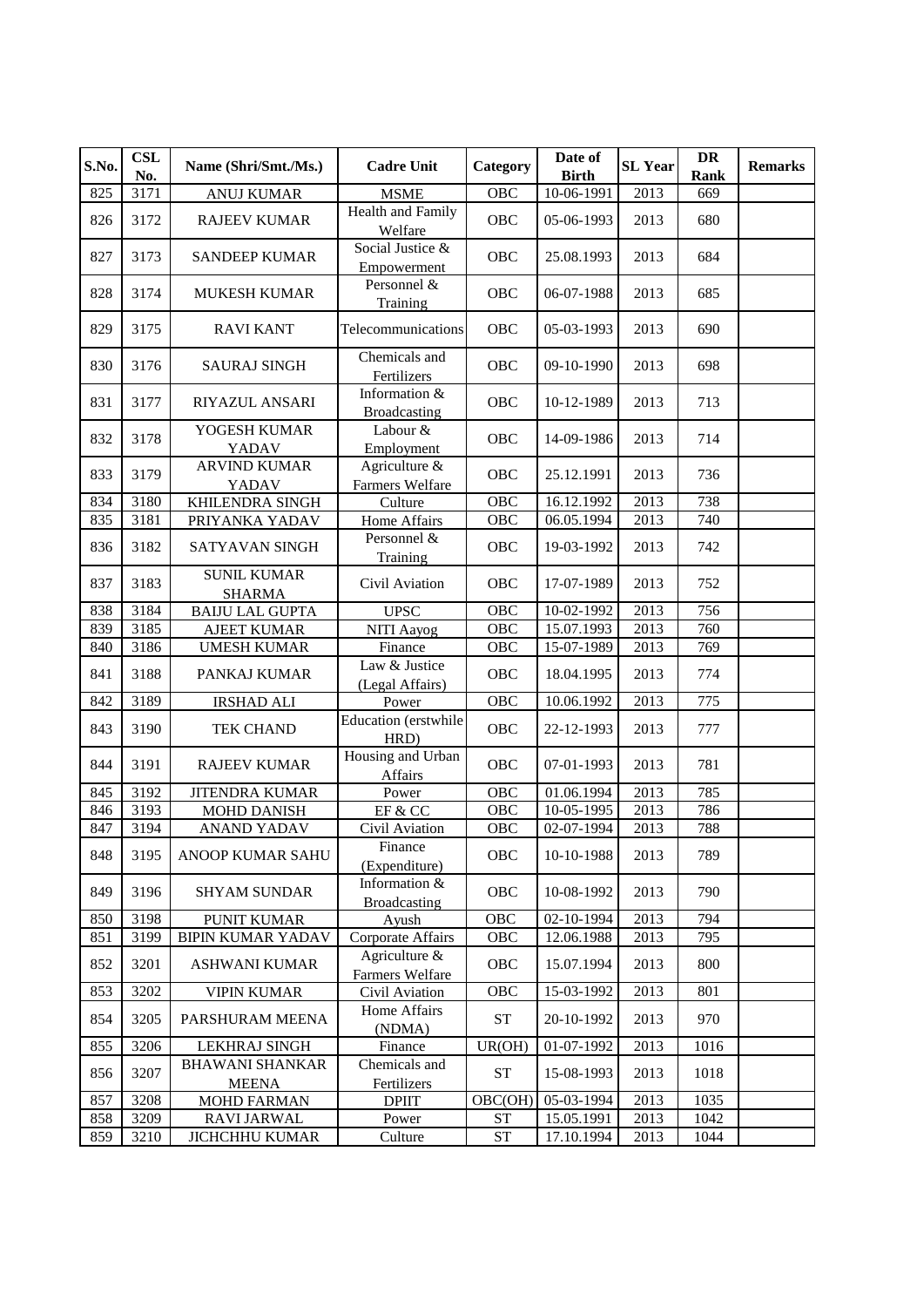| S.No. | CSL No. | Name (Shri/Smt./Ms.) | Cadre Unit | Category | Date of Birth | SL Year | DR Rank | Remarks |
|---|---|---|---|---|---|---|---|---|
| 825 | 3171 | ANUJ KUMAR | MSME | OBC | 10-06-1991 | 2013 | 669 | |
| 826 | 3172 | RAJEEV KUMAR | Health and Family Welfare | OBC | 05-06-1993 | 2013 | 680 | |
| 827 | 3173 | SANDEEP KUMAR | Social Justice & Empowerment | OBC | 25.08.1993 | 2013 | 684 | |
| 828 | 3174 | MUKESH KUMAR | Personnel & Training | OBC | 06-07-1988 | 2013 | 685 | |
| 829 | 3175 | RAVI KANT | Telecommunications | OBC | 05-03-1993 | 2013 | 690 | |
| 830 | 3176 | SAURAJ SINGH | Chemicals and Fertilizers | OBC | 09-10-1990 | 2013 | 698 | |
| 831 | 3177 | RIYAZUL ANSARI | Information & Broadcasting | OBC | 10-12-1989 | 2013 | 713 | |
| 832 | 3178 | YOGESH KUMAR YADAV | Labour & Employment | OBC | 14-09-1986 | 2013 | 714 | |
| 833 | 3179 | ARVIND KUMAR YADAV | Agriculture & Farmers Welfare | OBC | 25.12.1991 | 2013 | 736 | |
| 834 | 3180 | KHILENDRA SINGH | Culture | OBC | 16.12.1992 | 2013 | 738 | |
| 835 | 3181 | PRIYANKA YADAV | Home Affairs | OBC | 06.05.1994 | 2013 | 740 | |
| 836 | 3182 | SATYAVAN SINGH | Personnel & Training | OBC | 19-03-1992 | 2013 | 742 | |
| 837 | 3183 | SUNIL KUMAR SHARMA | Civil Aviation | OBC | 17-07-1989 | 2013 | 752 | |
| 838 | 3184 | BAIJU LAL GUPTA | UPSC | OBC | 10-02-1992 | 2013 | 756 | |
| 839 | 3185 | AJEET KUMAR | NITI Aayog | OBC | 15.07.1993 | 2013 | 760 | |
| 840 | 3186 | UMESH KUMAR | Finance | OBC | 15-07-1989 | 2013 | 769 | |
| 841 | 3188 | PANKAJ KUMAR | Law & Justice (Legal Affairs) | OBC | 18.04.1995 | 2013 | 774 | |
| 842 | 3189 | IRSHAD ALI | Power | OBC | 10.06.1992 | 2013 | 775 | |
| 843 | 3190 | TEK CHAND | Education (erstwhile HRD) | OBC | 22-12-1993 | 2013 | 777 | |
| 844 | 3191 | RAJEEV KUMAR | Housing and Urban Affairs | OBC | 07-01-1993 | 2013 | 781 | |
| 845 | 3192 | JITENDRA KUMAR | Power | OBC | 01.06.1994 | 2013 | 785 | |
| 846 | 3193 | MOHD DANISH | EF & CC | OBC | 10-05-1995 | 2013 | 786 | |
| 847 | 3194 | ANAND YADAV | Civil Aviation | OBC | 02-07-1994 | 2013 | 788 | |
| 848 | 3195 | ANOOP KUMAR SAHU | Finance (Expenditure) | OBC | 10-10-1988 | 2013 | 789 | |
| 849 | 3196 | SHYAM SUNDAR | Information & Broadcasting | OBC | 10-08-1992 | 2013 | 790 | |
| 850 | 3198 | PUNIT KUMAR | Ayush | OBC | 02-10-1994 | 2013 | 794 | |
| 851 | 3199 | BIPIN KUMAR YADAV | Corporate Affairs | OBC | 12.06.1988 | 2013 | 795 | |
| 852 | 3201 | ASHWANI KUMAR | Agriculture & Farmers Welfare | OBC | 15.07.1994 | 2013 | 800 | |
| 853 | 3202 | VIPIN KUMAR | Civil Aviation | OBC | 15-03-1992 | 2013 | 801 | |
| 854 | 3205 | PARSHURAM MEENA | Home Affairs (NDMA) | ST | 20-10-1992 | 2013 | 970 | |
| 855 | 3206 | LEKHRAJ SINGH | Finance | UR(OH) | 01-07-1992 | 2013 | 1016 | |
| 856 | 3207 | BHAWANI SHANKAR MEENA | Chemicals and Fertilizers | ST | 15-08-1993 | 2013 | 1018 | |
| 857 | 3208 | MOHD FARMAN | DPIIT | OBC(OH) | 05-03-1994 | 2013 | 1035 | |
| 858 | 3209 | RAVI JARWAL | Power | ST | 15.05.1991 | 2013 | 1042 | |
| 859 | 3210 | JICHCHHU KUMAR | Culture | ST | 17.10.1994 | 2013 | 1044 | |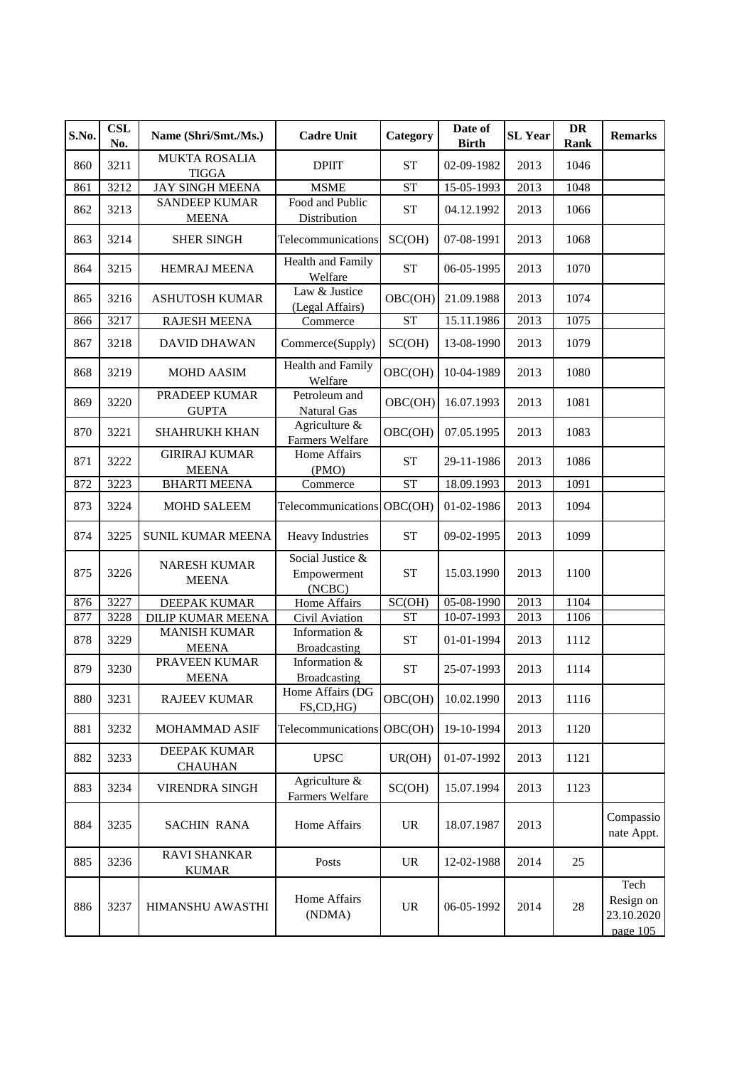| S.No. | CSL No. | Name (Shri/Smt./Ms.) | Cadre Unit | Category | Date of Birth | SL Year | DR Rank | Remarks |
|---|---|---|---|---|---|---|---|---|
| 860 | 3211 | MUKTA ROSALIA TIGGA | DPIIT | ST | 02-09-1982 | 2013 | 1046 | |
| 861 | 3212 | JAY SINGH MEENA | MSME | ST | 15-05-1993 | 2013 | 1048 | |
| 862 | 3213 | SANDEEP KUMAR MEENA | Food and Public Distribution | ST | 04.12.1992 | 2013 | 1066 | |
| 863 | 3214 | SHER SINGH | Telecommunications | SC(OH) | 07-08-1991 | 2013 | 1068 | |
| 864 | 3215 | HEMRAJ MEENA | Health and Family Welfare | ST | 06-05-1995 | 2013 | 1070 | |
| 865 | 3216 | ASHUTOSH KUMAR | Law & Justice (Legal Affairs) | OBC(OH) | 21.09.1988 | 2013 | 1074 | |
| 866 | 3217 | RAJESH MEENA | Commerce | ST | 15.11.1986 | 2013 | 1075 | |
| 867 | 3218 | DAVID DHAWAN | Commerce(Supply) | SC(OH) | 13-08-1990 | 2013 | 1079 | |
| 868 | 3219 | MOHD AASIM | Health and Family Welfare | OBC(OH) | 10-04-1989 | 2013 | 1080 | |
| 869 | 3220 | PRADEEP KUMAR GUPTA | Petroleum and Natural Gas | OBC(OH) | 16.07.1993 | 2013 | 1081 | |
| 870 | 3221 | SHAHRUKH KHAN | Agriculture & Farmers Welfare | OBC(OH) | 07.05.1995 | 2013 | 1083 | |
| 871 | 3222 | GIRIRAJ KUMAR MEENA | Home Affairs (PMO) | ST | 29-11-1986 | 2013 | 1086 | |
| 872 | 3223 | BHARTI MEENA | Commerce | ST | 18.09.1993 | 2013 | 1091 | |
| 873 | 3224 | MOHD SALEEM | Telecommunications | OBC(OH) | 01-02-1986 | 2013 | 1094 | |
| 874 | 3225 | SUNIL KUMAR MEENA | Heavy Industries | ST | 09-02-1995 | 2013 | 1099 | |
| 875 | 3226 | NARESH KUMAR MEENA | Social Justice & Empowerment (NCBC) | ST | 15.03.1990 | 2013 | 1100 | |
| 876 | 3227 | DEEPAK KUMAR | Home Affairs | SC(OH) | 05-08-1990 | 2013 | 1104 | |
| 877 | 3228 | DILIP KUMAR MEENA | Civil Aviation | ST | 10-07-1993 | 2013 | 1106 | |
| 878 | 3229 | MANISH KUMAR MEENA | Information & Broadcasting | ST | 01-01-1994 | 2013 | 1112 | |
| 879 | 3230 | PRAVEEN KUMAR MEENA | Information & Broadcasting | ST | 25-07-1993 | 2013 | 1114 | |
| 880 | 3231 | RAJEEV KUMAR | Home Affairs (DG FS,CD,HG) | OBC(OH) | 10.02.1990 | 2013 | 1116 | |
| 881 | 3232 | MOHAMMAD ASIF | Telecommunications | OBC(OH) | 19-10-1994 | 2013 | 1120 | |
| 882 | 3233 | DEEPAK KUMAR CHAUHAN | UPSC | UR(OH) | 01-07-1992 | 2013 | 1121 | |
| 883 | 3234 | VIRENDRA SINGH | Agriculture & Farmers Welfare | SC(OH) | 15.07.1994 | 2013 | 1123 | |
| 884 | 3235 | SACHIN RANA | Home Affairs | UR | 18.07.1987 | 2013 | | Compassionate Appt. |
| 885 | 3236 | RAVI SHANKAR KUMAR | Posts | UR | 12-02-1988 | 2014 | 25 | |
| 886 | 3237 | HIMANSHU AWASTHI | Home Affairs (NDMA) | UR | 06-05-1992 | 2014 | 28 | Tech Resign on 23.10.2020 page 105 |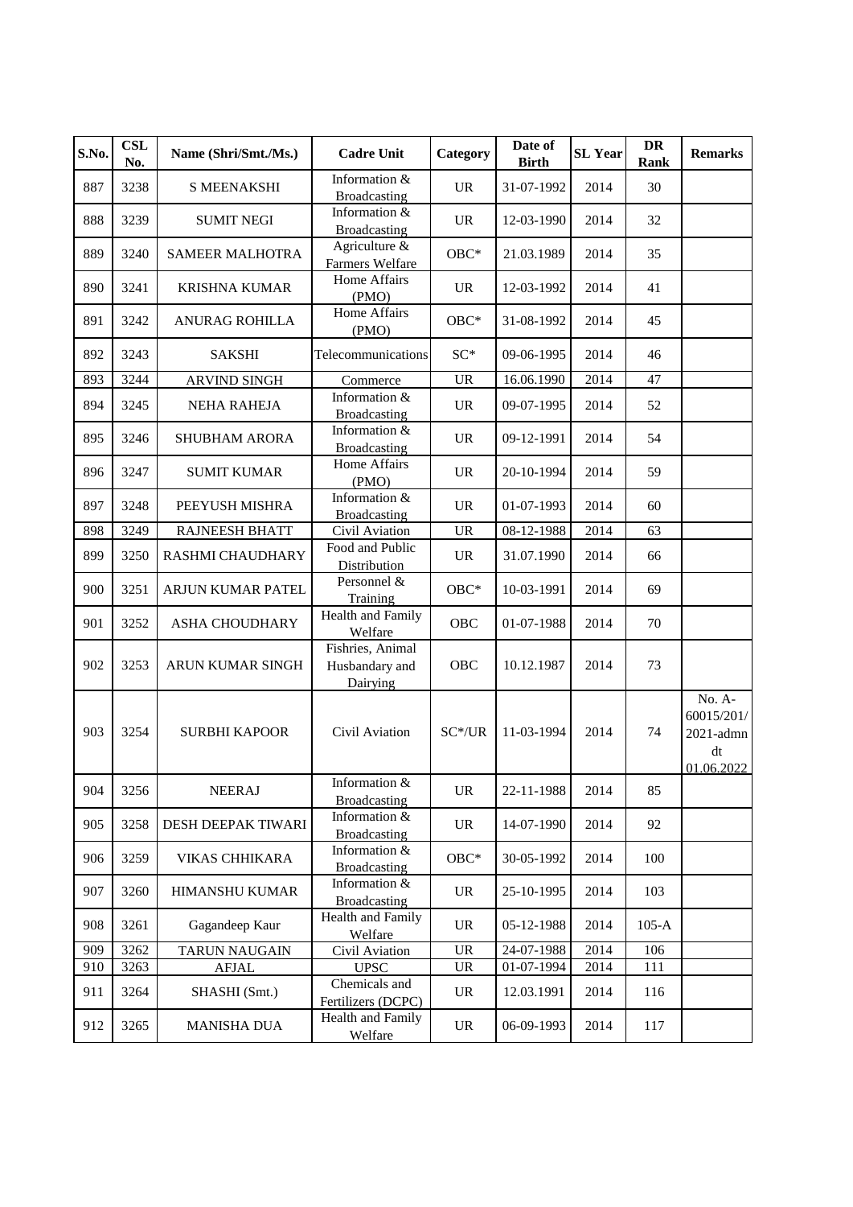| S.No. | CSL No. | Name (Shri/Smt./Ms.) | Cadre Unit | Category | Date of Birth | SL Year | DR Rank | Remarks |
|---|---|---|---|---|---|---|---|---|
| 887 | 3238 | S MEENAKSHI | Information & Broadcasting | UR | 31-07-1992 | 2014 | 30 | |
| 888 | 3239 | SUMIT NEGI | Information & Broadcasting | UR | 12-03-1990 | 2014 | 32 | |
| 889 | 3240 | SAMEER MALHOTRA | Agriculture & Farmers Welfare | OBC* | 21.03.1989 | 2014 | 35 | |
| 890 | 3241 | KRISHNA KUMAR | Home Affairs (PMO) | UR | 12-03-1992 | 2014 | 41 | |
| 891 | 3242 | ANURAG ROHILLA | Home Affairs (PMO) | OBC* | 31-08-1992 | 2014 | 45 | |
| 892 | 3243 | SAKSHI | Telecommunications | SC* | 09-06-1995 | 2014 | 46 | |
| 893 | 3244 | ARVIND SINGH | Commerce | UR | 16.06.1990 | 2014 | 47 | |
| 894 | 3245 | NEHA RAHEJA | Information & Broadcasting | UR | 09-07-1995 | 2014 | 52 | |
| 895 | 3246 | SHUBHAM ARORA | Information & Broadcasting | UR | 09-12-1991 | 2014 | 54 | |
| 896 | 3247 | SUMIT KUMAR | Home Affairs (PMO) | UR | 20-10-1994 | 2014 | 59 | |
| 897 | 3248 | PEEYUSH MISHRA | Information & Broadcasting | UR | 01-07-1993 | 2014 | 60 | |
| 898 | 3249 | RAJNEESH BHATT | Civil Aviation | UR | 08-12-1988 | 2014 | 63 | |
| 899 | 3250 | RASHMI CHAUDHARY | Food and Public Distribution | UR | 31.07.1990 | 2014 | 66 | |
| 900 | 3251 | ARJUN KUMAR PATEL | Personnel & Training | OBC* | 10-03-1991 | 2014 | 69 | |
| 901 | 3252 | ASHA CHOUDHARY | Health and Family Welfare | OBC | 01-07-1988 | 2014 | 70 | |
| 902 | 3253 | ARUN KUMAR SINGH | Fishries, Animal Husbandary and Dairying | OBC | 10.12.1987 | 2014 | 73 | |
| 903 | 3254 | SURBHI KAPOOR | Civil Aviation | SC*/UR | 11-03-1994 | 2014 | 74 | No. A-60015/201/2021-admn dt 01.06.2022 |
| 904 | 3256 | NEERAJ | Information & Broadcasting | UR | 22-11-1988 | 2014 | 85 | |
| 905 | 3258 | DESH DEEPAK TIWARI | Information & Broadcasting | UR | 14-07-1990 | 2014 | 92 | |
| 906 | 3259 | VIKAS CHHIKARA | Information & Broadcasting | OBC* | 30-05-1992 | 2014 | 100 | |
| 907 | 3260 | HIMANSHU KUMAR | Information & Broadcasting | UR | 25-10-1995 | 2014 | 103 | |
| 908 | 3261 | Gagandeep Kaur | Health and Family Welfare | UR | 05-12-1988 | 2014 | 105-A | |
| 909 | 3262 | TARUN NAUGAIN | Civil Aviation | UR | 24-07-1988 | 2014 | 106 | |
| 910 | 3263 | AFJAL | UPSC | UR | 01-07-1994 | 2014 | 111 | |
| 911 | 3264 | SHASHI (Smt.) | Chemicals and Fertilizers (DCPC) | UR | 12.03.1991 | 2014 | 116 | |
| 912 | 3265 | MANISHA DUA | Health and Family Welfare | UR | 06-09-1993 | 2014 | 117 | |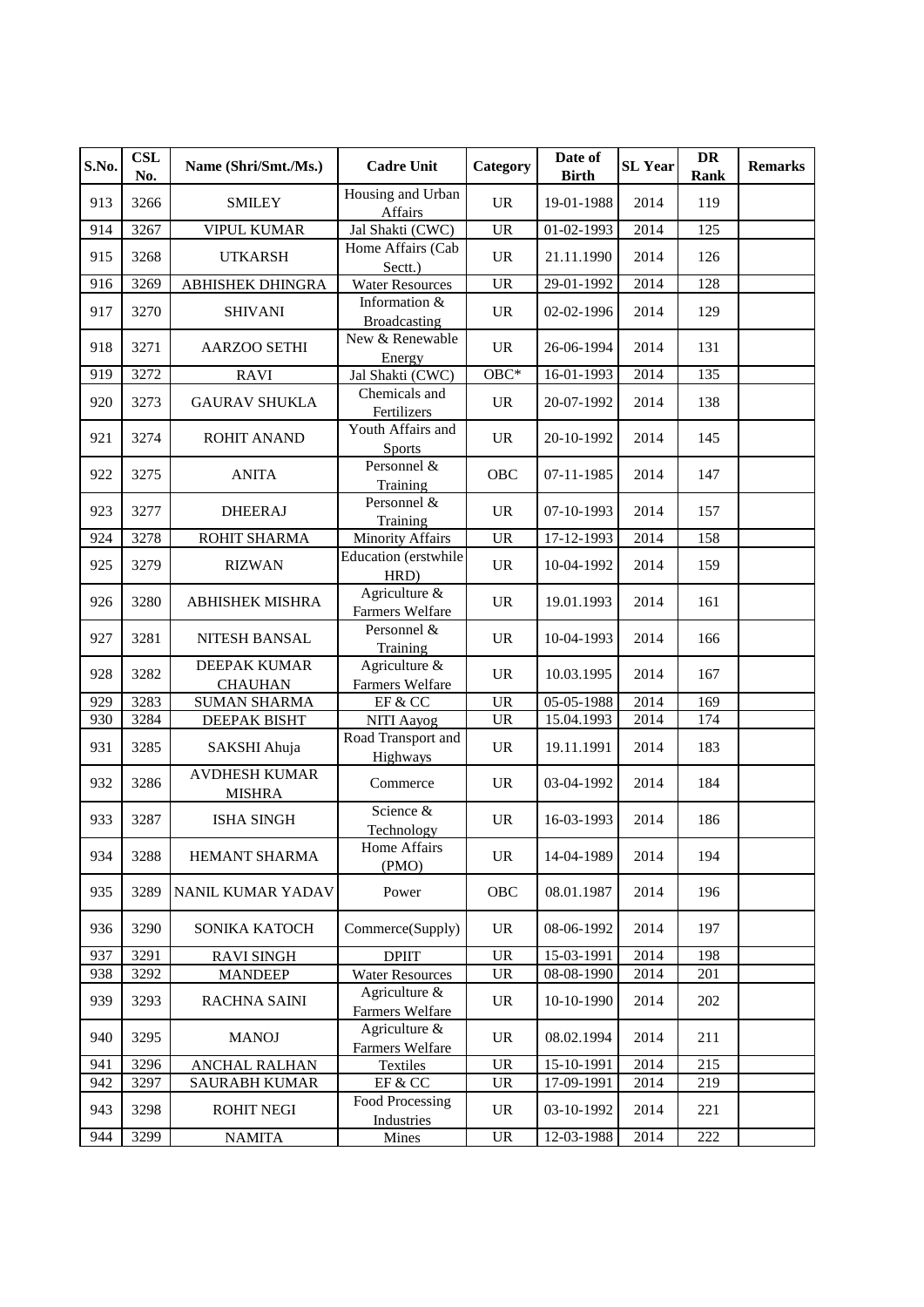| S.No. | CSL No. | Name (Shri/Smt./Ms.) | Cadre Unit | Category | Date of Birth | SL Year | DR Rank | Remarks |
|---|---|---|---|---|---|---|---|---|
| 913 | 3266 | SMILEY | Housing and Urban Affairs | UR | 19-01-1988 | 2014 | 119 | |
| 914 | 3267 | VIPUL KUMAR | Jal Shakti (CWC) | UR | 01-02-1993 | 2014 | 125 | |
| 915 | 3268 | UTKARSH | Home Affairs (Cab Sectt.) | UR | 21.11.1990 | 2014 | 126 | |
| 916 | 3269 | ABHISHEK DHINGRA | Water Resources | UR | 29-01-1992 | 2014 | 128 | |
| 917 | 3270 | SHIVANI | Information & Broadcasting | UR | 02-02-1996 | 2014 | 129 | |
| 918 | 3271 | AARZOO SETHI | New & Renewable Energy | UR | 26-06-1994 | 2014 | 131 | |
| 919 | 3272 | RAVI | Jal Shakti (CWC) | OBC* | 16-01-1993 | 2014 | 135 | |
| 920 | 3273 | GAURAV SHUKLA | Chemicals and Fertilizers | UR | 20-07-1992 | 2014 | 138 | |
| 921 | 3274 | ROHIT ANAND | Youth Affairs and Sports | UR | 20-10-1992 | 2014 | 145 | |
| 922 | 3275 | ANITA | Personnel & Training | OBC | 07-11-1985 | 2014 | 147 | |
| 923 | 3277 | DHEERAJ | Personnel & Training | UR | 07-10-1993 | 2014 | 157 | |
| 924 | 3278 | ROHIT SHARMA | Minority Affairs | UR | 17-12-1993 | 2014 | 158 | |
| 925 | 3279 | RIZWAN | Education (erstwhile HRD) | UR | 10-04-1992 | 2014 | 159 | |
| 926 | 3280 | ABHISHEK MISHRA | Agriculture & Farmers Welfare | UR | 19.01.1993 | 2014 | 161 | |
| 927 | 3281 | NITESH BANSAL | Personnel & Training | UR | 10-04-1993 | 2014 | 166 | |
| 928 | 3282 | DEEPAK KUMAR CHAUHAN | Agriculture & Farmers Welfare | UR | 10.03.1995 | 2014 | 167 | |
| 929 | 3283 | SUMAN SHARMA | EF & CC | UR | 05-05-1988 | 2014 | 169 | |
| 930 | 3284 | DEEPAK BISHT | NITI Aayog | UR | 15.04.1993 | 2014 | 174 | |
| 931 | 3285 | SAKSHI Ahuja | Road Transport and Highways | UR | 19.11.1991 | 2014 | 183 | |
| 932 | 3286 | AVDHESH KUMAR MISHRA | Commerce | UR | 03-04-1992 | 2014 | 184 | |
| 933 | 3287 | ISHA SINGH | Science & Technology | UR | 16-03-1993 | 2014 | 186 | |
| 934 | 3288 | HEMANT SHARMA | Home Affairs (PMO) | UR | 14-04-1989 | 2014 | 194 | |
| 935 | 3289 | NANIL KUMAR YADAV | Power | OBC | 08.01.1987 | 2014 | 196 | |
| 936 | 3290 | SONIKA KATOCH | Commerce(Supply) | UR | 08-06-1992 | 2014 | 197 | |
| 937 | 3291 | RAVI SINGH | DPIIT | UR | 15-03-1991 | 2014 | 198 | |
| 938 | 3292 | MANDEEP | Water Resources | UR | 08-08-1990 | 2014 | 201 | |
| 939 | 3293 | RACHNA SAINI | Agriculture & Farmers Welfare | UR | 10-10-1990 | 2014 | 202 | |
| 940 | 3295 | MANOJ | Agriculture & Farmers Welfare | UR | 08.02.1994 | 2014 | 211 | |
| 941 | 3296 | ANCHAL RALHAN | Textiles | UR | 15-10-1991 | 2014 | 215 | |
| 942 | 3297 | SAURABH KUMAR | EF & CC | UR | 17-09-1991 | 2014 | 219 | |
| 943 | 3298 | ROHIT NEGI | Food Processing Industries | UR | 03-10-1992 | 2014 | 221 | |
| 944 | 3299 | NAMITA | Mines | UR | 12-03-1988 | 2014 | 222 | |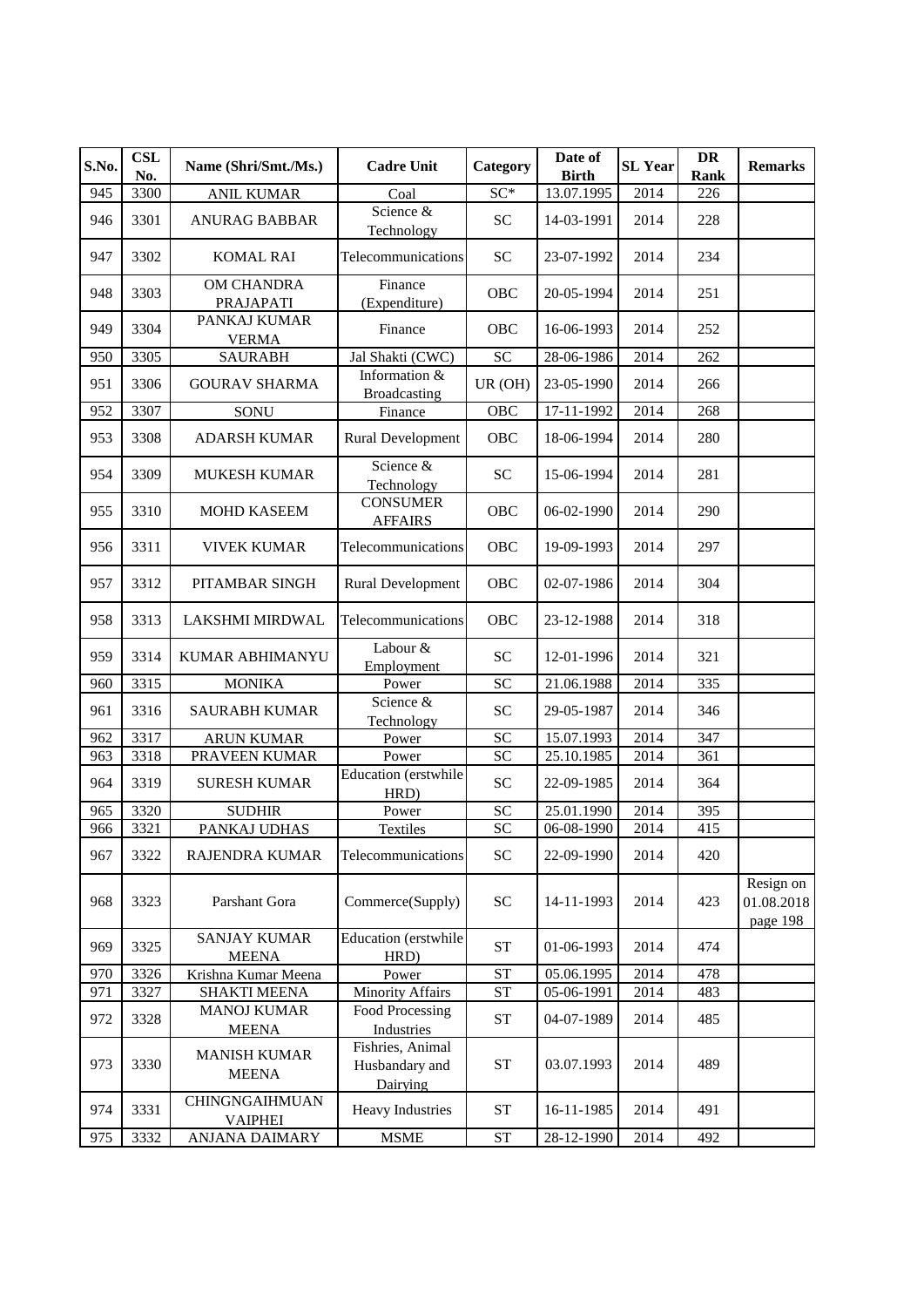| S.No. | CSL No. | Name (Shri/Smt./Ms.) | Cadre Unit | Category | Date of Birth | SL Year | DR Rank | Remarks |
|---|---|---|---|---|---|---|---|---|
| 945 | 3300 | ANIL KUMAR | Coal | SC* | 13.07.1995 | 2014 | 226 | |
| 946 | 3301 | ANURAG BABBAR | Science & Technology | SC | 14-03-1991 | 2014 | 228 | |
| 947 | 3302 | KOMAL RAI | Telecommunications | SC | 23-07-1992 | 2014 | 234 | |
| 948 | 3303 | OM CHANDRA PRAJAPATI | Finance (Expenditure) | OBC | 20-05-1994 | 2014 | 251 | |
| 949 | 3304 | PANKAJ KUMAR VERMA | Finance | OBC | 16-06-1993 | 2014 | 252 | |
| 950 | 3305 | SAURABH | Jal Shakti (CWC) | SC | 28-06-1986 | 2014 | 262 | |
| 951 | 3306 | GOURAV SHARMA | Information & Broadcasting | UR (OH) | 23-05-1990 | 2014 | 266 | |
| 952 | 3307 | SONU | Finance | OBC | 17-11-1992 | 2014 | 268 | |
| 953 | 3308 | ADARSH KUMAR | Rural Development | OBC | 18-06-1994 | 2014 | 280 | |
| 954 | 3309 | MUKESH KUMAR | Science & Technology | SC | 15-06-1994 | 2014 | 281 | |
| 955 | 3310 | MOHD KASEEM | CONSUMER AFFAIRS | OBC | 06-02-1990 | 2014 | 290 | |
| 956 | 3311 | VIVEK KUMAR | Telecommunications | OBC | 19-09-1993 | 2014 | 297 | |
| 957 | 3312 | PITAMBAR SINGH | Rural Development | OBC | 02-07-1986 | 2014 | 304 | |
| 958 | 3313 | LAKSHMI MIRDWAL | Telecommunications | OBC | 23-12-1988 | 2014 | 318 | |
| 959 | 3314 | KUMAR ABHIMANYU | Labour & Employment | SC | 12-01-1996 | 2014 | 321 | |
| 960 | 3315 | MONIKA | Power | SC | 21.06.1988 | 2014 | 335 | |
| 961 | 3316 | SAURABH KUMAR | Science & Technology | SC | 29-05-1987 | 2014 | 346 | |
| 962 | 3317 | ARUN KUMAR | Power | SC | 15.07.1993 | 2014 | 347 | |
| 963 | 3318 | PRAVEEN KUMAR | Power | SC | 25.10.1985 | 2014 | 361 | |
| 964 | 3319 | SURESH KUMAR | Education (erstwhile HRD) | SC | 22-09-1985 | 2014 | 364 | |
| 965 | 3320 | SUDHIR | Power | SC | 25.01.1990 | 2014 | 395 | |
| 966 | 3321 | PANKAJ UDHAS | Textiles | SC | 06-08-1990 | 2014 | 415 | |
| 967 | 3322 | RAJENDRA KUMAR | Telecommunications | SC | 22-09-1990 | 2014 | 420 | |
| 968 | 3323 | Parshant Gora | Commerce(Supply) | SC | 14-11-1993 | 2014 | 423 | Resign on 01.08.2018 page 198 |
| 969 | 3325 | SANJAY KUMAR MEENA | Education (erstwhile HRD) | ST | 01-06-1993 | 2014 | 474 | |
| 970 | 3326 | Krishna Kumar Meena | Power | ST | 05.06.1995 | 2014 | 478 | |
| 971 | 3327 | SHAKTI MEENA | Minority Affairs | ST | 05-06-1991 | 2014 | 483 | |
| 972 | 3328 | MANOJ KUMAR MEENA | Food Processing Industries | ST | 04-07-1989 | 2014 | 485 | |
| 973 | 3330 | MANISH KUMAR MEENA | Fishries, Animal Husbandary and Dairying | ST | 03.07.1993 | 2014 | 489 | |
| 974 | 3331 | CHINGNGAIHMUAN VAIPHEI | Heavy Industries | ST | 16-11-1985 | 2014 | 491 | |
| 975 | 3332 | ANJANA DAIMARY | MSME | ST | 28-12-1990 | 2014 | 492 | |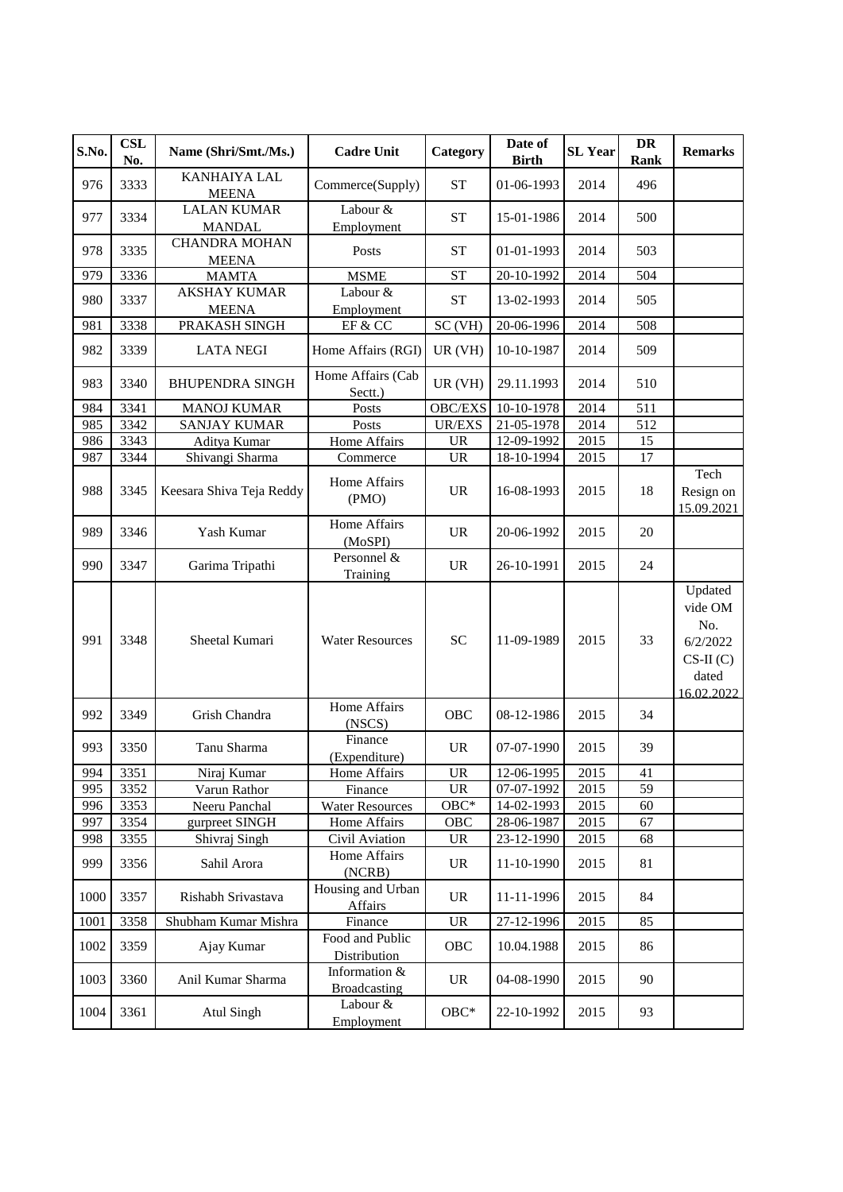| S.No. | CSL No. | Name (Shri/Smt./Ms.) | Cadre Unit | Category | Date of Birth | SL Year | DR Rank | Remarks |
|---|---|---|---|---|---|---|---|---|
| 976 | 3333 | KANHAIYA LAL MEENA | Commerce(Supply) | ST | 01-06-1993 | 2014 | 496 | |
| 977 | 3334 | LALAN KUMAR MANDAL | Labour & Employment | ST | 15-01-1986 | 2014 | 500 | |
| 978 | 3335 | CHANDRA MOHAN MEENA | Posts | ST | 01-01-1993 | 2014 | 503 | |
| 979 | 3336 | MAMTA | MSME | ST | 20-10-1992 | 2014 | 504 | |
| 980 | 3337 | AKSHAY KUMAR MEENA | Labour & Employment | ST | 13-02-1993 | 2014 | 505 | |
| 981 | 3338 | PRAKASH SINGH | EF & CC | SC (VH) | 20-06-1996 | 2014 | 508 | |
| 982 | 3339 | LATA NEGI | Home Affairs (RGI) | UR (VH) | 10-10-1987 | 2014 | 509 | |
| 983 | 3340 | BHUPENDRA SINGH | Home Affairs (Cab Sectt.) | UR (VH) | 29.11.1993 | 2014 | 510 | |
| 984 | 3341 | MANOJ KUMAR | Posts | OBC/EXS | 10-10-1978 | 2014 | 511 | |
| 985 | 3342 | SANJAY KUMAR | Posts | UR/EXS | 21-05-1978 | 2014 | 512 | |
| 986 | 3343 | Aditya Kumar | Home Affairs | UR | 12-09-1992 | 2015 | 15 | |
| 987 | 3344 | Shivangi Sharma | Commerce | UR | 18-10-1994 | 2015 | 17 | |
| 988 | 3345 | Keesara Shiva Teja Reddy | Home Affairs (PMO) | UR | 16-08-1993 | 2015 | 18 | Tech Resign on 15.09.2021 |
| 989 | 3346 | Yash Kumar | Home Affairs (MoSPI) | UR | 20-06-1992 | 2015 | 20 | |
| 990 | 3347 | Garima Tripathi | Personnel & Training | UR | 26-10-1991 | 2015 | 24 | |
| 991 | 3348 | Sheetal Kumari | Water Resources | SC | 11-09-1989 | 2015 | 33 | Updated vide OM No. 6/2/2022 CS-II (C) dated 16.02.2022 |
| 992 | 3349 | Grish Chandra | Home Affairs (NSCS) | OBC | 08-12-1986 | 2015 | 34 | |
| 993 | 3350 | Tanu Sharma | Finance (Expenditure) | UR | 07-07-1990 | 2015 | 39 | |
| 994 | 3351 | Niraj Kumar | Home Affairs | UR | 12-06-1995 | 2015 | 41 | |
| 995 | 3352 | Varun Rathor | Finance | UR | 07-07-1992 | 2015 | 59 | |
| 996 | 3353 | Neeru Panchal | Water Resources | OBC* | 14-02-1993 | 2015 | 60 | |
| 997 | 3354 | gurpreet SINGH | Home Affairs | OBC | 28-06-1987 | 2015 | 67 | |
| 998 | 3355 | Shivraj Singh | Civil Aviation | UR | 23-12-1990 | 2015 | 68 | |
| 999 | 3356 | Sahil Arora | Home Affairs (NCRB) | UR | 11-10-1990 | 2015 | 81 | |
| 1000 | 3357 | Rishabh Srivastava | Housing and Urban Affairs | UR | 11-11-1996 | 2015 | 84 | |
| 1001 | 3358 | Shubham Kumar Mishra | Finance | UR | 27-12-1996 | 2015 | 85 | |
| 1002 | 3359 | Ajay Kumar | Food and Public Distribution | OBC | 10.04.1988 | 2015 | 86 | |
| 1003 | 3360 | Anil Kumar Sharma | Information & Broadcasting | UR | 04-08-1990 | 2015 | 90 | |
| 1004 | 3361 | Atul Singh | Labour & Employment | OBC* | 22-10-1992 | 2015 | 93 | |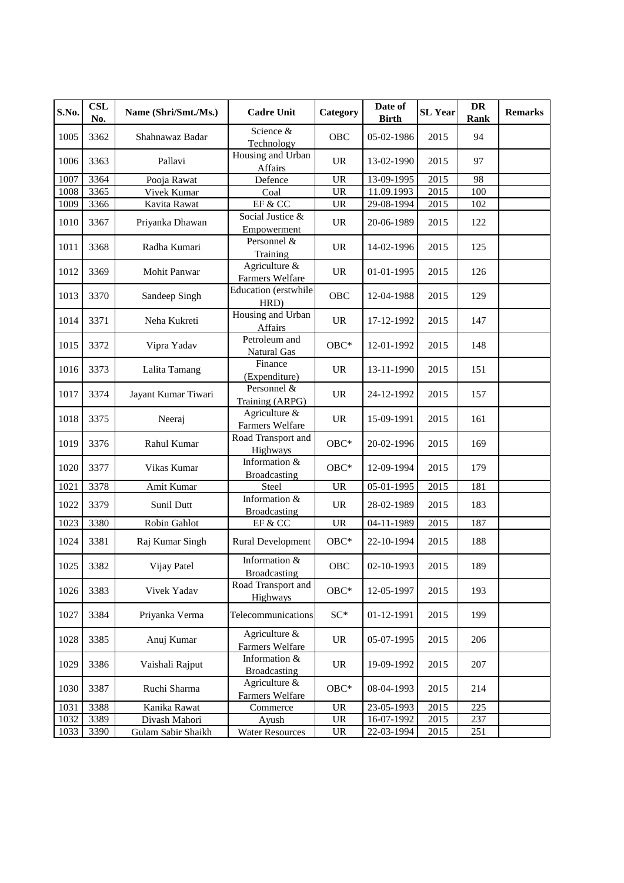| S.No. | CSL No. | Name (Shri/Smt./Ms.) | Cadre Unit | Category | Date of Birth | SL Year | DR Rank | Remarks |
|---|---|---|---|---|---|---|---|---|
| 1005 | 3362 | Shahnawaz Badar | Science & Technology | OBC | 05-02-1986 | 2015 | 94 | |
| 1006 | 3363 | Pallavi | Housing and Urban Affairs | UR | 13-02-1990 | 2015 | 97 | |
| 1007 | 3364 | Pooja Rawat | Defence | UR | 13-09-1995 | 2015 | 98 | |
| 1008 | 3365 | Vivek Kumar | Coal | UR | 11.09.1993 | 2015 | 100 | |
| 1009 | 3366 | Kavita Rawat | EF & CC | UR | 29-08-1994 | 2015 | 102 | |
| 1010 | 3367 | Priyanka Dhawan | Social Justice & Empowerment | UR | 20-06-1989 | 2015 | 122 | |
| 1011 | 3368 | Radha Kumari | Personnel & Training | UR | 14-02-1996 | 2015 | 125 | |
| 1012 | 3369 | Mohit Panwar | Agriculture & Farmers Welfare | UR | 01-01-1995 | 2015 | 126 | |
| 1013 | 3370 | Sandeep Singh | Education (erstwhile HRD) | OBC | 12-04-1988 | 2015 | 129 | |
| 1014 | 3371 | Neha Kukreti | Housing and Urban Affairs | UR | 17-12-1992 | 2015 | 147 | |
| 1015 | 3372 | Vipra Yadav | Petroleum and Natural Gas | OBC* | 12-01-1992 | 2015 | 148 | |
| 1016 | 3373 | Lalita Tamang | Finance (Expenditure) | UR | 13-11-1990 | 2015 | 151 | |
| 1017 | 3374 | Jayant Kumar Tiwari | Personnel & Training (ARPG) | UR | 24-12-1992 | 2015 | 157 | |
| 1018 | 3375 | Neeraj | Agriculture & Farmers Welfare | UR | 15-09-1991 | 2015 | 161 | |
| 1019 | 3376 | Rahul Kumar | Road Transport and Highways | OBC* | 20-02-1996 | 2015 | 169 | |
| 1020 | 3377 | Vikas Kumar | Information & Broadcasting | OBC* | 12-09-1994 | 2015 | 179 | |
| 1021 | 3378 | Amit Kumar | Steel | UR | 05-01-1995 | 2015 | 181 | |
| 1022 | 3379 | Sunil Dutt | Information & Broadcasting | UR | 28-02-1989 | 2015 | 183 | |
| 1023 | 3380 | Robin Gahlot | EF & CC | UR | 04-11-1989 | 2015 | 187 | |
| 1024 | 3381 | Raj Kumar Singh | Rural Development | OBC* | 22-10-1994 | 2015 | 188 | |
| 1025 | 3382 | Vijay Patel | Information & Broadcasting | OBC | 02-10-1993 | 2015 | 189 | |
| 1026 | 3383 | Vivek Yadav | Road Transport and Highways | OBC* | 12-05-1997 | 2015 | 193 | |
| 1027 | 3384 | Priyanka Verma | Telecommunications | SC* | 01-12-1991 | 2015 | 199 | |
| 1028 | 3385 | Anuj Kumar | Agriculture & Farmers Welfare | UR | 05-07-1995 | 2015 | 206 | |
| 1029 | 3386 | Vaishali Rajput | Information & Broadcasting | UR | 19-09-1992 | 2015 | 207 | |
| 1030 | 3387 | Ruchi Sharma | Agriculture & Farmers Welfare | OBC* | 08-04-1993 | 2015 | 214 | |
| 1031 | 3388 | Kanika Rawat | Commerce | UR | 23-05-1993 | 2015 | 225 | |
| 1032 | 3389 | Divash Mahori | Ayush | UR | 16-07-1992 | 2015 | 237 | |
| 1033 | 3390 | Gulam Sabir Shaikh | Water Resources | UR | 22-03-1994 | 2015 | 251 | |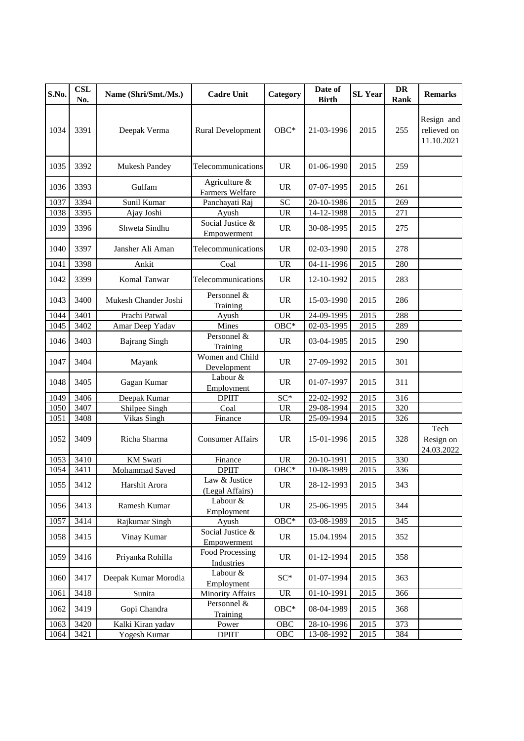| S.No. | CSL No. | Name (Shri/Smt./Ms.) | Cadre Unit | Category | Date of Birth | SL Year | DR Rank | Remarks |
|---|---|---|---|---|---|---|---|---|
| 1034 | 3391 | Deepak Verma | Rural Development | OBC* | 21-03-1996 | 2015 | 255 | Resign and relieved on 11.10.2021 |
| 1035 | 3392 | Mukesh Pandey | Telecommunications | UR | 01-06-1990 | 2015 | 259 | |
| 1036 | 3393 | Gulfam | Agriculture & Farmers Welfare | UR | 07-07-1995 | 2015 | 261 | |
| 1037 | 3394 | Sunil Kumar | Panchayati Raj | SC | 20-10-1986 | 2015 | 269 | |
| 1038 | 3395 | Ajay Joshi | Ayush | UR | 14-12-1988 | 2015 | 271 | |
| 1039 | 3396 | Shweta Sindhu | Social Justice & Empowerment | UR | 30-08-1995 | 2015 | 275 | |
| 1040 | 3397 | Jansher Ali Aman | Telecommunications | UR | 02-03-1990 | 2015 | 278 | |
| 1041 | 3398 | Ankit | Coal | UR | 04-11-1996 | 2015 | 280 | |
| 1042 | 3399 | Komal Tanwar | Telecommunications | UR | 12-10-1992 | 2015 | 283 | |
| 1043 | 3400 | Mukesh Chander Joshi | Personnel & Training | UR | 15-03-1990 | 2015 | 286 | |
| 1044 | 3401 | Prachi Patwal | Ayush | UR | 24-09-1995 | 2015 | 288 | |
| 1045 | 3402 | Amar Deep Yadav | Mines | OBC* | 02-03-1995 | 2015 | 289 | |
| 1046 | 3403 | Bajrang Singh | Personnel & Training | UR | 03-04-1985 | 2015 | 290 | |
| 1047 | 3404 | Mayank | Women and Child Development | UR | 27-09-1992 | 2015 | 301 | |
| 1048 | 3405 | Gagan Kumar | Labour & Employment | UR | 01-07-1997 | 2015 | 311 | |
| 1049 | 3406 | Deepak Kumar | DPIIT | SC* | 22-02-1992 | 2015 | 316 | |
| 1050 | 3407 | Shilpee Singh | Coal | UR | 29-08-1994 | 2015 | 320 | |
| 1051 | 3408 | Vikas Singh | Finance | UR | 25-09-1994 | 2015 | 326 | |
| 1052 | 3409 | Richa Sharma | Consumer Affairs | UR | 15-01-1996 | 2015 | 328 | Tech Resign on 24.03.2022 |
| 1053 | 3410 | KM Swati | Finance | UR | 20-10-1991 | 2015 | 330 | |
| 1054 | 3411 | Mohammad Saved | DPIIT | OBC* | 10-08-1989 | 2015 | 336 | |
| 1055 | 3412 | Harshit Arora | Law & Justice (Legal Affairs) | UR | 28-12-1993 | 2015 | 343 | |
| 1056 | 3413 | Ramesh Kumar | Labour & Employment | UR | 25-06-1995 | 2015 | 344 | |
| 1057 | 3414 | Rajkumar Singh | Ayush | OBC* | 03-08-1989 | 2015 | 345 | |
| 1058 | 3415 | Vinay Kumar | Social Justice & Empowerment | UR | 15.04.1994 | 2015 | 352 | |
| 1059 | 3416 | Priyanka Rohilla | Food Processing Industries | UR | 01-12-1994 | 2015 | 358 | |
| 1060 | 3417 | Deepak Kumar Morodia | Labour & Employment | SC* | 01-07-1994 | 2015 | 363 | |
| 1061 | 3418 | Sunita | Minority Affairs | UR | 01-10-1991 | 2015 | 366 | |
| 1062 | 3419 | Gopi Chandra | Personnel & Training | OBC* | 08-04-1989 | 2015 | 368 | |
| 1063 | 3420 | Kalki Kiran yadav | Power | OBC | 28-10-1996 | 2015 | 373 | |
| 1064 | 3421 | Yogesh Kumar | DPIIT | OBC | 13-08-1992 | 2015 | 384 | |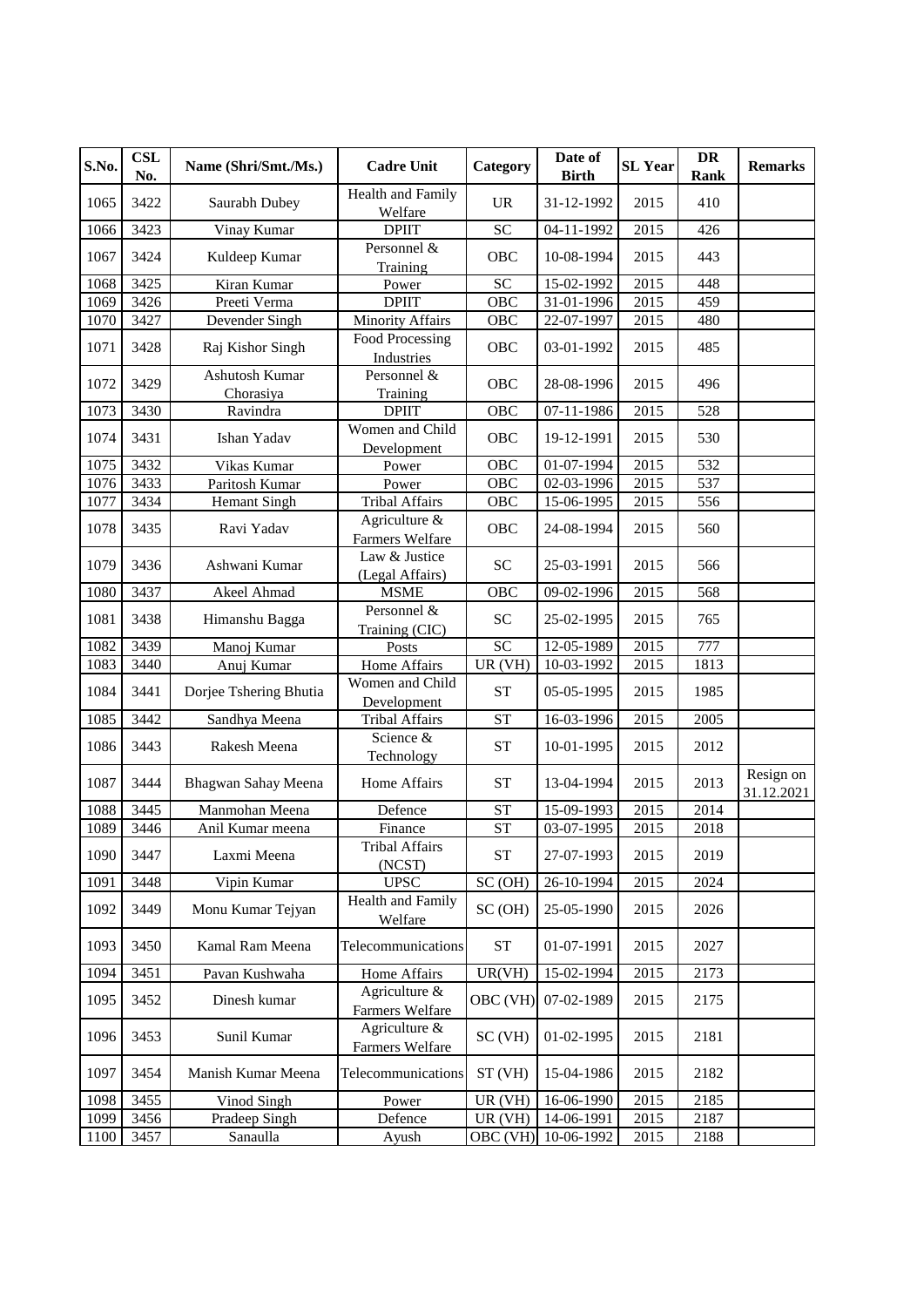| S.No. | CSL No. | Name (Shri/Smt./Ms.) | Cadre Unit | Category | Date of Birth | SL Year | DR Rank | Remarks |
|---|---|---|---|---|---|---|---|---|
| 1065 | 3422 | Saurabh Dubey | Health and Family Welfare | UR | 31-12-1992 | 2015 | 410 | |
| 1066 | 3423 | Vinay Kumar | DPIIT | SC | 04-11-1992 | 2015 | 426 | |
| 1067 | 3424 | Kuldeep Kumar | Personnel & Training | OBC | 10-08-1994 | 2015 | 443 | |
| 1068 | 3425 | Kiran Kumar | Power | SC | 15-02-1992 | 2015 | 448 | |
| 1069 | 3426 | Preeti Verma | DPIIT | OBC | 31-01-1996 | 2015 | 459 | |
| 1070 | 3427 | Devender Singh | Minority Affairs | OBC | 22-07-1997 | 2015 | 480 | |
| 1071 | 3428 | Raj Kishor Singh | Food Processing Industries | OBC | 03-01-1992 | 2015 | 485 | |
| 1072 | 3429 | Ashutosh Kumar Chorasiya | Personnel & Training | OBC | 28-08-1996 | 2015 | 496 | |
| 1073 | 3430 | Ravindra | DPIIT | OBC | 07-11-1986 | 2015 | 528 | |
| 1074 | 3431 | Ishan Yadav | Women and Child Development | OBC | 19-12-1991 | 2015 | 530 | |
| 1075 | 3432 | Vikas Kumar | Power | OBC | 01-07-1994 | 2015 | 532 | |
| 1076 | 3433 | Paritosh Kumar | Power | OBC | 02-03-1996 | 2015 | 537 | |
| 1077 | 3434 | Hemant Singh | Tribal Affairs | OBC | 15-06-1995 | 2015 | 556 | |
| 1078 | 3435 | Ravi Yadav | Agriculture & Farmers Welfare | OBC | 24-08-1994 | 2015 | 560 | |
| 1079 | 3436 | Ashwani Kumar | Law & Justice (Legal Affairs) | SC | 25-03-1991 | 2015 | 566 | |
| 1080 | 3437 | Akeel Ahmad | MSME | OBC | 09-02-1996 | 2015 | 568 | |
| 1081 | 3438 | Himanshu Bagga | Personnel & Training (CIC) | SC | 25-02-1995 | 2015 | 765 | |
| 1082 | 3439 | Manoj Kumar | Posts | SC | 12-05-1989 | 2015 | 777 | |
| 1083 | 3440 | Anuj Kumar | Home Affairs | UR (VH) | 10-03-1992 | 2015 | 1813 | |
| 1084 | 3441 | Dorjee Tshering Bhutia | Women and Child Development | ST | 05-05-1995 | 2015 | 1985 | |
| 1085 | 3442 | Sandhya Meena | Tribal Affairs | ST | 16-03-1996 | 2015 | 2005 | |
| 1086 | 3443 | Rakesh Meena | Science & Technology | ST | 10-01-1995 | 2015 | 2012 | |
| 1087 | 3444 | Bhagwan Sahay Meena | Home Affairs | ST | 13-04-1994 | 2015 | 2013 | Resign on 31.12.2021 |
| 1088 | 3445 | Manmohan Meena | Defence | ST | 15-09-1993 | 2015 | 2014 | |
| 1089 | 3446 | Anil Kumar meena | Finance | ST | 03-07-1995 | 2015 | 2018 | |
| 1090 | 3447 | Laxmi Meena | Tribal Affairs (NCST) | ST | 27-07-1993 | 2015 | 2019 | |
| 1091 | 3448 | Vipin Kumar | UPSC | SC (OH) | 26-10-1994 | 2015 | 2024 | |
| 1092 | 3449 | Monu Kumar Tejyan | Health and Family Welfare | SC (OH) | 25-05-1990 | 2015 | 2026 | |
| 1093 | 3450 | Kamal Ram Meena | Telecommunications | ST | 01-07-1991 | 2015 | 2027 | |
| 1094 | 3451 | Pavan Kushwaha | Home Affairs | UR(VH) | 15-02-1994 | 2015 | 2173 | |
| 1095 | 3452 | Dinesh kumar | Agriculture & Farmers Welfare | OBC (VH) | 07-02-1989 | 2015 | 2175 | |
| 1096 | 3453 | Sunil Kumar | Agriculture & Farmers Welfare | SC (VH) | 01-02-1995 | 2015 | 2181 | |
| 1097 | 3454 | Manish Kumar Meena | Telecommunications | ST (VH) | 15-04-1986 | 2015 | 2182 | |
| 1098 | 3455 | Vinod Singh | Power | UR (VH) | 16-06-1990 | 2015 | 2185 | |
| 1099 | 3456 | Pradeep Singh | Defence | UR (VH) | 14-06-1991 | 2015 | 2187 | |
| 1100 | 3457 | Sanaulla | Ayush | OBC (VH) | 10-06-1992 | 2015 | 2188 | |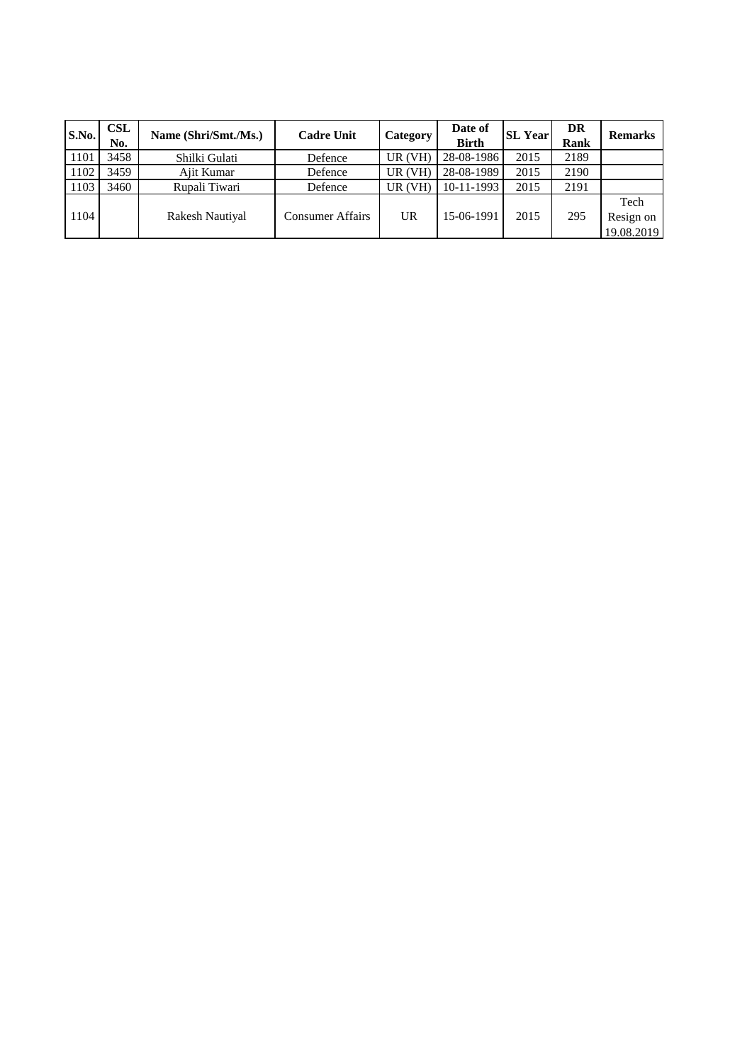| S.No. | CSL No. | Name (Shri/Smt./Ms.) | Cadre Unit | Category | Date of Birth | SL Year | DR Rank | Remarks |
|---|---|---|---|---|---|---|---|---|
| 1101 | 3458 | Shilki Gulati | Defence | UR (VH) | 28-08-1986 | 2015 | 2189 | |
| 1102 | 3459 | Ajit Kumar | Defence | UR (VH) | 28-08-1989 | 2015 | 2190 | |
| 1103 | 3460 | Rupali Tiwari | Defence | UR (VH) | 10-11-1993 | 2015 | 2191 | |
| 1104 | | Rakesh Nautiyal | Consumer Affairs | UR | 15-06-1991 | 2015 | 295 | Tech Resign on 19.08.2019 |